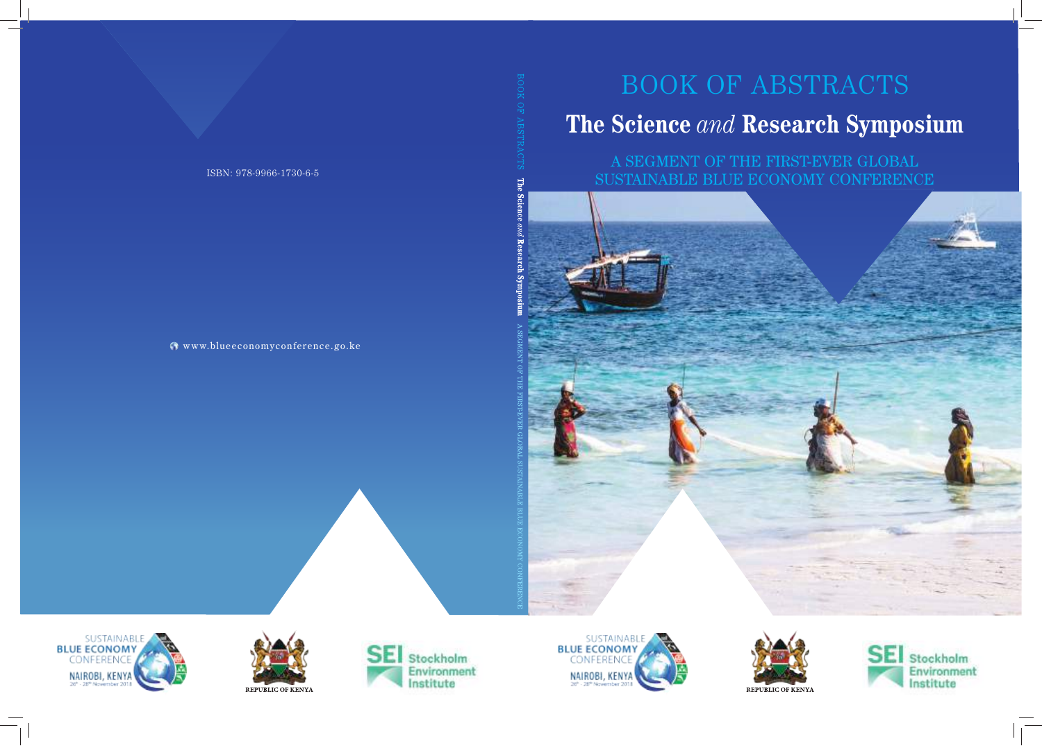# BOOK OF ABSTRACTS

## The Science *and* Research Symposium

A SEGMENT OF THE FIRST-EVER GLOBAL SUSTAINABLE BLUE ECONOMY CONFERENCE

ISBN: 978-9966-1730-6-5

www.blueeconomyconference.go.ke

SUSTAINABLE BLUE ECONOMY CONFERENCE NAIROBI, KENYA 26th - 28th November 2018

REPUBLIC OF KENYA

SEI Stockholm Environment Institute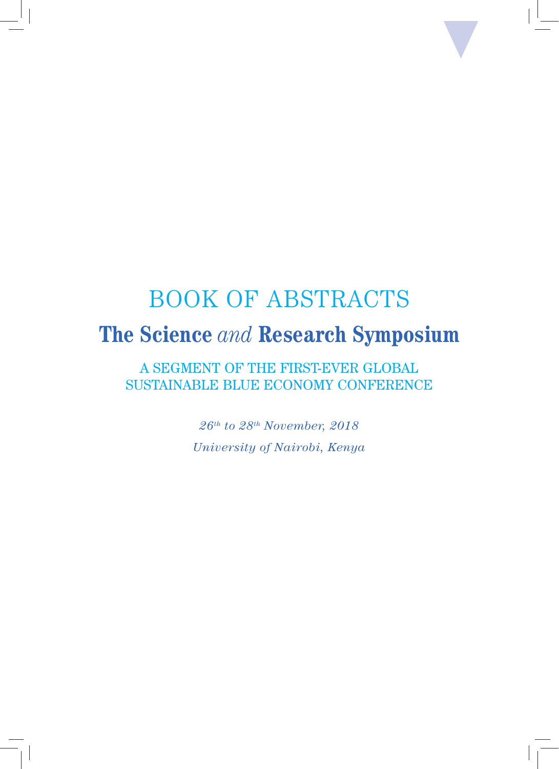# BOOK OF ABSTRACTS

## The Science *and* Research Symposium

A SEGMENT OF THE FIRST-EVER GLOBAL SUSTAINABLE BLUE ECONOMY CONFERENCE

*26th to 28th November, 2018*

*University of Nairobi, Kenya*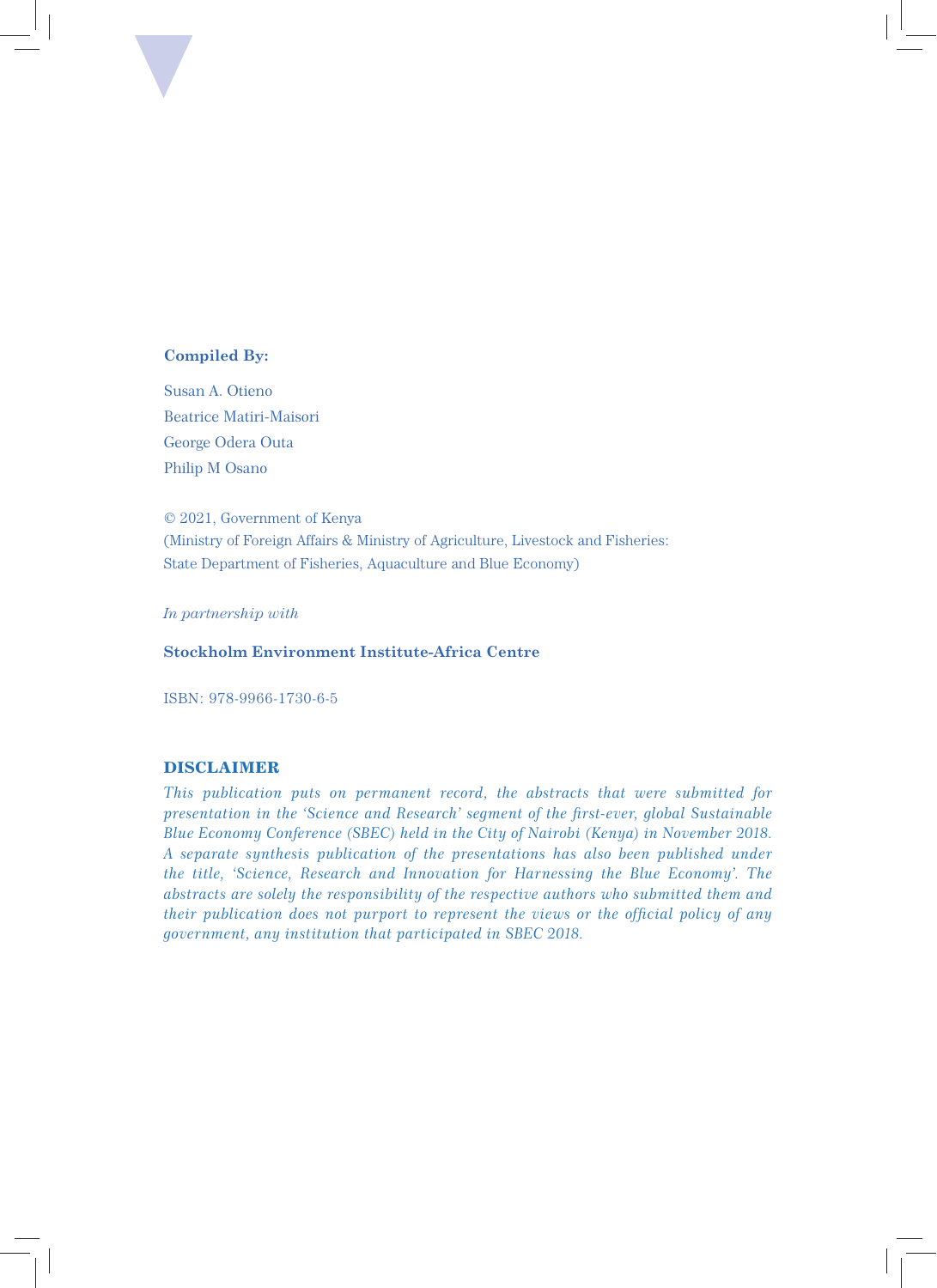**Compiled By:**

Susan A. Otieno
Beatrice Matiri-Maisori
George Odera Outa
Philip M Osano

© 2021, Government of Kenya
(Ministry of Foreign Affairs & Ministry of Agriculture, Livestock and Fisheries:
State Department of Fisheries, Aquaculture and Blue Economy)

*In partnership with*

**Stockholm Environment Institute-Africa Centre**

ISBN: 978-9966-1730-6-5

## DISCLAIMER

*This publication puts on permanent record, the abstracts that were submitted for presentation in the 'Science and Research' segment of the first-ever, global Sustainable Blue Economy Conference (SBEC) held in the City of Nairobi (Kenya) in November 2018. A separate synthesis publication of the presentations has also been published under the title, 'Science, Research and Innovation for Harnessing the Blue Economy'. The abstracts are solely the responsibility of the respective authors who submitted them and their publication does not purport to represent the views or the official policy of any government, any institution that participated in SBEC 2018.*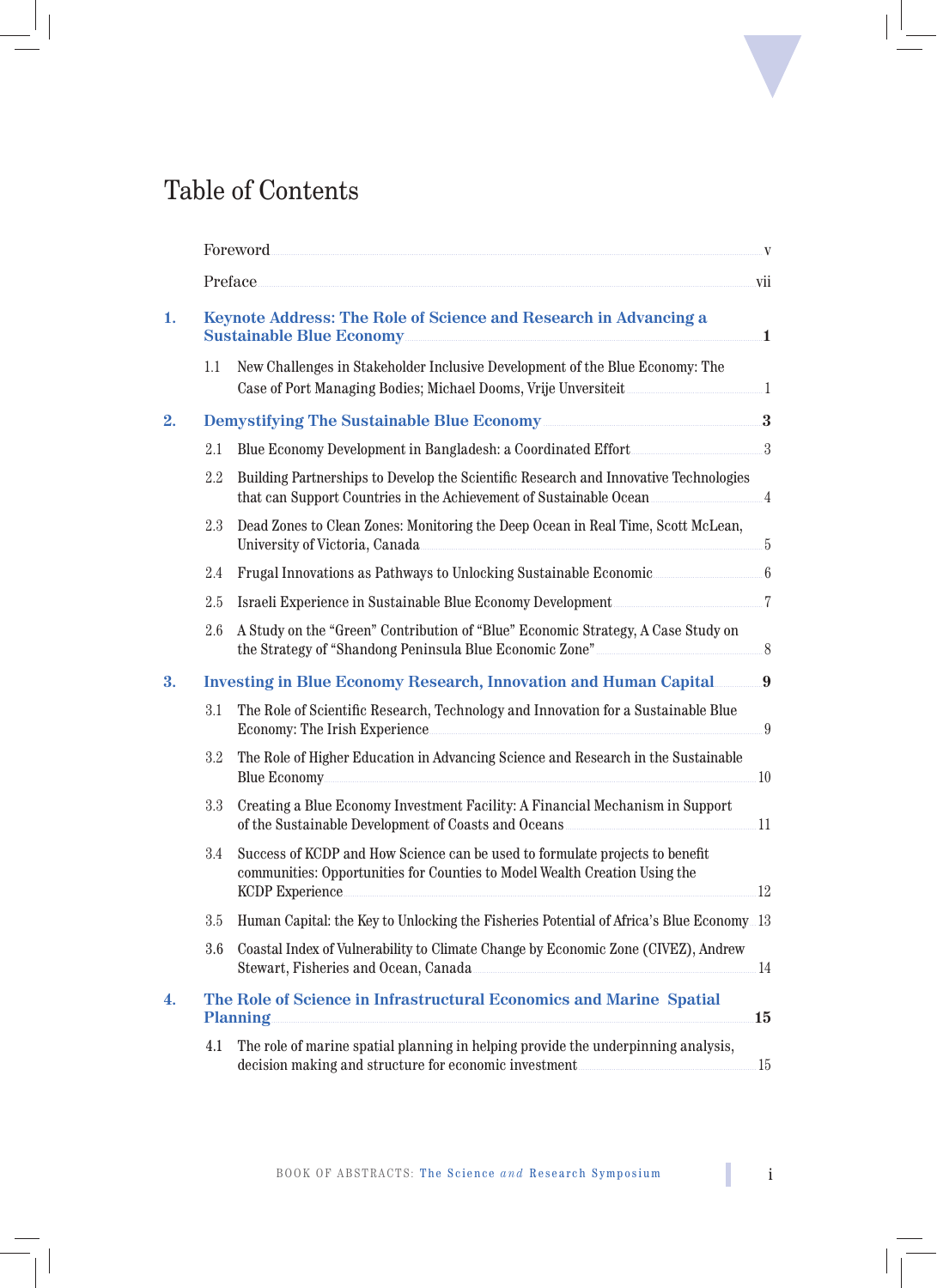# Table of Contents

Foreword ..... v

Preface ..... vii

**1. Keynote Address: The Role of Science and Research in Advancing a Sustainable Blue Economy ..... 1**

1.1 New Challenges in Stakeholder Inclusive Development of the Blue Economy: The Case of Port Managing Bodies; Michael Dooms, Vrije Unversiteit ..... 1

**2. Demystifying The Sustainable Blue Economy ..... 3**

2.1 Blue Economy Development in Bangladesh: a Coordinated Effort ..... 3

2.2 Building Partnerships to Develop the Scientific Research and Innovative Technologies that can Support Countries in the Achievement of Sustainable Ocean ..... 4

2.3 Dead Zones to Clean Zones: Monitoring the Deep Ocean in Real Time, Scott McLean, University of Victoria, Canada ..... 5

2.4 Frugal Innovations as Pathways to Unlocking Sustainable Economic ..... 6

2.5 Israeli Experience in Sustainable Blue Economy Development ..... 7

2.6 A Study on the “Green” Contribution of “Blue” Economic Strategy, A Case Study on the Strategy of “Shandong Peninsula Blue Economic Zone” ..... 8

**3. Investing in Blue Economy Research, Innovation and Human Capital ..... 9**

3.1 The Role of Scientific Research, Technology and Innovation for a Sustainable Blue Economy: The Irish Experience ..... 9

3.2 The Role of Higher Education in Advancing Science and Research in the Sustainable Blue Economy ..... 10

3.3 Creating a Blue Economy Investment Facility: A Financial Mechanism in Support of the Sustainable Development of Coasts and Oceans ..... 11

3.4 Success of KCDP and How Science can be used to formulate projects to benefit communities: Opportunities for Counties to Model Wealth Creation Using the KCDP Experience ..... 12

3.5 Human Capital: the Key to Unlocking the Fisheries Potential of Africa’s Blue Economy ..... 13

3.6 Coastal Index of Vulnerability to Climate Change by Economic Zone (CIVEZ), Andrew Stewart, Fisheries and Ocean, Canada ..... 14

**4. The Role of Science in Infrastructural Economics and Marine Spatial Planning ..... 15**

4.1 The role of marine spatial planning in helping provide the underpinning analysis, decision making and structure for economic investment ..... 15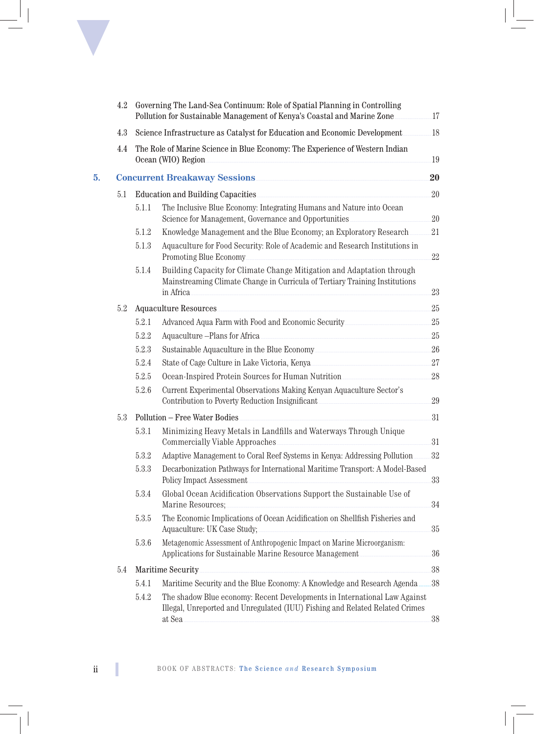4.2 Governing The Land-Sea Continuum: Role of Spatial Planning in Controlling Pollution for Sustainable Management of Kenya's Coastal and Marine Zone ........ 17

4.3 Science Infrastructure as Catalyst for Education and Economic Development ........ 18

4.4 The Role of Marine Science in Blue Economy: The Experience of Western Indian Ocean (WIO) Region ........ 19

**5. Concurrent Breakaway Sessions ........ 20**

5.1 Education and Building Capacities ........ 20

- 5.1.1 The Inclusive Blue Economy: Integrating Humans and Nature into Ocean Science for Management, Governance and Opportunities ........ 20
- 5.1.2 Knowledge Management and the Blue Economy; an Exploratory Research ........ 21
- 5.1.3 Aquaculture for Food Security: Role of Academic and Research Institutions in Promoting Blue Economy ........ 22
- 5.1.4 Building Capacity for Climate Change Mitigation and Adaptation through Mainstreaming Climate Change in Curricula of Tertiary Training Institutions in Africa ........ 23

5.2 Aquaculture Resources ........ 25

- 5.2.1 Advanced Aqua Farm with Food and Economic Security ........ 25
- 5.2.2 Aquaculture –Plans for Africa ........ 25
- 5.2.3 Sustainable Aquaculture in the Blue Economy ........ 26
- 5.2.4 State of Cage Culture in Lake Victoria, Kenya ........ 27
- 5.2.5 Ocean-Inspired Protein Sources for Human Nutrition ........ 28
- 5.2.6 Current Experimental Observations Making Kenyan Aquaculture Sector's Contribution to Poverty Reduction Insignificant ........ 29

5.3 Pollution – Free Water Bodies ........ 31

- 5.3.1 Minimizing Heavy Metals in Landfills and Waterways Through Unique Commercially Viable Approaches ........ 31
- 5.3.2 Adaptive Management to Coral Reef Systems in Kenya: Addressing Pollution ........ 32
- 5.3.3 Decarbonization Pathways for International Maritime Transport: A Model-Based Policy Impact Assessment ........ 33
- 5.3.4 Global Ocean Acidification Observations Support the Sustainable Use of Marine Resources; ........ 34
- 5.3.5 The Economic Implications of Ocean Acidification on Shellfish Fisheries and Aquaculture: UK Case Study; ........ 35
- 5.3.6 Metagenomic Assessment of Anthropogenic Impact on Marine Microorganism: Applications for Sustainable Marine Resource Management ........ 36

5.4 Maritime Security ........ 38

- 5.4.1 Maritime Security and the Blue Economy: A Knowledge and Research Agenda ........ 38
- 5.4.2 The shadow Blue economy: Recent Developments in International Law Against Illegal, Unreported and Unregulated (IUU) Fishing and Related Related Crimes at Sea ........ 38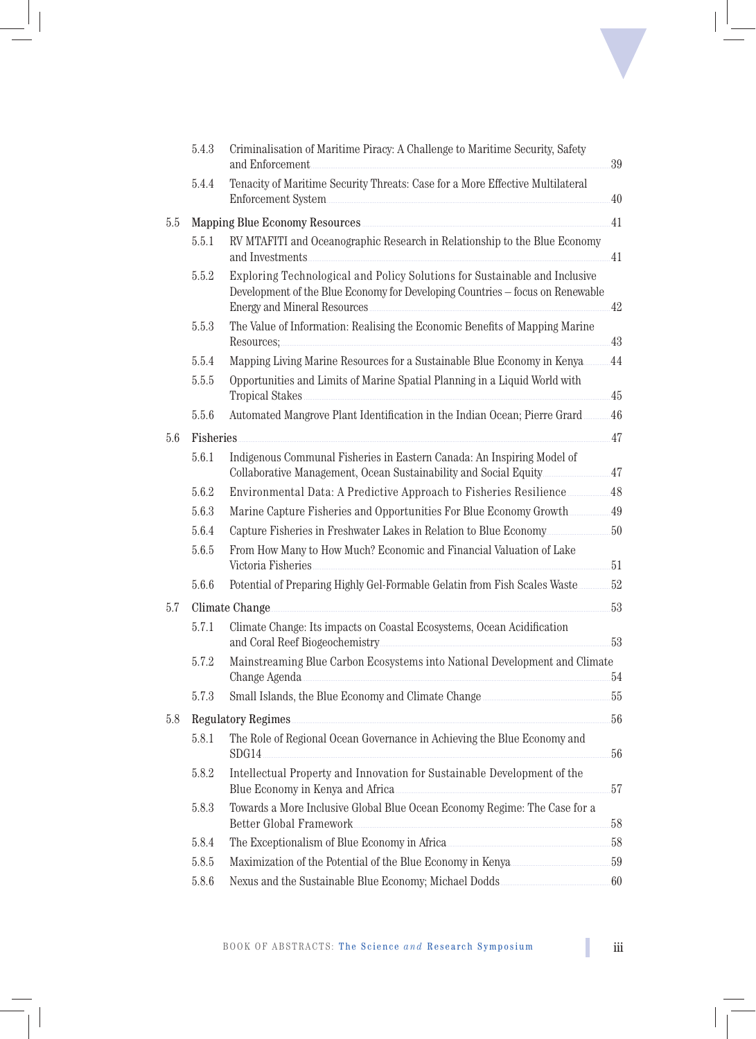- 5.4.3 Criminalisation of Maritime Piracy: A Challenge to Maritime Security, Safety and Enforcement ..... 39
- 5.4.4 Tenacity of Maritime Security Threats: Case for a More Effective Multilateral Enforcement System ..... 40

5.5 Mapping Blue Economy Resources ..... 41

- 5.5.1 RV MTAFITI and Oceanographic Research in Relationship to the Blue Economy and Investments ..... 41
- 5.5.2 Exploring Technological and Policy Solutions for Sustainable and Inclusive Development of the Blue Economy for Developing Countries – focus on Renewable Energy and Mineral Resources ..... 42
- 5.5.3 The Value of Information: Realising the Economic Benefits of Mapping Marine Resources; ..... 43
- 5.5.4 Mapping Living Marine Resources for a Sustainable Blue Economy in Kenya ..... 44
- 5.5.5 Opportunities and Limits of Marine Spatial Planning in a Liquid World with Tropical Stakes ..... 45
- 5.5.6 Automated Mangrove Plant Identification in the Indian Ocean; Pierre Grard ..... 46

5.6 Fisheries ..... 47

- 5.6.1 Indigenous Communal Fisheries in Eastern Canada: An Inspiring Model of Collaborative Management, Ocean Sustainability and Social Equity ..... 47
- 5.6.2 Environmental Data: A Predictive Approach to Fisheries Resilience ..... 48
- 5.6.3 Marine Capture Fisheries and Opportunities For Blue Economy Growth ..... 49
- 5.6.4 Capture Fisheries in Freshwater Lakes in Relation to Blue Economy ..... 50
- 5.6.5 From How Many to How Much? Economic and Financial Valuation of Lake Victoria Fisheries ..... 51
- 5.6.6 Potential of Preparing Highly Gel-Formable Gelatin from Fish Scales Waste ..... 52

5.7 Climate Change ..... 53

- 5.7.1 Climate Change: Its impacts on Coastal Ecosystems, Ocean Acidification and Coral Reef Biogeochemistry ..... 53
- 5.7.2 Mainstreaming Blue Carbon Ecosystems into National Development and Climate Change Agenda ..... 54
- 5.7.3 Small Islands, the Blue Economy and Climate Change ..... 55

5.8 Regulatory Regimes ..... 56

- 5.8.1 The Role of Regional Ocean Governance in Achieving the Blue Economy and SDG14 ..... 56
- 5.8.2 Intellectual Property and Innovation for Sustainable Development of the Blue Economy in Kenya and Africa ..... 57
- 5.8.3 Towards a More Inclusive Global Blue Ocean Economy Regime: The Case for a Better Global Framework ..... 58
- 5.8.4 The Exceptionalism of Blue Economy in Africa ..... 58
- 5.8.5 Maximization of the Potential of the Blue Economy in Kenya ..... 59
- 5.8.6 Nexus and the Sustainable Blue Economy; Michael Dodds ..... 60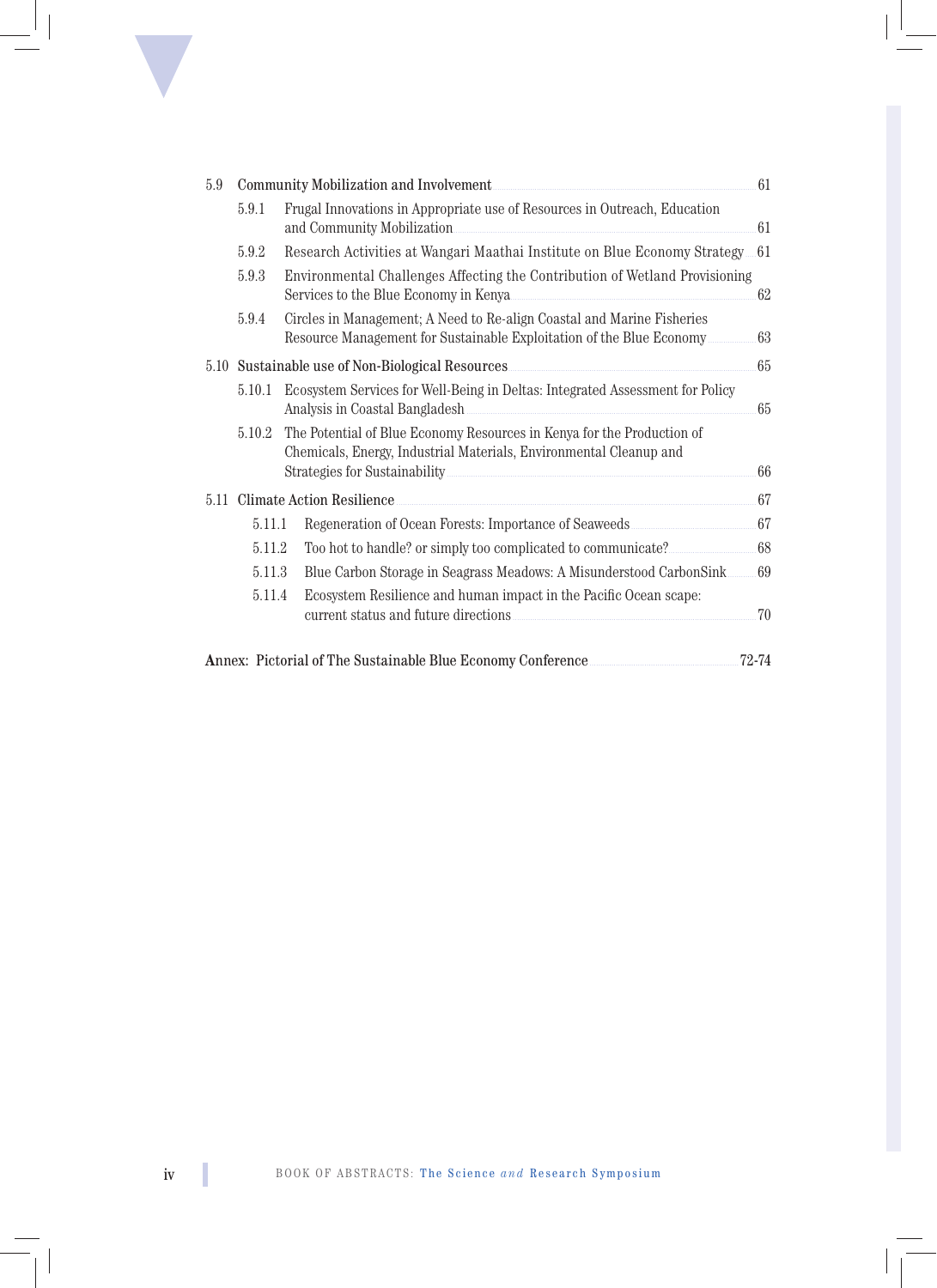- 5.9 Community Mobilization and Involvement ........ 61
  - 5.9.1 Frugal Innovations in Appropriate use of Resources in Outreach, Education and Community Mobilization ........ 61
  - 5.9.2 Research Activities at Wangari Maathai Institute on Blue Economy Strategy ........ 61
  - 5.9.3 Environmental Challenges Affecting the Contribution of Wetland Provisioning Services to the Blue Economy in Kenya ........ 62
  - 5.9.4 Circles in Management; A Need to Re-align Coastal and Marine Fisheries Resource Management for Sustainable Exploitation of the Blue Economy ........ 63
- 5.10 Sustainable use of Non-Biological Resources ........ 65
  - 5.10.1 Ecosystem Services for Well-Being in Deltas: Integrated Assessment for Policy Analysis in Coastal Bangladesh ........ 65
  - 5.10.2 The Potential of Blue Economy Resources in Kenya for the Production of Chemicals, Energy, Industrial Materials, Environmental Cleanup and Strategies for Sustainability ........ 66
- 5.11 Climate Action Resilience ........ 67
  - 5.11.1 Regeneration of Ocean Forests: Importance of Seaweeds ........ 67
  - 5.11.2 Too hot to handle? or simply too complicated to communicate? ........ 68
  - 5.11.3 Blue Carbon Storage in Seagrass Meadows: A Misunderstood CarbonSink ........ 69
  - 5.11.4 Ecosystem Resilience and human impact in the Pacific Ocean scape: current status and future directions ........ 70

Annex: Pictorial of The Sustainable Blue Economy Conference ........ 72-74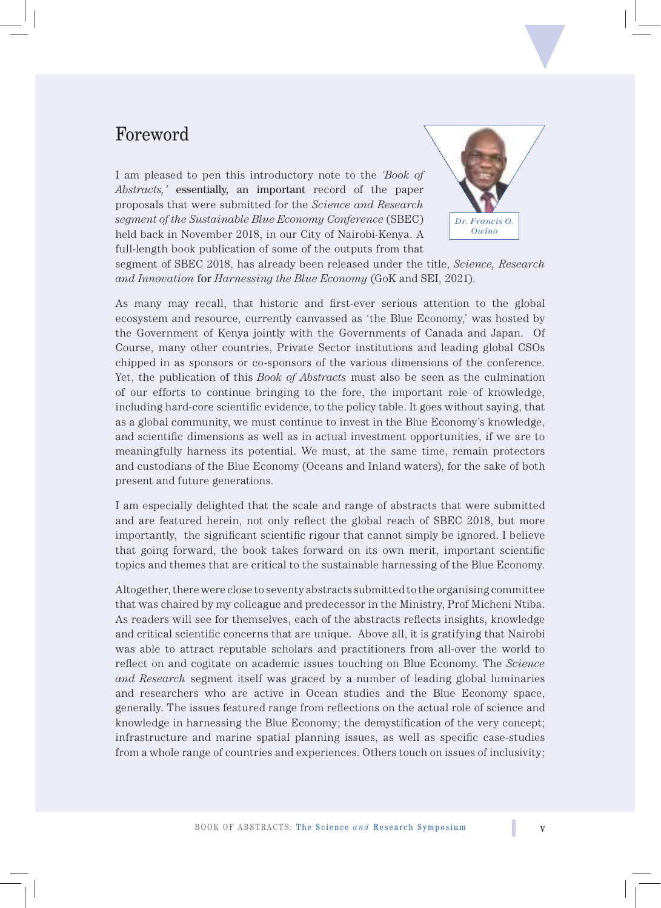## Foreword

Dr. Francis O. Owino

I am pleased to pen this introductory note to the *'Book of Abstracts,'* essentially, an important record of the paper proposals that were submitted for the *Science and Research segment of the Sustainable Blue Economy Conference* (SBEC) held back in November 2018, in our City of Nairobi-Kenya. A full-length book publication of some of the outputs from that segment of SBEC 2018, has already been released under the title, *Science, Research and Innovation* for *Harnessing the Blue Economy* (GoK and SEI, 2021).

As many may recall, that historic and first-ever serious attention to the global ecosystem and resource, currently canvassed as 'the Blue Economy,' was hosted by the Government of Kenya jointly with the Governments of Canada and Japan. Of Course, many other countries, Private Sector institutions and leading global CSOs chipped in as sponsors or co-sponsors of the various dimensions of the conference. Yet, the publication of this *Book of Abstracts* must also be seen as the culmination of our efforts to continue bringing to the fore, the important role of knowledge, including hard-core scientific evidence, to the policy table. It goes without saying, that as a global community, we must continue to invest in the Blue Economy's knowledge, and scientific dimensions as well as in actual investment opportunities, if we are to meaningfully harness its potential. We must, at the same time, remain protectors and custodians of the Blue Economy (Oceans and Inland waters), for the sake of both present and future generations.

I am especially delighted that the scale and range of abstracts that were submitted and are featured herein, not only reflect the global reach of SBEC 2018, but more importantly, the significant scientific rigour that cannot simply be ignored. I believe that going forward, the book takes forward on its own merit, important scientific topics and themes that are critical to the sustainable harnessing of the Blue Economy.

Altogether, there were close to seventy abstracts submitted to the organising committee that was chaired by my colleague and predecessor in the Ministry, Prof Micheni Ntiba. As readers will see for themselves, each of the abstracts reflects insights, knowledge and critical scientific concerns that are unique. Above all, it is gratifying that Nairobi was able to attract reputable scholars and practitioners from all-over the world to reflect on and cogitate on academic issues touching on Blue Economy. The *Science and Research* segment itself was graced by a number of leading global luminaries and researchers who are active in Ocean studies and the Blue Economy space, generally. The issues featured range from reflections on the actual role of science and knowledge in harnessing the Blue Economy; the demystification of the very concept; infrastructure and marine spatial planning issues, as well as specific case-studies from a whole range of countries and experiences. Others touch on issues of inclusivity;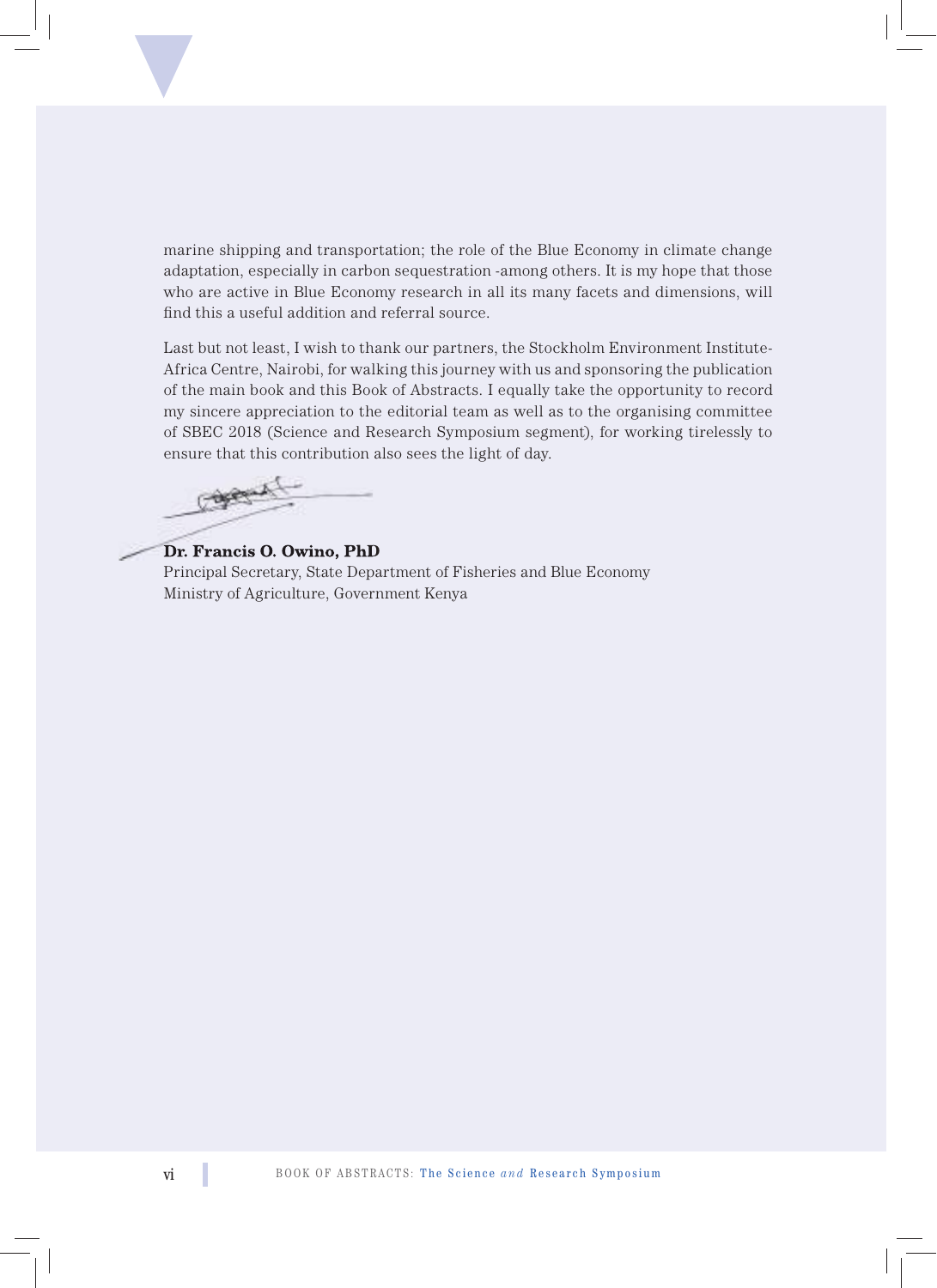marine shipping and transportation; the role of the Blue Economy in climate change adaptation, especially in carbon sequestration -among others. It is my hope that those who are active in Blue Economy research in all its many facets and dimensions, will find this a useful addition and referral source.

Last but not least, I wish to thank our partners, the Stockholm Environment Institute-Africa Centre, Nairobi, for walking this journey with us and sponsoring the publication of the main book and this Book of Abstracts. I equally take the opportunity to record my sincere appreciation to the editorial team as well as to the organising committee of SBEC 2018 (Science and Research Symposium segment), for working tirelessly to ensure that this contribution also sees the light of day.

**Dr. Francis O. Owino, PhD**
Principal Secretary, State Department of Fisheries and Blue Economy
Ministry of Agriculture, Government Kenya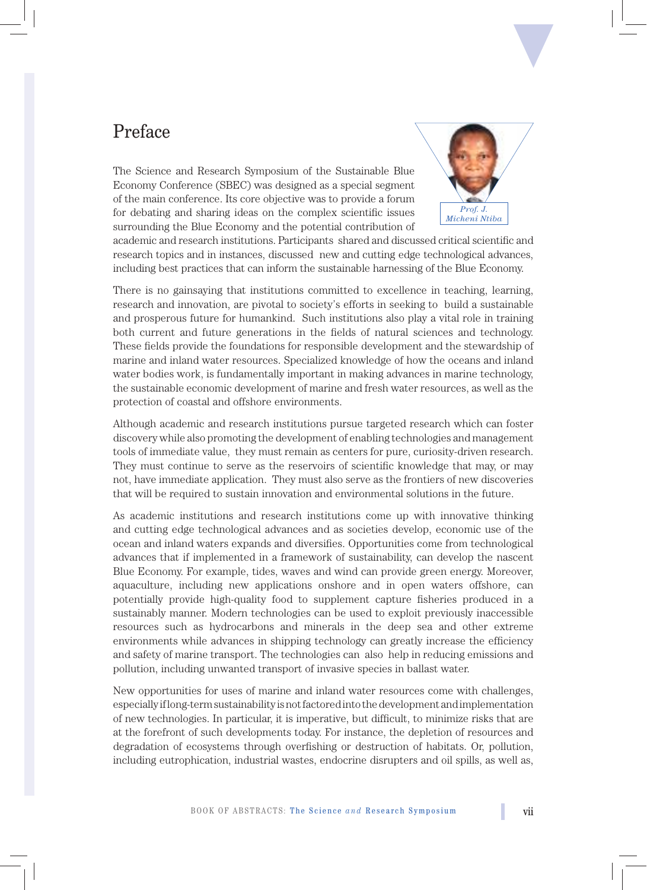# Preface

*Prof. J. Micheni Ntiba*

The Science and Research Symposium of the Sustainable Blue Economy Conference (SBEC) was designed as a special segment of the main conference. Its core objective was to provide a forum for debating and sharing ideas on the complex scientific issues surrounding the Blue Economy and the potential contribution of academic and research institutions. Participants shared and discussed critical scientific and research topics and in instances, discussed new and cutting edge technological advances, including best practices that can inform the sustainable harnessing of the Blue Economy.

There is no gainsaying that institutions committed to excellence in teaching, learning, research and innovation, are pivotal to society's efforts in seeking to build a sustainable and prosperous future for humankind. Such institutions also play a vital role in training both current and future generations in the fields of natural sciences and technology. These fields provide the foundations for responsible development and the stewardship of marine and inland water resources. Specialized knowledge of how the oceans and inland water bodies work, is fundamentally important in making advances in marine technology, the sustainable economic development of marine and fresh water resources, as well as the protection of coastal and offshore environments.

Although academic and research institutions pursue targeted research which can foster discovery while also promoting the development of enabling technologies and management tools of immediate value, they must remain as centers for pure, curiosity-driven research. They must continue to serve as the reservoirs of scientific knowledge that may, or may not, have immediate application. They must also serve as the frontiers of new discoveries that will be required to sustain innovation and environmental solutions in the future.

As academic institutions and research institutions come up with innovative thinking and cutting edge technological advances and as societies develop, economic use of the ocean and inland waters expands and diversifies. Opportunities come from technological advances that if implemented in a framework of sustainability, can develop the nascent Blue Economy. For example, tides, waves and wind can provide green energy. Moreover, aquaculture, including new applications onshore and in open waters offshore, can potentially provide high-quality food to supplement capture fisheries produced in a sustainably manner. Modern technologies can be used to exploit previously inaccessible resources such as hydrocarbons and minerals in the deep sea and other extreme environments while advances in shipping technology can greatly increase the efficiency and safety of marine transport. The technologies can also help in reducing emissions and pollution, including unwanted transport of invasive species in ballast water.

New opportunities for uses of marine and inland water resources come with challenges, especially if long-term sustainability is not factored into the development and implementation of new technologies. In particular, it is imperative, but difficult, to minimize risks that are at the forefront of such developments today. For instance, the depletion of resources and degradation of ecosystems through overfishing or destruction of habitats. Or, pollution, including eutrophication, industrial wastes, endocrine disrupters and oil spills, as well as,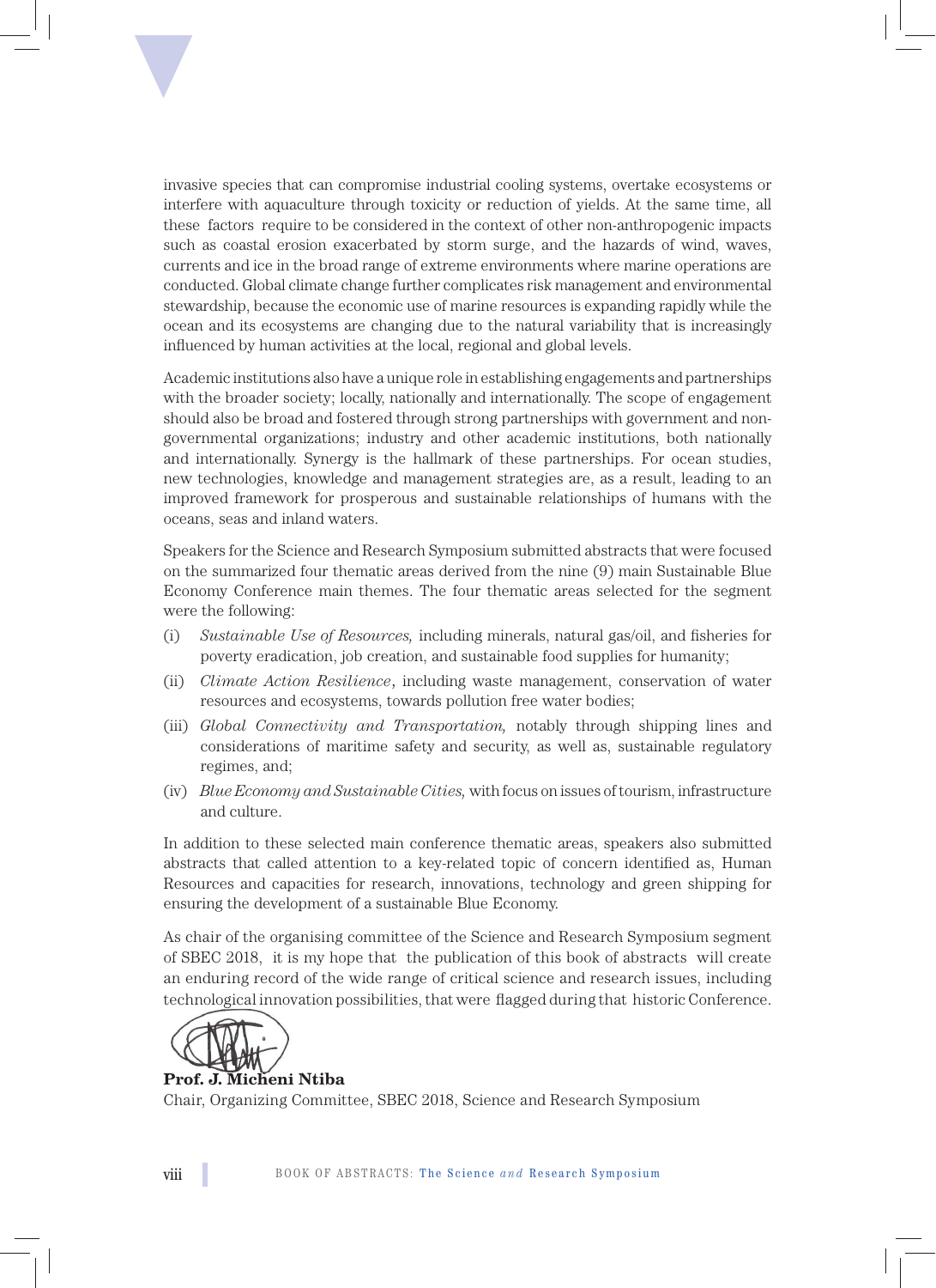invasive species that can compromise industrial cooling systems, overtake ecosystems or interfere with aquaculture through toxicity or reduction of yields. At the same time, all these factors require to be considered in the context of other non-anthropogenic impacts such as coastal erosion exacerbated by storm surge, and the hazards of wind, waves, currents and ice in the broad range of extreme environments where marine operations are conducted. Global climate change further complicates risk management and environmental stewardship, because the economic use of marine resources is expanding rapidly while the ocean and its ecosystems are changing due to the natural variability that is increasingly influenced by human activities at the local, regional and global levels.

Academic institutions also have a unique role in establishing engagements and partnerships with the broader society; locally, nationally and internationally. The scope of engagement should also be broad and fostered through strong partnerships with government and non-governmental organizations; industry and other academic institutions, both nationally and internationally. Synergy is the hallmark of these partnerships. For ocean studies, new technologies, knowledge and management strategies are, as a result, leading to an improved framework for prosperous and sustainable relationships of humans with the oceans, seas and inland waters.

Speakers for the Science and Research Symposium submitted abstracts that were focused on the summarized four thematic areas derived from the nine (9) main Sustainable Blue Economy Conference main themes. The four thematic areas selected for the segment were the following:

(i) *Sustainable Use of Resources,* including minerals, natural gas/oil, and fisheries for poverty eradication, job creation, and sustainable food supplies for humanity;

(ii) *Climate Action Resilience*, including waste management, conservation of water resources and ecosystems, towards pollution free water bodies;

(iii) *Global Connectivity and Transportation,* notably through shipping lines and considerations of maritime safety and security, as well as, sustainable regulatory regimes, and;

(iv) *Blue Economy and Sustainable Cities,* with focus on issues of tourism, infrastructure and culture.

In addition to these selected main conference thematic areas, speakers also submitted abstracts that called attention to a key-related topic of concern identified as, Human Resources and capacities for research, innovations, technology and green shipping for ensuring the development of a sustainable Blue Economy.

As chair of the organising committee of the Science and Research Symposium segment of SBEC 2018, it is my hope that the publication of this book of abstracts will create an enduring record of the wide range of critical science and research issues, including technological innovation possibilities, that were flagged during that historic Conference.

**Prof. J. Micheni Ntiba**
Chair, Organizing Committee, SBEC 2018, Science and Research Symposium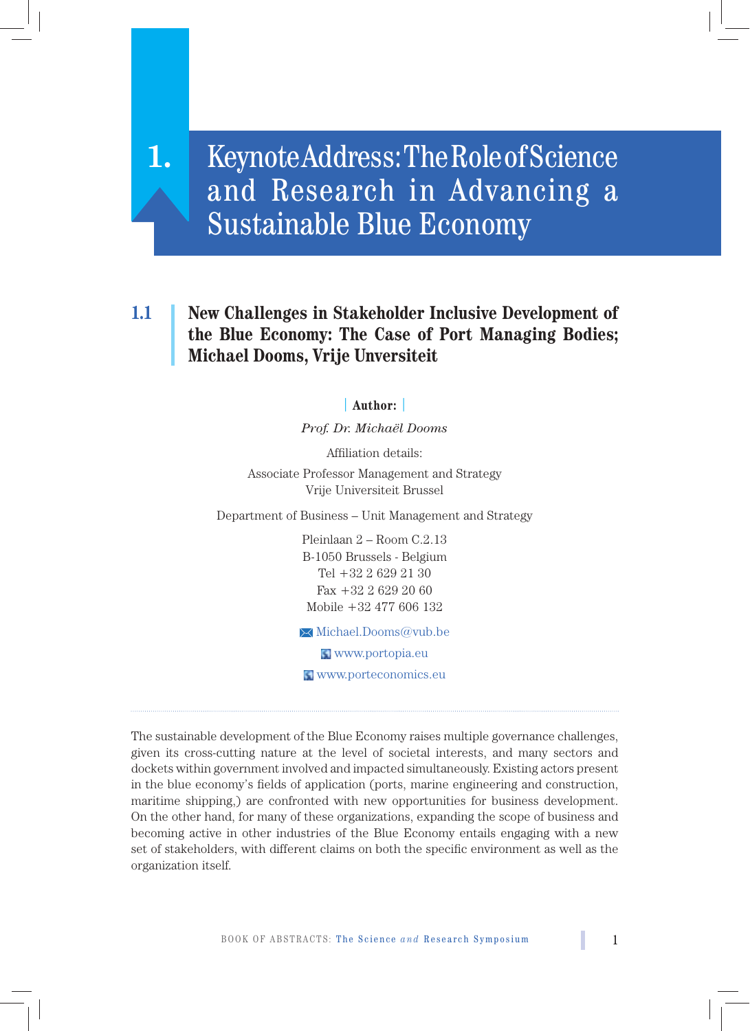# 1. Keynote Address: The Role of Science and Research in Advancing a Sustainable Blue Economy

## 1.1 New Challenges in Stakeholder Inclusive Development of the Blue Economy: The Case of Port Managing Bodies; Michael Dooms, Vrije Unversiteit

**Author:**

*Prof. Dr. Michaël Dooms*

Affiliation details:

Associate Professor Management and Strategy
Vrije Universiteit Brussel

Department of Business – Unit Management and Strategy

Pleinlaan 2 – Room C.2.13
B-1050 Brussels - Belgium
Tel +32 2 629 21 30
Fax +32 2 629 20 60
Mobile +32 477 606 132

Michael.Dooms@vub.be

www.portopia.eu

www.porteconomics.eu

---

The sustainable development of the Blue Economy raises multiple governance challenges, given its cross-cutting nature at the level of societal interests, and many sectors and dockets within government involved and impacted simultaneously. Existing actors present in the blue economy's fields of application (ports, marine engineering and construction, maritime shipping,) are confronted with new opportunities for business development. On the other hand, for many of these organizations, expanding the scope of business and becoming active in other industries of the Blue Economy entails engaging with a new set of stakeholders, with different claims on both the specific environment as well as the organization itself.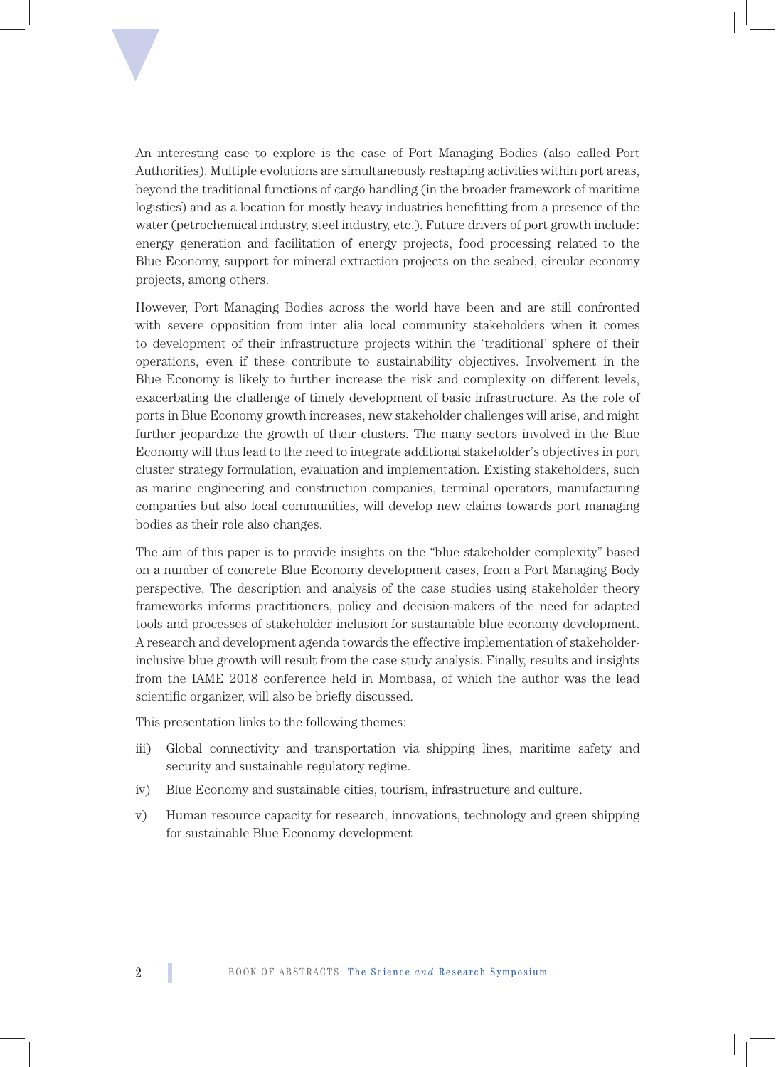An interesting case to explore is the case of Port Managing Bodies (also called Port Authorities). Multiple evolutions are simultaneously reshaping activities within port areas, beyond the traditional functions of cargo handling (in the broader framework of maritime logistics) and as a location for mostly heavy industries benefitting from a presence of the water (petrochemical industry, steel industry, etc.). Future drivers of port growth include: energy generation and facilitation of energy projects, food processing related to the Blue Economy, support for mineral extraction projects on the seabed, circular economy projects, among others.

However, Port Managing Bodies across the world have been and are still confronted with severe opposition from inter alia local community stakeholders when it comes to development of their infrastructure projects within the 'traditional' sphere of their operations, even if these contribute to sustainability objectives. Involvement in the Blue Economy is likely to further increase the risk and complexity on different levels, exacerbating the challenge of timely development of basic infrastructure. As the role of ports in Blue Economy growth increases, new stakeholder challenges will arise, and might further jeopardize the growth of their clusters. The many sectors involved in the Blue Economy will thus lead to the need to integrate additional stakeholder's objectives in port cluster strategy formulation, evaluation and implementation. Existing stakeholders, such as marine engineering and construction companies, terminal operators, manufacturing companies but also local communities, will develop new claims towards port managing bodies as their role also changes.

The aim of this paper is to provide insights on the "blue stakeholder complexity" based on a number of concrete Blue Economy development cases, from a Port Managing Body perspective. The description and analysis of the case studies using stakeholder theory frameworks informs practitioners, policy and decision-makers of the need for adapted tools and processes of stakeholder inclusion for sustainable blue economy development. A research and development agenda towards the effective implementation of stakeholder-inclusive blue growth will result from the case study analysis. Finally, results and insights from the IAME 2018 conference held in Mombasa, of which the author was the lead scientific organizer, will also be briefly discussed.

This presentation links to the following themes:

iii) Global connectivity and transportation via shipping lines, maritime safety and security and sustainable regulatory regime.

iv) Blue Economy and sustainable cities, tourism, infrastructure and culture.

v) Human resource capacity for research, innovations, technology and green shipping for sustainable Blue Economy development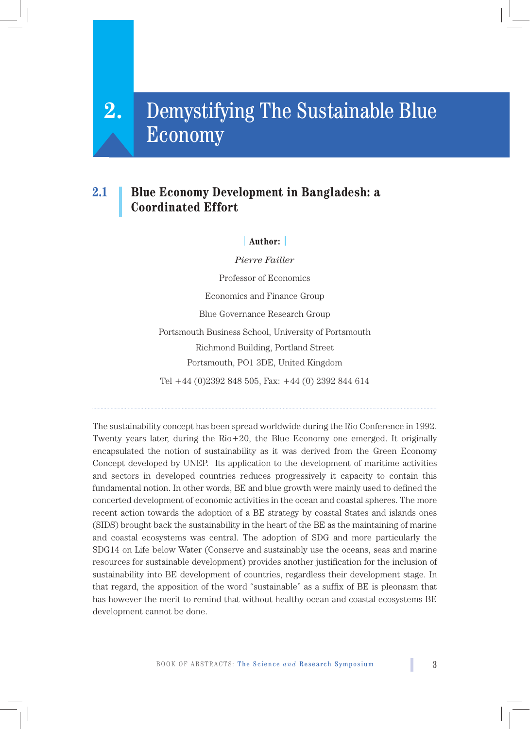# 2. Demystifying The Sustainable Blue Economy

## 2.1 Blue Economy Development in Bangladesh: a Coordinated Effort

**Author:**

*Pierre Failler*

Professor of Economics

Economics and Finance Group

Blue Governance Research Group

Portsmouth Business School, University of Portsmouth

Richmond Building, Portland Street

Portsmouth, PO1 3DE, United Kingdom

Tel +44 (0)2392 848 505, Fax: +44 (0) 2392 844 614

---

The sustainability concept has been spread worldwide during the Rio Conference in 1992. Twenty years later, during the Rio+20, the Blue Economy one emerged. It originally encapsulated the notion of sustainability as it was derived from the Green Economy Concept developed by UNEP. Its application to the development of maritime activities and sectors in developed countries reduces progressively it capacity to contain this fundamental notion. In other words, BE and blue growth were mainly used to defined the concerted development of economic activities in the ocean and coastal spheres. The more recent action towards the adoption of a BE strategy by coastal States and islands ones (SIDS) brought back the sustainability in the heart of the BE as the maintaining of marine and coastal ecosystems was central. The adoption of SDG and more particularly the SDG14 on Life below Water (Conserve and sustainably use the oceans, seas and marine resources for sustainable development) provides another justification for the inclusion of sustainability into BE development of countries, regardless their development stage. In that regard, the apposition of the word "sustainable" as a suffix of BE is pleonasm that has however the merit to remind that without healthy ocean and coastal ecosystems BE development cannot be done.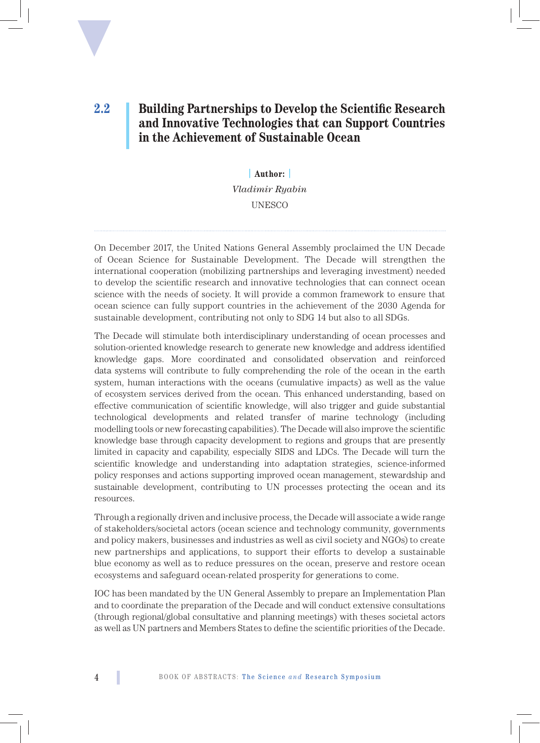## 2.2 Building Partnerships to Develop the Scientific Research and Innovative Technologies that can Support Countries in the Achievement of Sustainable Ocean

**Author:**

*Vladimir Ryabin*

UNESCO

On December 2017, the United Nations General Assembly proclaimed the UN Decade of Ocean Science for Sustainable Development. The Decade will strengthen the international cooperation (mobilizing partnerships and leveraging investment) needed to develop the scientific research and innovative technologies that can connect ocean science with the needs of society. It will provide a common framework to ensure that ocean science can fully support countries in the achievement of the 2030 Agenda for sustainable development, contributing not only to SDG 14 but also to all SDGs.

The Decade will stimulate both interdisciplinary understanding of ocean processes and solution-oriented knowledge research to generate new knowledge and address identified knowledge gaps. More coordinated and consolidated observation and reinforced data systems will contribute to fully comprehending the role of the ocean in the earth system, human interactions with the oceans (cumulative impacts) as well as the value of ecosystem services derived from the ocean. This enhanced understanding, based on effective communication of scientific knowledge, will also trigger and guide substantial technological developments and related transfer of marine technology (including modelling tools or new forecasting capabilities). The Decade will also improve the scientific knowledge base through capacity development to regions and groups that are presently limited in capacity and capability, especially SIDS and LDCs. The Decade will turn the scientific knowledge and understanding into adaptation strategies, science-informed policy responses and actions supporting improved ocean management, stewardship and sustainable development, contributing to UN processes protecting the ocean and its resources.

Through a regionally driven and inclusive process, the Decade will associate a wide range of stakeholders/societal actors (ocean science and technology community, governments and policy makers, businesses and industries as well as civil society and NGOs) to create new partnerships and applications, to support their efforts to develop a sustainable blue economy as well as to reduce pressures on the ocean, preserve and restore ocean ecosystems and safeguard ocean-related prosperity for generations to come.

IOC has been mandated by the UN General Assembly to prepare an Implementation Plan and to coordinate the preparation of the Decade and will conduct extensive consultations (through regional/global consultative and planning meetings) with theses societal actors as well as UN partners and Members States to define the scientific priorities of the Decade.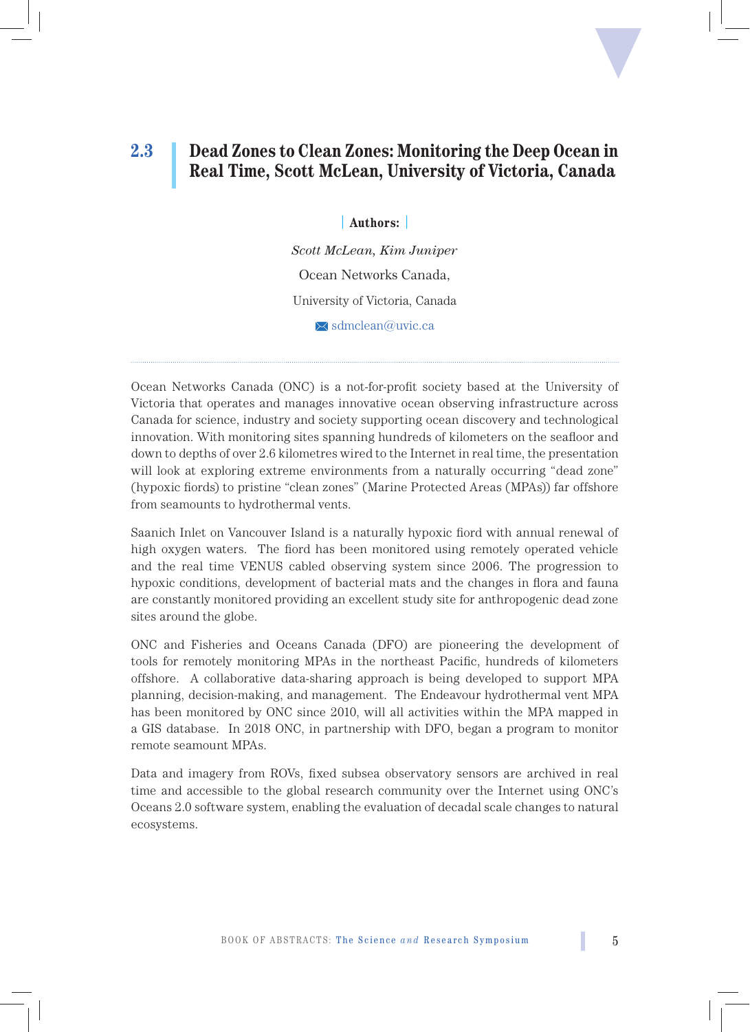## 2.3 Dead Zones to Clean Zones: Monitoring the Deep Ocean in Real Time, Scott McLean, University of Victoria, Canada

**Authors:**

*Scott McLean, Kim Juniper*

Ocean Networks Canada,

University of Victoria, Canada

sdmclean@uvic.ca

---

Ocean Networks Canada (ONC) is a not-for-profit society based at the University of Victoria that operates and manages innovative ocean observing infrastructure across Canada for science, industry and society supporting ocean discovery and technological innovation. With monitoring sites spanning hundreds of kilometers on the seafloor and down to depths of over 2.6 kilometres wired to the Internet in real time, the presentation will look at exploring extreme environments from a naturally occurring "dead zone" (hypoxic fiords) to pristine "clean zones" (Marine Protected Areas (MPAs)) far offshore from seamounts to hydrothermal vents.

Saanich Inlet on Vancouver Island is a naturally hypoxic fiord with annual renewal of high oxygen waters. The fiord has been monitored using remotely operated vehicle and the real time VENUS cabled observing system since 2006. The progression to hypoxic conditions, development of bacterial mats and the changes in flora and fauna are constantly monitored providing an excellent study site for anthropogenic dead zone sites around the globe.

ONC and Fisheries and Oceans Canada (DFO) are pioneering the development of tools for remotely monitoring MPAs in the northeast Pacific, hundreds of kilometers offshore. A collaborative data-sharing approach is being developed to support MPA planning, decision-making, and management. The Endeavour hydrothermal vent MPA has been monitored by ONC since 2010, will all activities within the MPA mapped in a GIS database. In 2018 ONC, in partnership with DFO, began a program to monitor remote seamount MPAs.

Data and imagery from ROVs, fixed subsea observatory sensors are archived in real time and accessible to the global research community over the Internet using ONC's Oceans 2.0 software system, enabling the evaluation of decadal scale changes to natural ecosystems.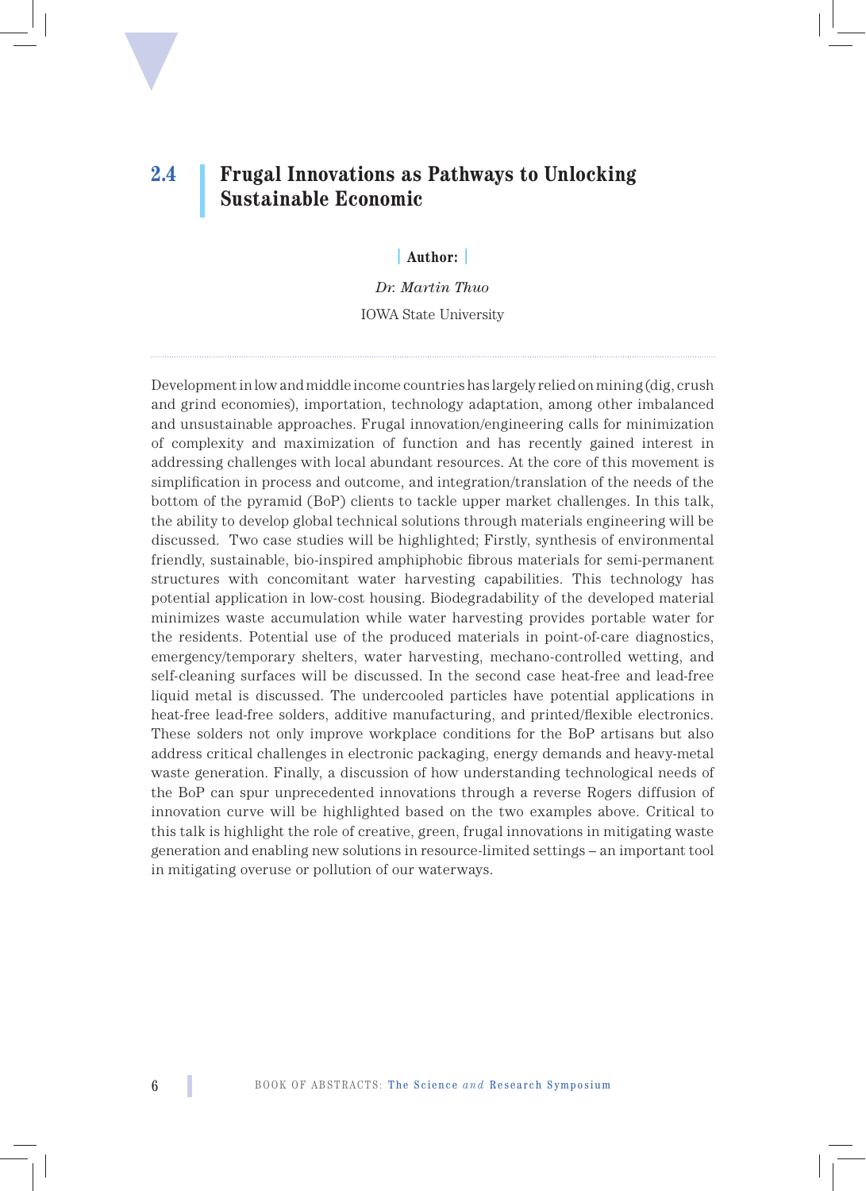## 2.4 Frugal Innovations as Pathways to Unlocking Sustainable Economic

**Author:**

*Dr. Martin Thuo*

IOWA State University

---

Development in low and middle income countries has largely relied on mining (dig, crush and grind economies), importation, technology adaptation, among other imbalanced and unsustainable approaches. Frugal innovation/engineering calls for minimization of complexity and maximization of function and has recently gained interest in addressing challenges with local abundant resources. At the core of this movement is simplification in process and outcome, and integration/translation of the needs of the bottom of the pyramid (BoP) clients to tackle upper market challenges. In this talk, the ability to develop global technical solutions through materials engineering will be discussed. Two case studies will be highlighted; Firstly, synthesis of environmental friendly, sustainable, bio-inspired amphiphobic fibrous materials for semi-permanent structures with concomitant water harvesting capabilities. This technology has potential application in low-cost housing. Biodegradability of the developed material minimizes waste accumulation while water harvesting provides portable water for the residents. Potential use of the produced materials in point-of-care diagnostics, emergency/temporary shelters, water harvesting, mechano-controlled wetting, and self-cleaning surfaces will be discussed. In the second case heat-free and lead-free liquid metal is discussed. The undercooled particles have potential applications in heat-free lead-free solders, additive manufacturing, and printed/flexible electronics. These solders not only improve workplace conditions for the BoP artisans but also address critical challenges in electronic packaging, energy demands and heavy-metal waste generation. Finally, a discussion of how understanding technological needs of the BoP can spur unprecedented innovations through a reverse Rogers diffusion of innovation curve will be highlighted based on the two examples above. Critical to this talk is highlight the role of creative, green, frugal innovations in mitigating waste generation and enabling new solutions in resource-limited settings – an important tool in mitigating overuse or pollution of our waterways.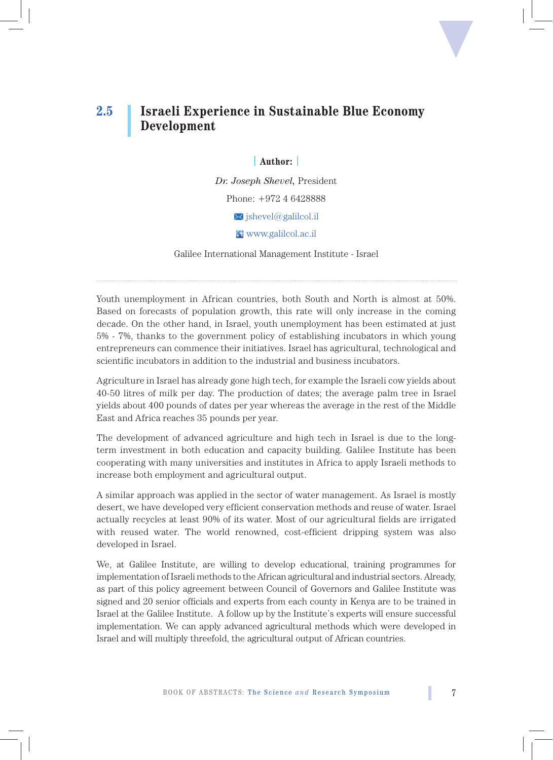## 2.5 Israeli Experience in Sustainable Blue Economy Development

**Author:**

*Dr. Joseph Shevel*, President

Phone: +972 4 6428888

jshevel@galilcol.il

www.galilcol.ac.il

Galilee International Management Institute - Israel

---

Youth unemployment in African countries, both South and North is almost at 50%. Based on forecasts of population growth, this rate will only increase in the coming decade. On the other hand, in Israel, youth unemployment has been estimated at just 5% - 7%, thanks to the government policy of establishing incubators in which young entrepreneurs can commence their initiatives. Israel has agricultural, technological and scientific incubators in addition to the industrial and business incubators.

Agriculture in Israel has already gone high tech, for example the Israeli cow yields about 40-50 litres of milk per day. The production of dates; the average palm tree in Israel yields about 400 pounds of dates per year whereas the average in the rest of the Middle East and Africa reaches 35 pounds per year.

The development of advanced agriculture and high tech in Israel is due to the long-term investment in both education and capacity building. Galilee Institute has been cooperating with many universities and institutes in Africa to apply Israeli methods to increase both employment and agricultural output.

A similar approach was applied in the sector of water management. As Israel is mostly desert, we have developed very efficient conservation methods and reuse of water. Israel actually recycles at least 90% of its water. Most of our agricultural fields are irrigated with reused water. The world renowned, cost-efficient dripping system was also developed in Israel.

We, at Galilee Institute, are willing to develop educational, training programmes for implementation of Israeli methods to the African agricultural and industrial sectors. Already, as part of this policy agreement between Council of Governors and Galilee Institute was signed and 20 senior officials and experts from each county in Kenya are to be trained in Israel at the Galilee Institute. A follow up by the Institute's experts will ensure successful implementation. We can apply advanced agricultural methods which were developed in Israel and will multiply threefold, the agricultural output of African countries.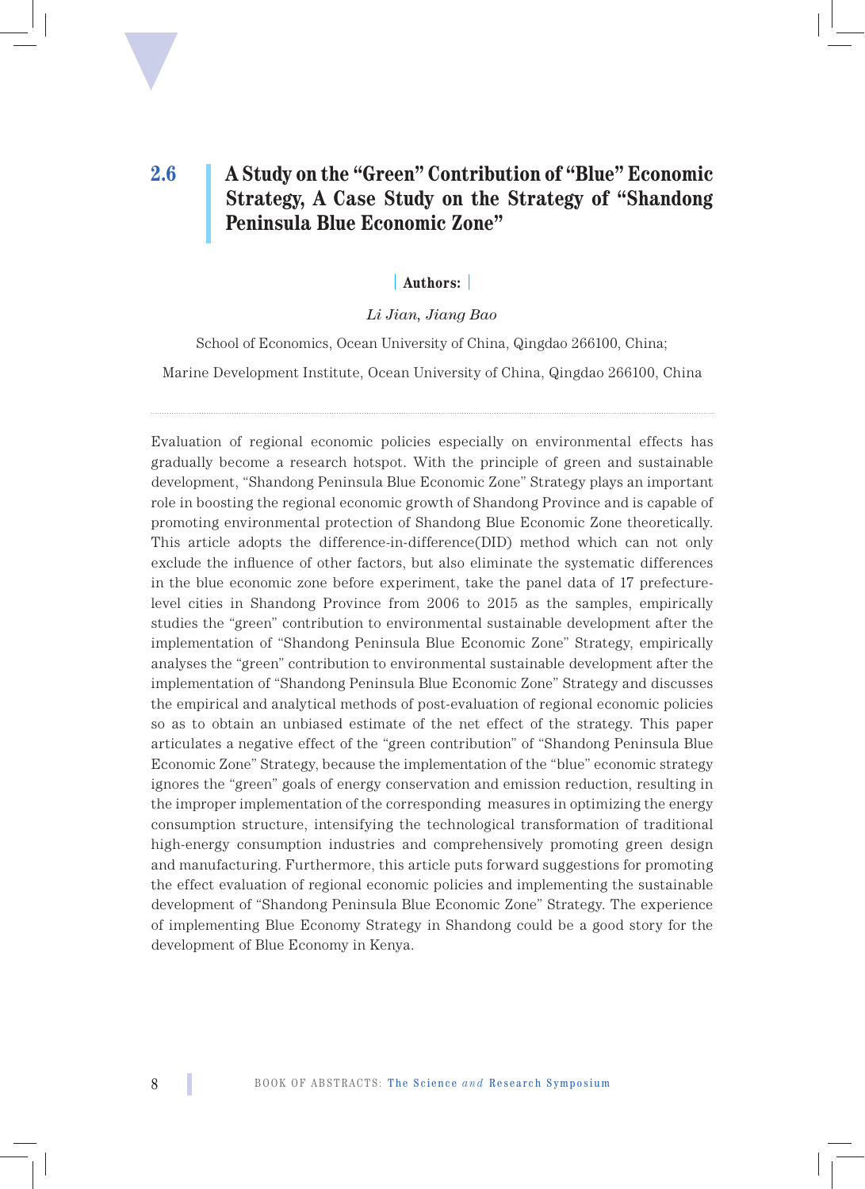## 2.6 A Study on the “Green” Contribution of “Blue” Economic Strategy, A Case Study on the Strategy of “Shandong Peninsula Blue Economic Zone”

**Authors:**

*Li Jian, Jiang Bao*

School of Economics, Ocean University of China, Qingdao 266100, China;

Marine Development Institute, Ocean University of China, Qingdao 266100, China

---

Evaluation of regional economic policies especially on environmental effects has gradually become a research hotspot. With the principle of green and sustainable development, “Shandong Peninsula Blue Economic Zone” Strategy plays an important role in boosting the regional economic growth of Shandong Province and is capable of promoting environmental protection of Shandong Blue Economic Zone theoretically. This article adopts the difference-in-difference(DID) method which can not only exclude the influence of other factors, but also eliminate the systematic differences in the blue economic zone before experiment, take the panel data of 17 prefecture-level cities in Shandong Province from 2006 to 2015 as the samples, empirically studies the “green” contribution to environmental sustainable development after the implementation of “Shandong Peninsula Blue Economic Zone” Strategy, empirically analyses the “green” contribution to environmental sustainable development after the implementation of “Shandong Peninsula Blue Economic Zone” Strategy and discusses the empirical and analytical methods of post-evaluation of regional economic policies so as to obtain an unbiased estimate of the net effect of the strategy. This paper articulates a negative effect of the “green contribution” of “Shandong Peninsula Blue Economic Zone” Strategy, because the implementation of the “blue” economic strategy ignores the “green” goals of energy conservation and emission reduction, resulting in the improper implementation of the corresponding measures in optimizing the energy consumption structure, intensifying the technological transformation of traditional high-energy consumption industries and comprehensively promoting green design and manufacturing. Furthermore, this article puts forward suggestions for promoting the effect evaluation of regional economic policies and implementing the sustainable development of “Shandong Peninsula Blue Economic Zone” Strategy. The experience of implementing Blue Economy Strategy in Shandong could be a good story for the development of Blue Economy in Kenya.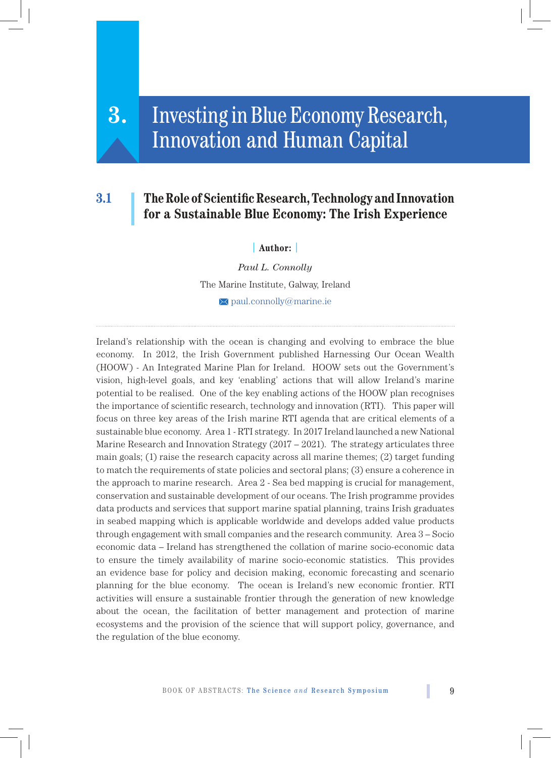# 3. Investing in Blue Economy Research, Innovation and Human Capital

## 3.1 The Role of Scientific Research, Technology and Innovation for a Sustainable Blue Economy: The Irish Experience

**Author:**

*Paul L. Connolly*

The Marine Institute, Galway, Ireland

paul.connolly@marine.ie

---

Ireland's relationship with the ocean is changing and evolving to embrace the blue economy. In 2012, the Irish Government published Harnessing Our Ocean Wealth (HOOW) - An Integrated Marine Plan for Ireland. HOOW sets out the Government's vision, high-level goals, and key 'enabling' actions that will allow Ireland's marine potential to be realised. One of the key enabling actions of the HOOW plan recognises the importance of scientific research, technology and innovation (RTI). This paper will focus on three key areas of the Irish marine RTI agenda that are critical elements of a sustainable blue economy. Area 1 - RTI strategy. In 2017 Ireland launched a new National Marine Research and Innovation Strategy (2017 – 2021). The strategy articulates three main goals; (1) raise the research capacity across all marine themes; (2) target funding to match the requirements of state policies and sectoral plans; (3) ensure a coherence in the approach to marine research. Area 2 - Sea bed mapping is crucial for management, conservation and sustainable development of our oceans. The Irish programme provides data products and services that support marine spatial planning, trains Irish graduates in seabed mapping which is applicable worldwide and develops added value products through engagement with small companies and the research community. Area 3 – Socio economic data – Ireland has strengthened the collation of marine socio-economic data to ensure the timely availability of marine socio-economic statistics. This provides an evidence base for policy and decision making, economic forecasting and scenario planning for the blue economy. The ocean is Ireland's new economic frontier. RTI activities will ensure a sustainable frontier through the generation of new knowledge about the ocean, the facilitation of better management and protection of marine ecosystems and the provision of the science that will support policy, governance, and the regulation of the blue economy.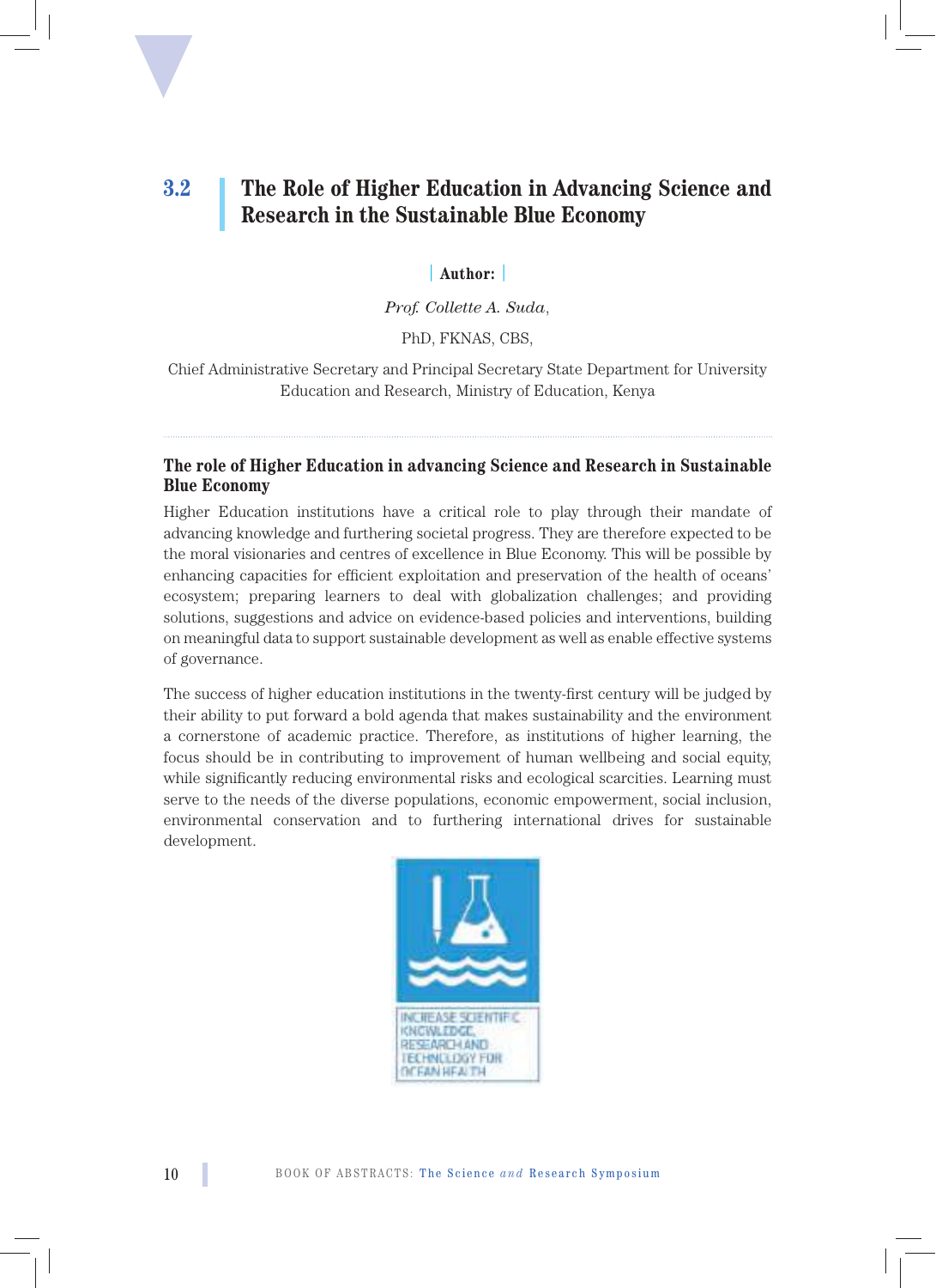## 3.2 The Role of Higher Education in Advancing Science and Research in the Sustainable Blue Economy

**Author:**

*Prof. Collette A. Suda*,

PhD, FKNAS, CBS,

Chief Administrative Secretary and Principal Secretary State Department for University Education and Research, Ministry of Education, Kenya

### The role of Higher Education in advancing Science and Research in Sustainable Blue Economy

Higher Education institutions have a critical role to play through their mandate of advancing knowledge and furthering societal progress. They are therefore expected to be the moral visionaries and centres of excellence in Blue Economy. This will be possible by enhancing capacities for efficient exploitation and preservation of the health of oceans' ecosystem; preparing learners to deal with globalization challenges; and providing solutions, suggestions and advice on evidence-based policies and interventions, building on meaningful data to support sustainable development as well as enable effective systems of governance.

The success of higher education institutions in the twenty-first century will be judged by their ability to put forward a bold agenda that makes sustainability and the environment a cornerstone of academic practice. Therefore, as institutions of higher learning, the focus should be in contributing to improvement of human wellbeing and social equity, while significantly reducing environmental risks and ecological scarcities. Learning must serve to the needs of the diverse populations, economic empowerment, social inclusion, environmental conservation and to furthering international drives for sustainable development.

INCREASE SCIENTIFIC KNOWLEDGE, RESEARCH AND TECHNOLOGY FOR OCEAN HEALTH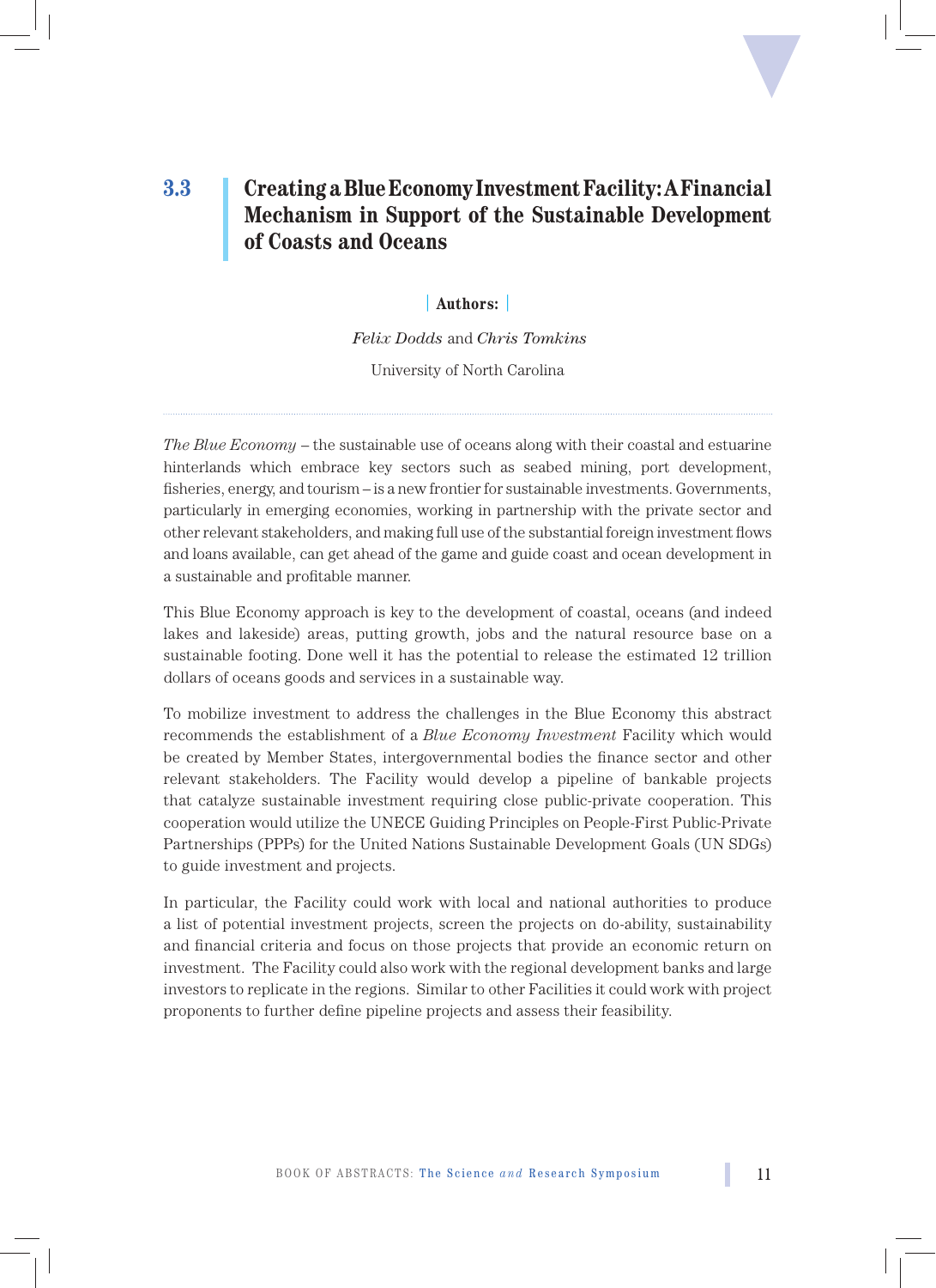## 3.3 Creating a Blue Economy Investment Facility: A Financial Mechanism in Support of the Sustainable Development of Coasts and Oceans

**Authors:**

*Felix Dodds* and *Chris Tomkins*

University of North Carolina

*The Blue Economy* – the sustainable use of oceans along with their coastal and estuarine hinterlands which embrace key sectors such as seabed mining, port development, fisheries, energy, and tourism – is a new frontier for sustainable investments. Governments, particularly in emerging economies, working in partnership with the private sector and other relevant stakeholders, and making full use of the substantial foreign investment flows and loans available, can get ahead of the game and guide coast and ocean development in a sustainable and profitable manner.

This Blue Economy approach is key to the development of coastal, oceans (and indeed lakes and lakeside) areas, putting growth, jobs and the natural resource base on a sustainable footing. Done well it has the potential to release the estimated 12 trillion dollars of oceans goods and services in a sustainable way.

To mobilize investment to address the challenges in the Blue Economy this abstract recommends the establishment of a *Blue Economy Investment* Facility which would be created by Member States, intergovernmental bodies the finance sector and other relevant stakeholders. The Facility would develop a pipeline of bankable projects that catalyze sustainable investment requiring close public-private cooperation. This cooperation would utilize the UNECE Guiding Principles on People-First Public-Private Partnerships (PPPs) for the United Nations Sustainable Development Goals (UN SDGs) to guide investment and projects.

In particular, the Facility could work with local and national authorities to produce a list of potential investment projects, screen the projects on do-ability, sustainability and financial criteria and focus on those projects that provide an economic return on investment. The Facility could also work with the regional development banks and large investors to replicate in the regions. Similar to other Facilities it could work with project proponents to further define pipeline projects and assess their feasibility.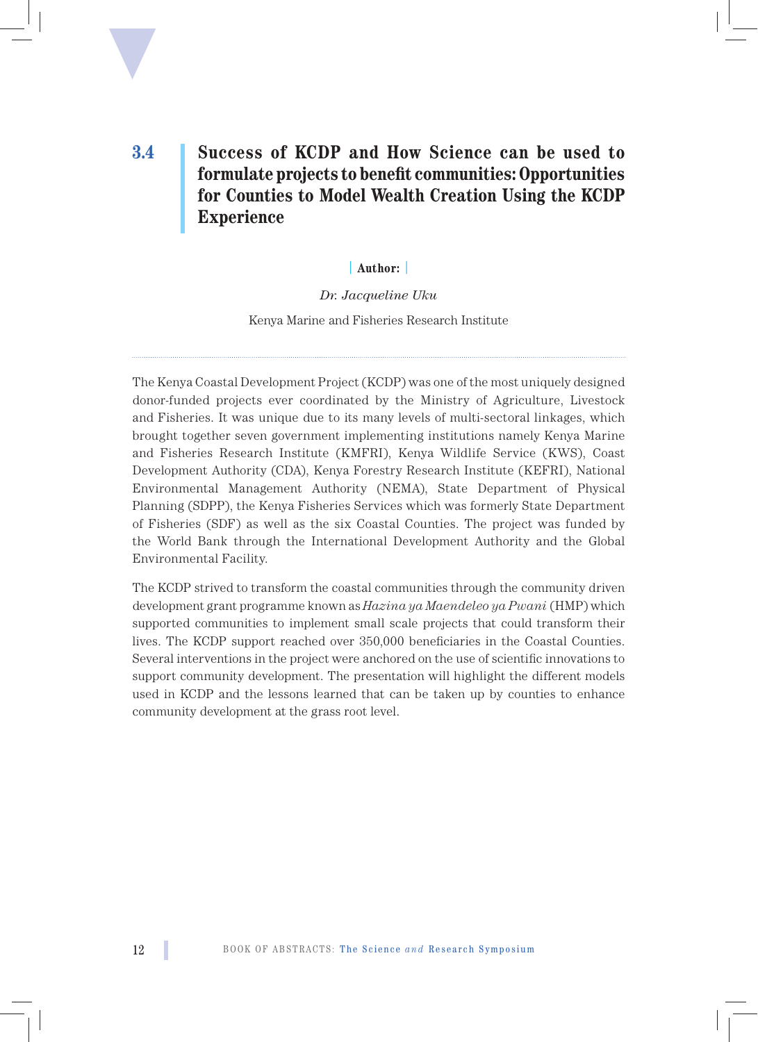## 3.4 Success of KCDP and How Science can be used to formulate projects to benefit communities: Opportunities for Counties to Model Wealth Creation Using the KCDP Experience

**Author:**

*Dr. Jacqueline Uku*

Kenya Marine and Fisheries Research Institute

The Kenya Coastal Development Project (KCDP) was one of the most uniquely designed donor-funded projects ever coordinated by the Ministry of Agriculture, Livestock and Fisheries. It was unique due to its many levels of multi-sectoral linkages, which brought together seven government implementing institutions namely Kenya Marine and Fisheries Research Institute (KMFRI), Kenya Wildlife Service (KWS), Coast Development Authority (CDA), Kenya Forestry Research Institute (KEFRI), National Environmental Management Authority (NEMA), State Department of Physical Planning (SDPP), the Kenya Fisheries Services which was formerly State Department of Fisheries (SDF) as well as the six Coastal Counties. The project was funded by the World Bank through the International Development Authority and the Global Environmental Facility.

The KCDP strived to transform the coastal communities through the community driven development grant programme known as *Hazina ya Maendeleo ya Pwani* (HMP) which supported communities to implement small scale projects that could transform their lives. The KCDP support reached over 350,000 beneficiaries in the Coastal Counties. Several interventions in the project were anchored on the use of scientific innovations to support community development. The presentation will highlight the different models used in KCDP and the lessons learned that can be taken up by counties to enhance community development at the grass root level.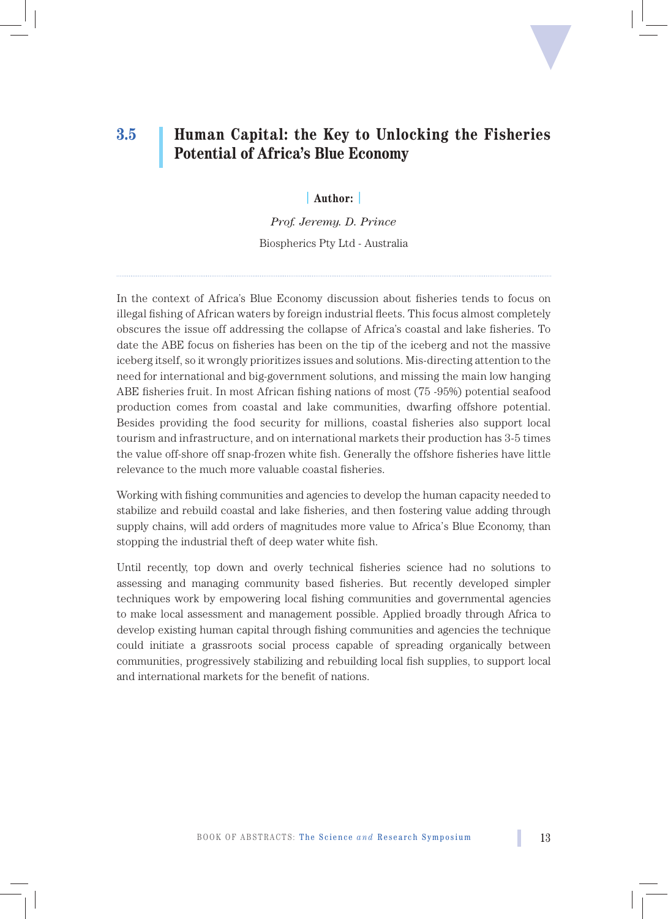## 3.5 Human Capital: the Key to Unlocking the Fisheries Potential of Africa's Blue Economy

**Author:**

*Prof. Jeremy. D. Prince*

Biospherics Pty Ltd - Australia

---

In the context of Africa's Blue Economy discussion about fisheries tends to focus on illegal fishing of African waters by foreign industrial fleets. This focus almost completely obscures the issue off addressing the collapse of Africa's coastal and lake fisheries. To date the ABE focus on fisheries has been on the tip of the iceberg and not the massive iceberg itself, so it wrongly prioritizes issues and solutions. Mis-directing attention to the need for international and big-government solutions, and missing the main low hanging ABE fisheries fruit. In most African fishing nations of most (75 -95%) potential seafood production comes from coastal and lake communities, dwarfing offshore potential. Besides providing the food security for millions, coastal fisheries also support local tourism and infrastructure, and on international markets their production has 3-5 times the value off-shore off snap-frozen white fish. Generally the offshore fisheries have little relevance to the much more valuable coastal fisheries.

Working with fishing communities and agencies to develop the human capacity needed to stabilize and rebuild coastal and lake fisheries, and then fostering value adding through supply chains, will add orders of magnitudes more value to Africa's Blue Economy, than stopping the industrial theft of deep water white fish.

Until recently, top down and overly technical fisheries science had no solutions to assessing and managing community based fisheries. But recently developed simpler techniques work by empowering local fishing communities and governmental agencies to make local assessment and management possible. Applied broadly through Africa to develop existing human capital through fishing communities and agencies the technique could initiate a grassroots social process capable of spreading organically between communities, progressively stabilizing and rebuilding local fish supplies, to support local and international markets for the benefit of nations.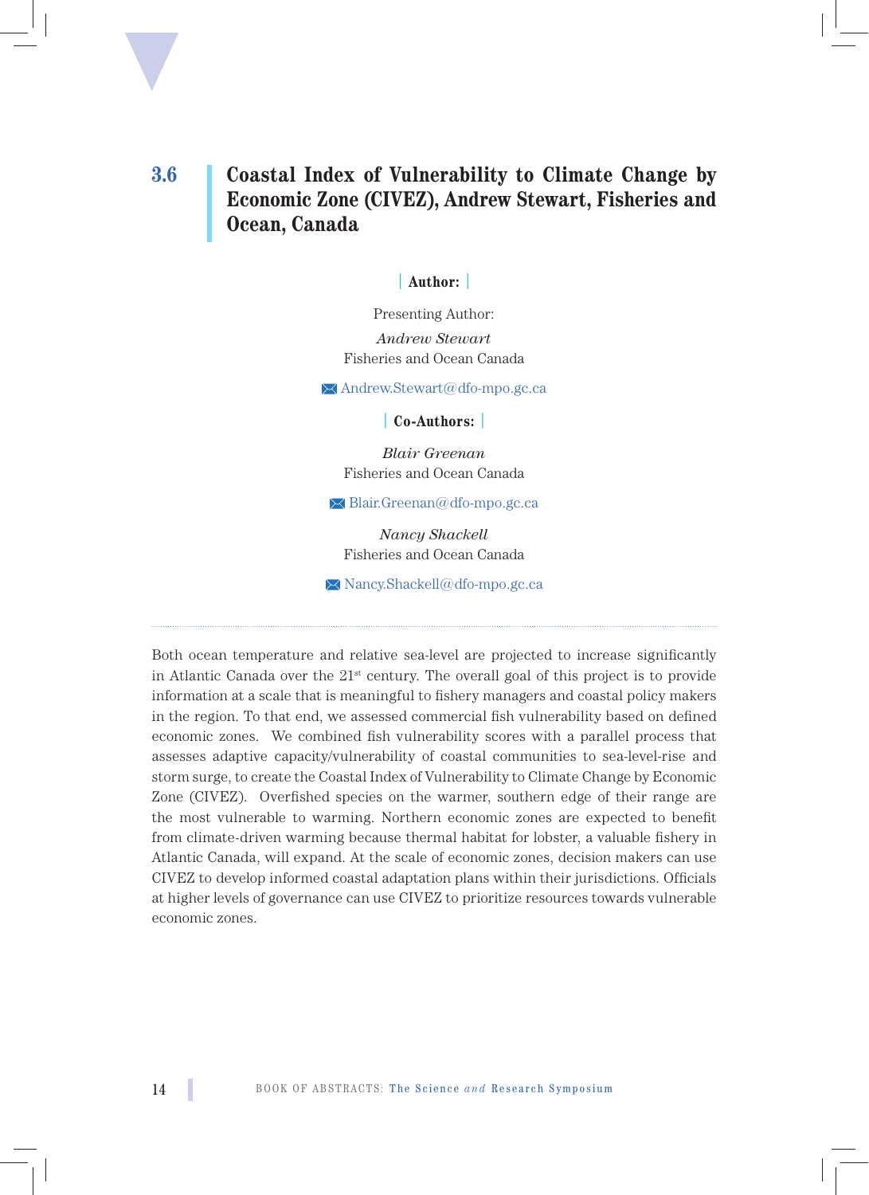## 3.6 Coastal Index of Vulnerability to Climate Change by Economic Zone (CIVEZ), Andrew Stewart, Fisheries and Ocean, Canada

**Author:**

Presenting Author:

*Andrew Stewart*
Fisheries and Ocean Canada

Andrew.Stewart@dfo-mpo.gc.ca

**Co-Authors:**

*Blair Greenan*
Fisheries and Ocean Canada

Blair.Greenan@dfo-mpo.gc.ca

*Nancy Shackell*
Fisheries and Ocean Canada

Nancy.Shackell@dfo-mpo.gc.ca

---

Both ocean temperature and relative sea-level are projected to increase significantly in Atlantic Canada over the 21st century. The overall goal of this project is to provide information at a scale that is meaningful to fishery managers and coastal policy makers in the region. To that end, we assessed commercial fish vulnerability based on defined economic zones. We combined fish vulnerability scores with a parallel process that assesses adaptive capacity/vulnerability of coastal communities to sea-level-rise and storm surge, to create the Coastal Index of Vulnerability to Climate Change by Economic Zone (CIVEZ). Overfished species on the warmer, southern edge of their range are the most vulnerable to warming. Northern economic zones are expected to benefit from climate-driven warming because thermal habitat for lobster, a valuable fishery in Atlantic Canada, will expand. At the scale of economic zones, decision makers can use CIVEZ to develop informed coastal adaptation plans within their jurisdictions. Officials at higher levels of governance can use CIVEZ to prioritize resources towards vulnerable economic zones.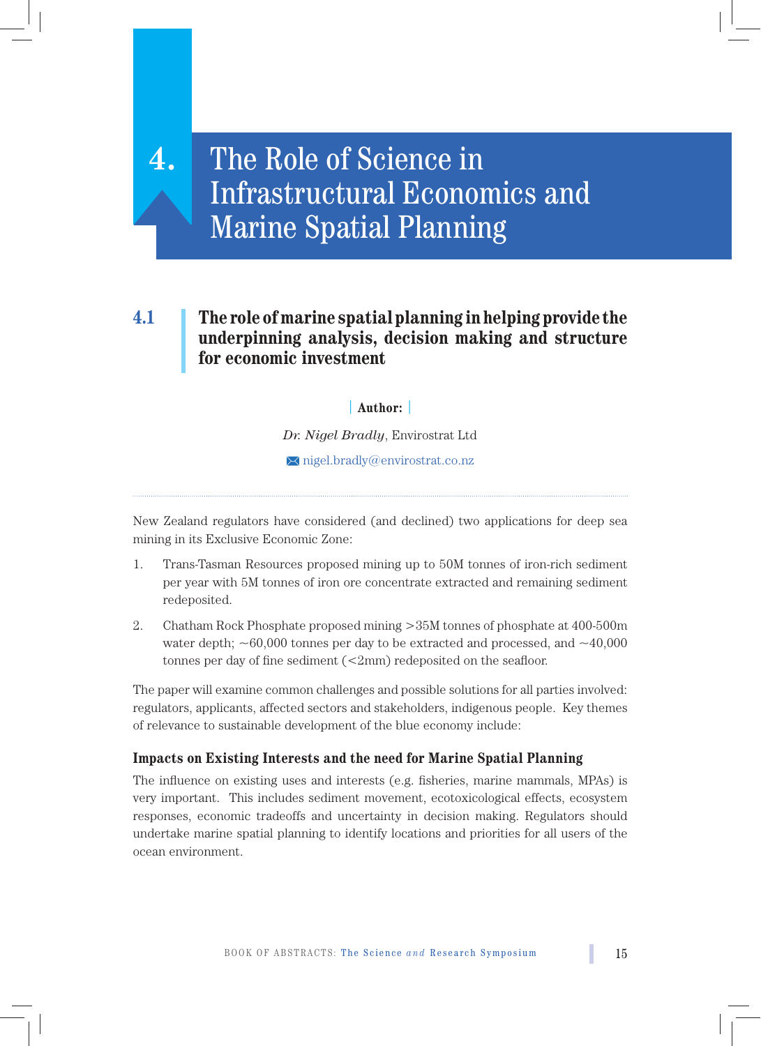# 4. The Role of Science in Infrastructural Economics and Marine Spatial Planning

## 4.1 The role of marine spatial planning in helping provide the underpinning analysis, decision making and structure for economic investment

**Author:**

*Dr. Nigel Bradly*, Envirostrat Ltd

nigel.bradly@envirostrat.co.nz

New Zealand regulators have considered (and declined) two applications for deep sea mining in its Exclusive Economic Zone:

1. Trans-Tasman Resources proposed mining up to 50M tonnes of iron-rich sediment per year with 5M tonnes of iron ore concentrate extracted and remaining sediment redeposited.
2. Chatham Rock Phosphate proposed mining >35M tonnes of phosphate at 400-500m water depth; ~60,000 tonnes per day to be extracted and processed, and ~40,000 tonnes per day of fine sediment (<2mm) redeposited on the seafloor.

The paper will examine common challenges and possible solutions for all parties involved: regulators, applicants, affected sectors and stakeholders, indigenous people. Key themes of relevance to sustainable development of the blue economy include:

### Impacts on Existing Interests and the need for Marine Spatial Planning

The influence on existing uses and interests (e.g. fisheries, marine mammals, MPAs) is very important. This includes sediment movement, ecotoxicological effects, ecosystem responses, economic tradeoffs and uncertainty in decision making. Regulators should undertake marine spatial planning to identify locations and priorities for all users of the ocean environment.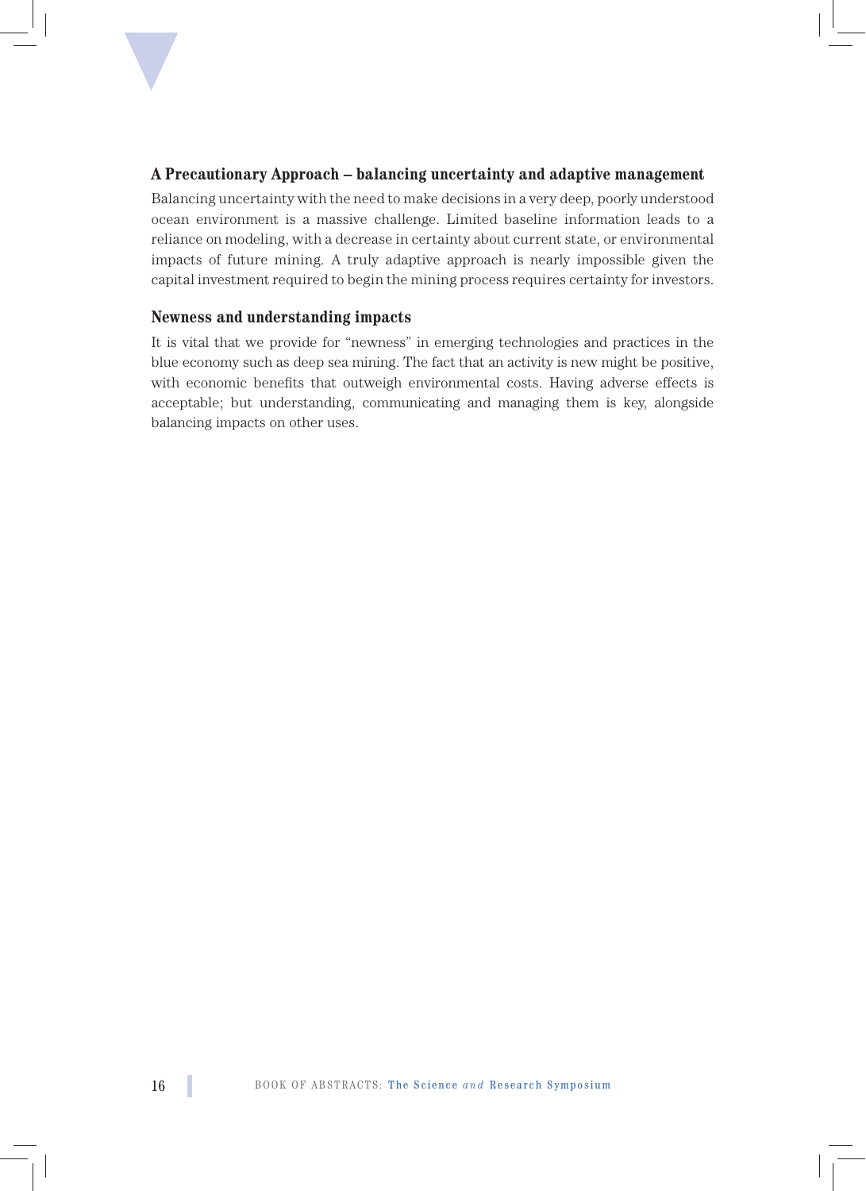### A Precautionary Approach – balancing uncertainty and adaptive management

Balancing uncertainty with the need to make decisions in a very deep, poorly understood ocean environment is a massive challenge. Limited baseline information leads to a reliance on modeling, with a decrease in certainty about current state, or environmental impacts of future mining. A truly adaptive approach is nearly impossible given the capital investment required to begin the mining process requires certainty for investors.

### Newness and understanding impacts

It is vital that we provide for "newness" in emerging technologies and practices in the blue economy such as deep sea mining. The fact that an activity is new might be positive, with economic benefits that outweigh environmental costs. Having adverse effects is acceptable; but understanding, communicating and managing them is key, alongside balancing impacts on other uses.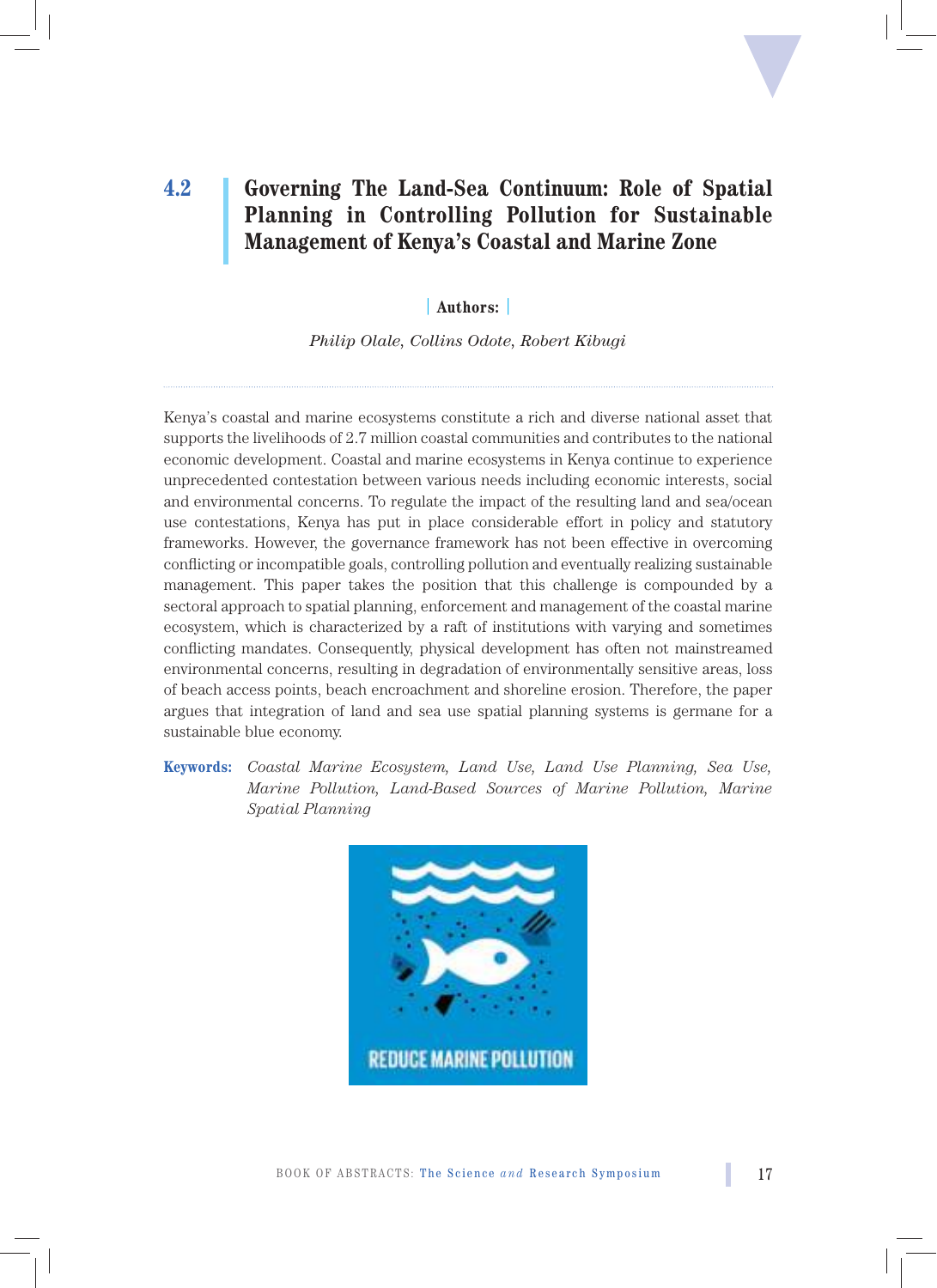## 4.2 Governing The Land-Sea Continuum: Role of Spatial Planning in Controlling Pollution for Sustainable Management of Kenya's Coastal and Marine Zone

**Authors:**

*Philip Olale, Collins Odote, Robert Kibugi*

Kenya's coastal and marine ecosystems constitute a rich and diverse national asset that supports the livelihoods of 2.7 million coastal communities and contributes to the national economic development. Coastal and marine ecosystems in Kenya continue to experience unprecedented contestation between various needs including economic interests, social and environmental concerns. To regulate the impact of the resulting land and sea/ocean use contestations, Kenya has put in place considerable effort in policy and statutory frameworks. However, the governance framework has not been effective in overcoming conflicting or incompatible goals, controlling pollution and eventually realizing sustainable management. This paper takes the position that this challenge is compounded by a sectoral approach to spatial planning, enforcement and management of the coastal marine ecosystem, which is characterized by a raft of institutions with varying and sometimes conflicting mandates. Consequently, physical development has often not mainstreamed environmental concerns, resulting in degradation of environmentally sensitive areas, loss of beach access points, beach encroachment and shoreline erosion. Therefore, the paper argues that integration of land and sea use spatial planning systems is germane for a sustainable blue economy.

**Keywords:** *Coastal Marine Ecosystem, Land Use, Land Use Planning, Sea Use, Marine Pollution, Land-Based Sources of Marine Pollution, Marine Spatial Planning*

REDUCE MARINE POLLUTION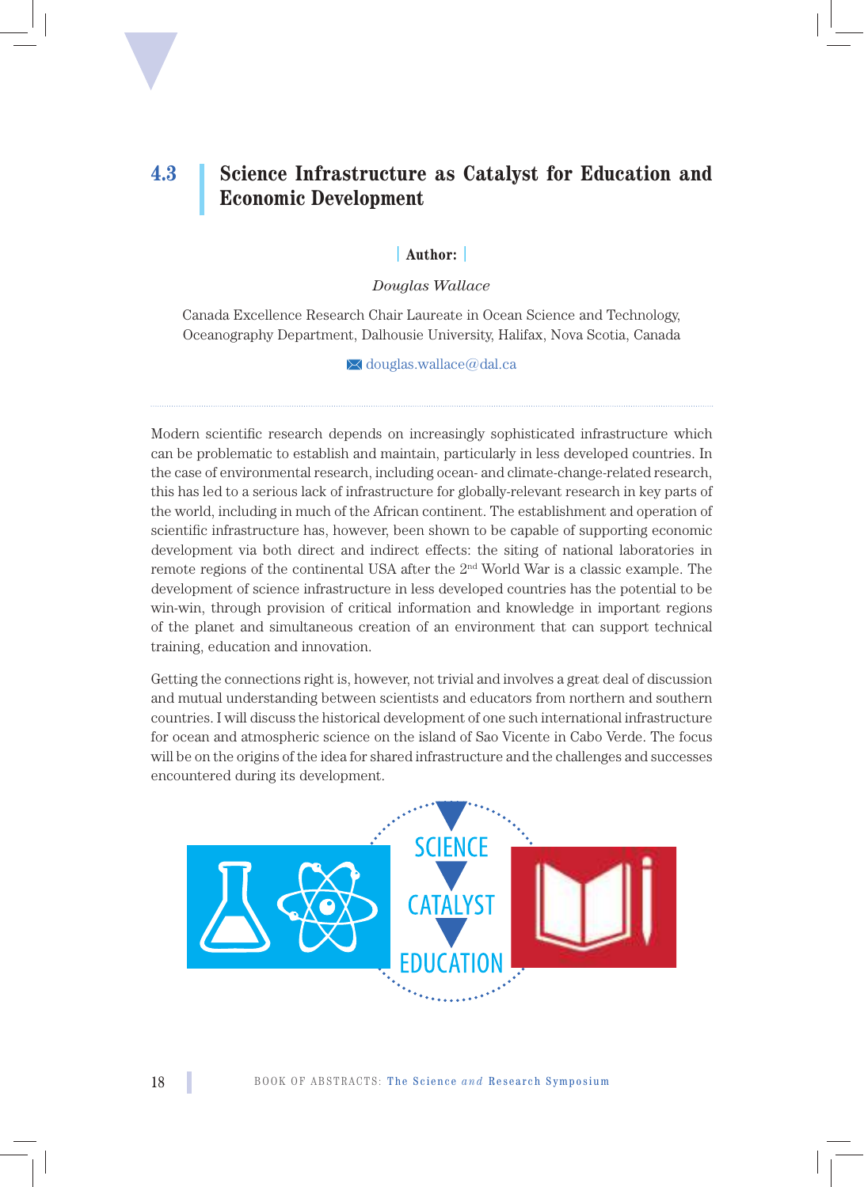## 4.3 Science Infrastructure as Catalyst for Education and Economic Development

**Author:**

*Douglas Wallace*

Canada Excellence Research Chair Laureate in Ocean Science and Technology, Oceanography Department, Dalhousie University, Halifax, Nova Scotia, Canada

douglas.wallace@dal.ca

---

Modern scientific research depends on increasingly sophisticated infrastructure which can be problematic to establish and maintain, particularly in less developed countries. In the case of environmental research, including ocean- and climate-change-related research, this has led to a serious lack of infrastructure for globally-relevant research in key parts of the world, including in much of the African continent. The establishment and operation of scientific infrastructure has, however, been shown to be capable of supporting economic development via both direct and indirect effects: the siting of national laboratories in remote regions of the continental USA after the 2nd World War is a classic example. The development of science infrastructure in less developed countries has the potential to be win-win, through provision of critical information and knowledge in important regions of the planet and simultaneous creation of an environment that can support technical training, education and innovation.

Getting the connections right is, however, not trivial and involves a great deal of discussion and mutual understanding between scientists and educators from northern and southern countries. I will discuss the historical development of one such international infrastructure for ocean and atmospheric science on the island of Sao Vicente in Cabo Verde. The focus will be on the origins of the idea for shared infrastructure and the challenges and successes encountered during its development.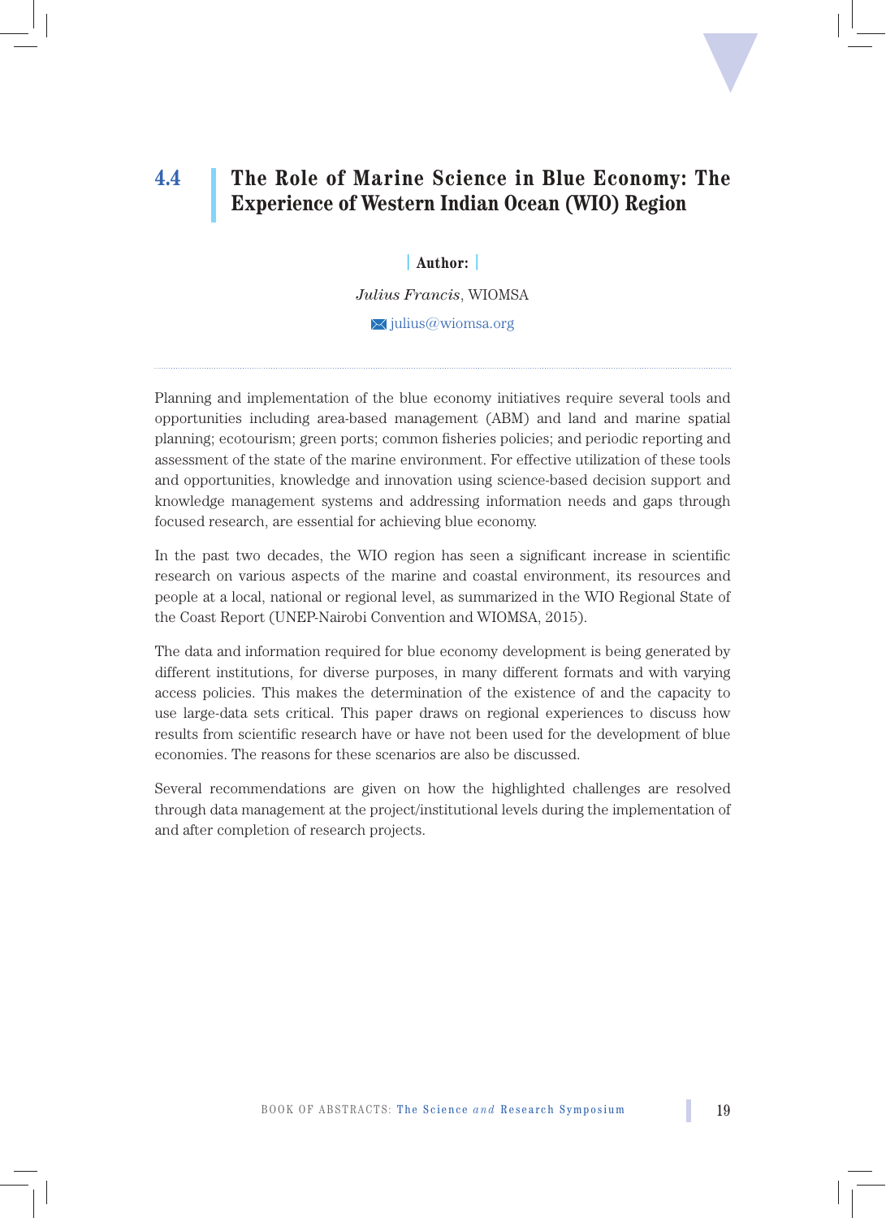## 4.4 The Role of Marine Science in Blue Economy: The Experience of Western Indian Ocean (WIO) Region

**Author:**

*Julius Francis*, WIOMSA

julius@wiomsa.org

Planning and implementation of the blue economy initiatives require several tools and opportunities including area-based management (ABM) and land and marine spatial planning; ecotourism; green ports; common fisheries policies; and periodic reporting and assessment of the state of the marine environment. For effective utilization of these tools and opportunities, knowledge and innovation using science-based decision support and knowledge management systems and addressing information needs and gaps through focused research, are essential for achieving blue economy.

In the past two decades, the WIO region has seen a significant increase in scientific research on various aspects of the marine and coastal environment, its resources and people at a local, national or regional level, as summarized in the WIO Regional State of the Coast Report (UNEP-Nairobi Convention and WIOMSA, 2015).

The data and information required for blue economy development is being generated by different institutions, for diverse purposes, in many different formats and with varying access policies. This makes the determination of the existence of and the capacity to use large-data sets critical. This paper draws on regional experiences to discuss how results from scientific research have or have not been used for the development of blue economies. The reasons for these scenarios are also be discussed.

Several recommendations are given on how the highlighted challenges are resolved through data management at the project/institutional levels during the implementation of and after completion of research projects.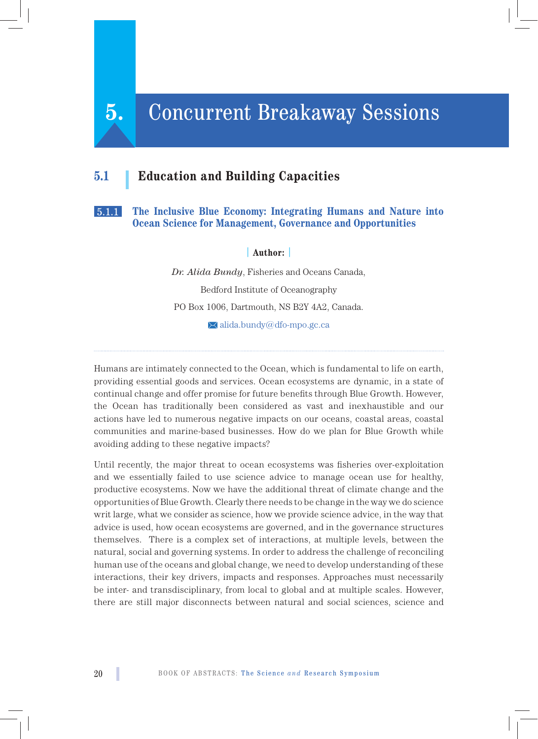# 5. Concurrent Breakaway Sessions

## 5.1 Education and Building Capacities

### 5.1.1 The Inclusive Blue Economy: Integrating Humans and Nature into Ocean Science for Management, Governance and Opportunities

**Author:**

*Dr. Alida Bundy*, Fisheries and Oceans Canada,

Bedford Institute of Oceanography

PO Box 1006, Dartmouth, NS B2Y 4A2, Canada.

alida.bundy@dfo-mpo.gc.ca

---

Humans are intimately connected to the Ocean, which is fundamental to life on earth, providing essential goods and services. Ocean ecosystems are dynamic, in a state of continual change and offer promise for future benefits through Blue Growth. However, the Ocean has traditionally been considered as vast and inexhaustible and our actions have led to numerous negative impacts on our oceans, coastal areas, coastal communities and marine-based businesses. How do we plan for Blue Growth while avoiding adding to these negative impacts?

Until recently, the major threat to ocean ecosystems was fisheries over-exploitation and we essentially failed to use science advice to manage ocean use for healthy, productive ecosystems. Now we have the additional threat of climate change and the opportunities of Blue Growth. Clearly there needs to be change in the way we do science writ large, what we consider as science, how we provide science advice, in the way that advice is used, how ocean ecosystems are governed, and in the governance structures themselves. There is a complex set of interactions, at multiple levels, between the natural, social and governing systems. In order to address the challenge of reconciling human use of the oceans and global change, we need to develop understanding of these interactions, their key drivers, impacts and responses. Approaches must necessarily be inter- and transdisciplinary, from local to global and at multiple scales. However, there are still major disconnects between natural and social sciences, science and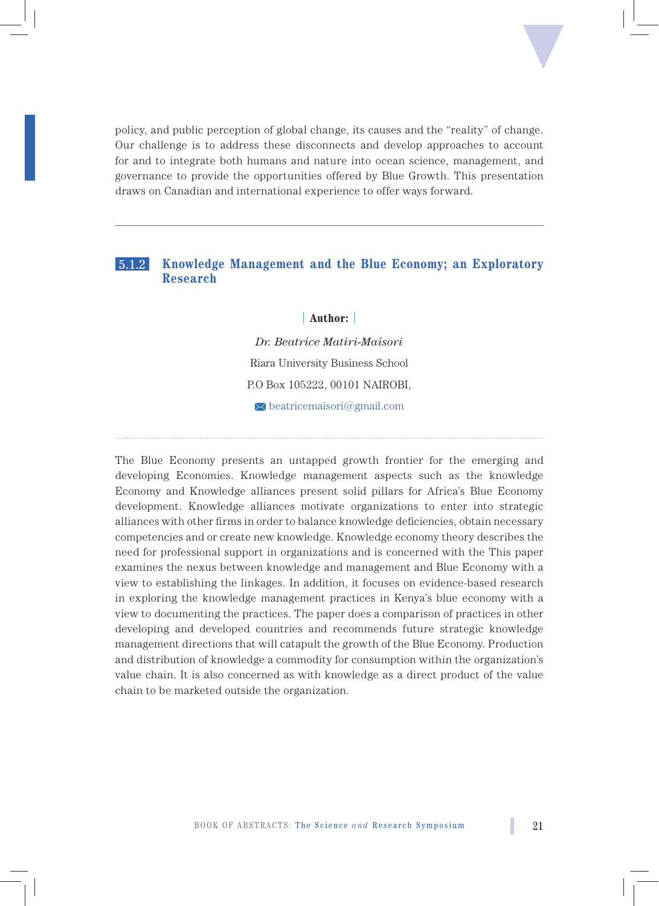policy, and public perception of global change, its causes and the "reality" of change. Our challenge is to address these disconnects and develop approaches to account for and to integrate both humans and nature into ocean science, management, and governance to provide the opportunities offered by Blue Growth. This presentation draws on Canadian and international experience to offer ways forward.

---

### 5.1.2 Knowledge Management and the Blue Economy; an Exploratory Research

**Author:**

*Dr. Beatrice Matiri-Maisori*

Riara University Business School

P.O Box 105222, 00101 NAIROBI,

beatricemaisori@gmail.com

The Blue Economy presents an untapped growth frontier for the emerging and developing Economies. Knowledge management aspects such as the knowledge Economy and Knowledge alliances present solid pillars for Africa's Blue Economy development. Knowledge alliances motivate organizations to enter into strategic alliances with other firms in order to balance knowledge deficiencies, obtain necessary competencies and or create new knowledge. Knowledge economy theory describes the need for professional support in organizations and is concerned with the This paper examines the nexus between knowledge and management and Blue Economy with a view to establishing the linkages. In addition, it focuses on evidence-based research in exploring the knowledge management practices in Kenya's blue economy with a view to documenting the practices. The paper does a comparison of practices in other developing and developed countries and recommends future strategic knowledge management directions that will catapult the growth of the Blue Economy. Production and distribution of knowledge a commodity for consumption within the organization's value chain. It is also concerned as with knowledge as a direct product of the value chain to be marketed outside the organization.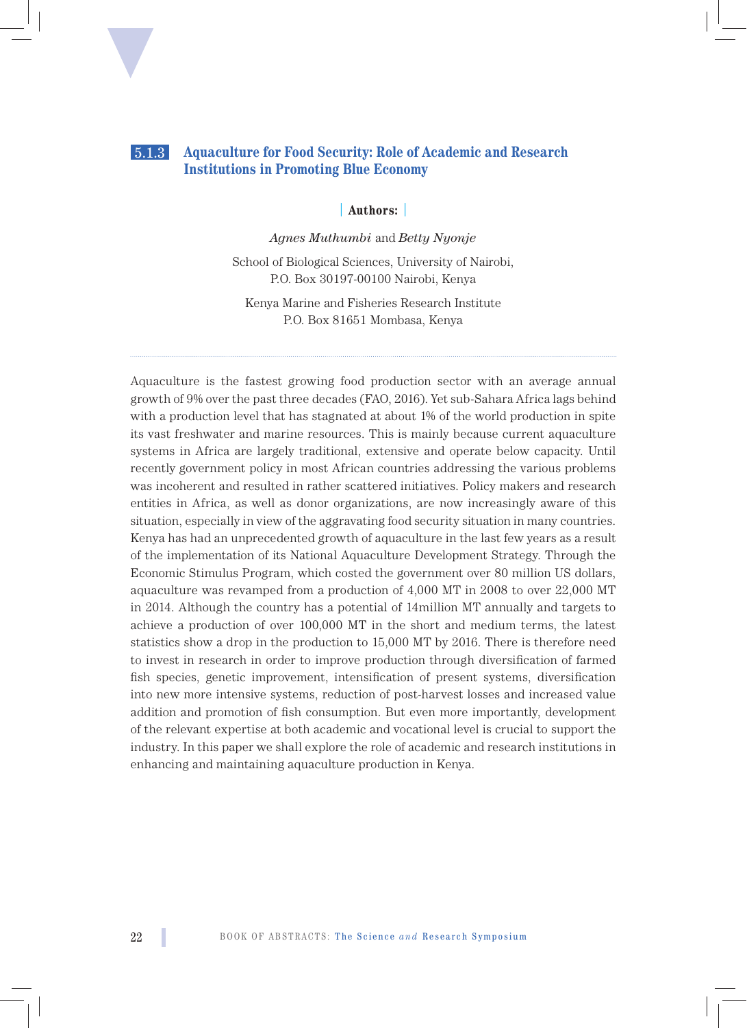### 5.1.3 Aquaculture for Food Security: Role of Academic and Research Institutions in Promoting Blue Economy

**Authors:**

*Agnes Muthumbi* and *Betty Nyonje*

School of Biological Sciences, University of Nairobi,
P.O. Box 30197-00100 Nairobi, Kenya

Kenya Marine and Fisheries Research Institute
P.O. Box 81651 Mombasa, Kenya

---

Aquaculture is the fastest growing food production sector with an average annual growth of 9% over the past three decades (FAO, 2016). Yet sub-Sahara Africa lags behind with a production level that has stagnated at about 1% of the world production in spite its vast freshwater and marine resources. This is mainly because current aquaculture systems in Africa are largely traditional, extensive and operate below capacity. Until recently government policy in most African countries addressing the various problems was incoherent and resulted in rather scattered initiatives. Policy makers and research entities in Africa, as well as donor organizations, are now increasingly aware of this situation, especially in view of the aggravating food security situation in many countries. Kenya has had an unprecedented growth of aquaculture in the last few years as a result of the implementation of its National Aquaculture Development Strategy. Through the Economic Stimulus Program, which costed the government over 80 million US dollars, aquaculture was revamped from a production of 4,000 MT in 2008 to over 22,000 MT in 2014. Although the country has a potential of 14million MT annually and targets to achieve a production of over 100,000 MT in the short and medium terms, the latest statistics show a drop in the production to 15,000 MT by 2016. There is therefore need to invest in research in order to improve production through diversification of farmed fish species, genetic improvement, intensification of present systems, diversification into new more intensive systems, reduction of post-harvest losses and increased value addition and promotion of fish consumption. But even more importantly, development of the relevant expertise at both academic and vocational level is crucial to support the industry. In this paper we shall explore the role of academic and research institutions in enhancing and maintaining aquaculture production in Kenya.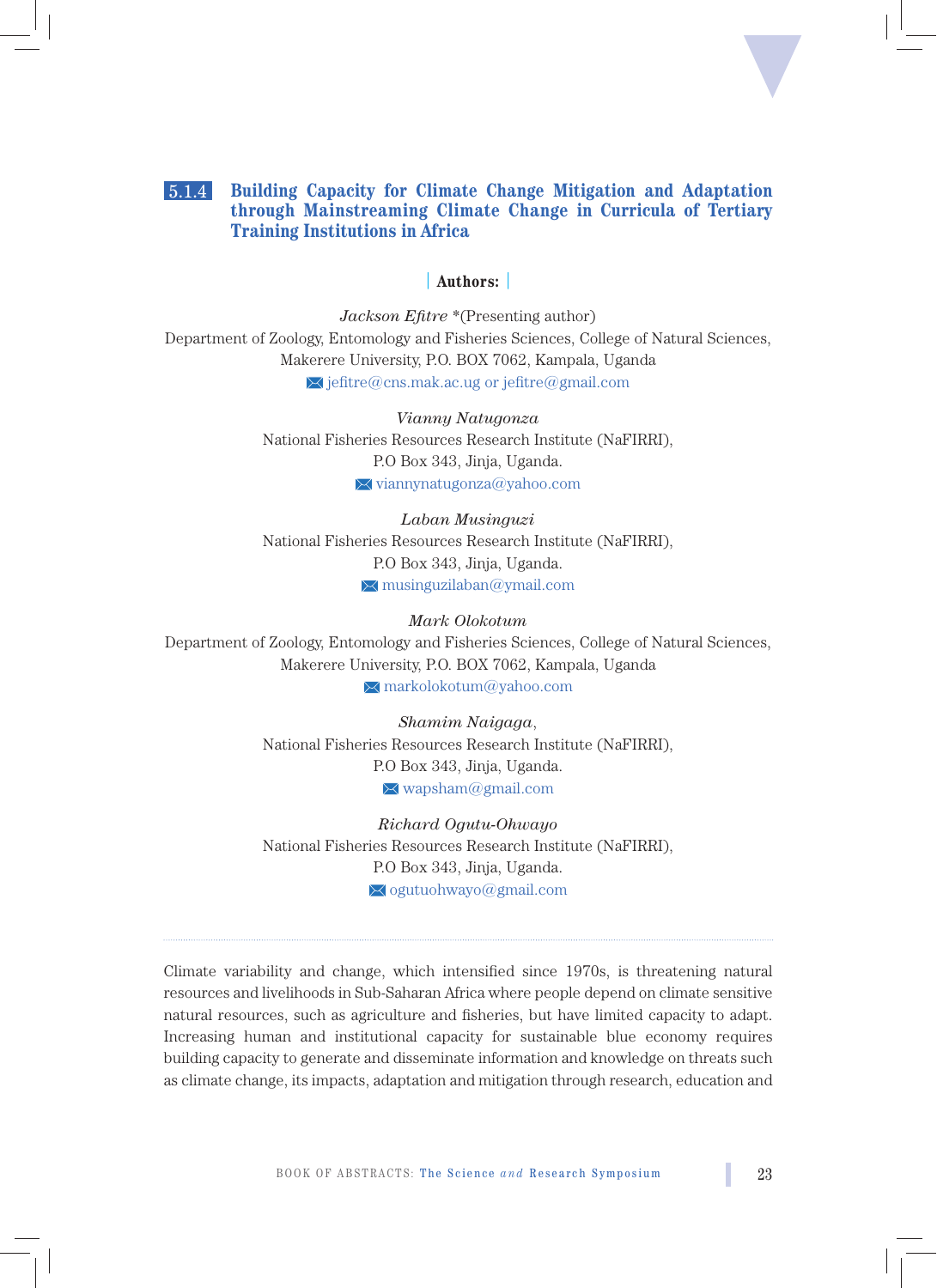## 5.1.4 Building Capacity for Climate Change Mitigation and Adaptation through Mainstreaming Climate Change in Curricula of Tertiary Training Institutions in Africa

**Authors:**

*Jackson Efitre* *(Presenting author)
Department of Zoology, Entomology and Fisheries Sciences, College of Natural Sciences, Makerere University, P.O. BOX 7062, Kampala, Uganda
jefitre@cns.mak.ac.ug or jefitre@gmail.com

*Vianny Natugonza*
National Fisheries Resources Research Institute (NaFIRRI),
P.O Box 343, Jinja, Uganda.
viannynatugonza@yahoo.com

*Laban Musinguzi*
National Fisheries Resources Research Institute (NaFIRRI),
P.O Box 343, Jinja, Uganda.
musinguzilaban@ymail.com

*Mark Olokotum*
Department of Zoology, Entomology and Fisheries Sciences, College of Natural Sciences, Makerere University, P.O. BOX 7062, Kampala, Uganda
markolokotum@yahoo.com

*Shamim Naigaga*,
National Fisheries Resources Research Institute (NaFIRRI),
P.O Box 343, Jinja, Uganda.
wapsham@gmail.com

*Richard Ogutu-Ohwayo*
National Fisheries Resources Research Institute (NaFIRRI),
P.O Box 343, Jinja, Uganda.
ogutuohwayo@gmail.com

---

Climate variability and change, which intensified since 1970s, is threatening natural resources and livelihoods in Sub-Saharan Africa where people depend on climate sensitive natural resources, such as agriculture and fisheries, but have limited capacity to adapt. Increasing human and institutional capacity for sustainable blue economy requires building capacity to generate and disseminate information and knowledge on threats such as climate change, its impacts, adaptation and mitigation through research, education and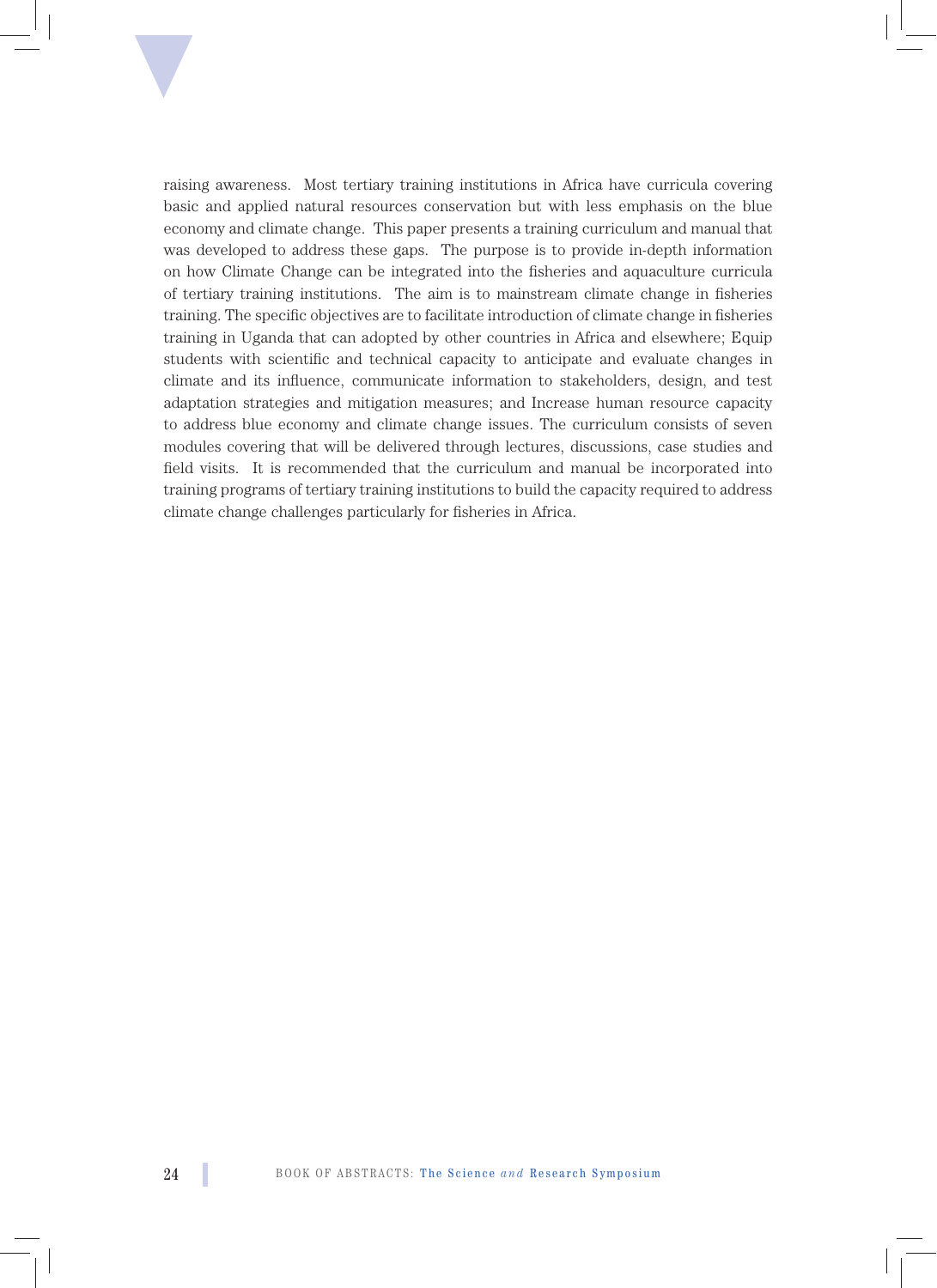raising awareness. Most tertiary training institutions in Africa have curricula covering basic and applied natural resources conservation but with less emphasis on the blue economy and climate change. This paper presents a training curriculum and manual that was developed to address these gaps. The purpose is to provide in-depth information on how Climate Change can be integrated into the fisheries and aquaculture curricula of tertiary training institutions. The aim is to mainstream climate change in fisheries training. The specific objectives are to facilitate introduction of climate change in fisheries training in Uganda that can adopted by other countries in Africa and elsewhere; Equip students with scientific and technical capacity to anticipate and evaluate changes in climate and its influence, communicate information to stakeholders, design, and test adaptation strategies and mitigation measures; and Increase human resource capacity to address blue economy and climate change issues. The curriculum consists of seven modules covering that will be delivered through lectures, discussions, case studies and field visits. It is recommended that the curriculum and manual be incorporated into training programs of tertiary training institutions to build the capacity required to address climate change challenges particularly for fisheries in Africa.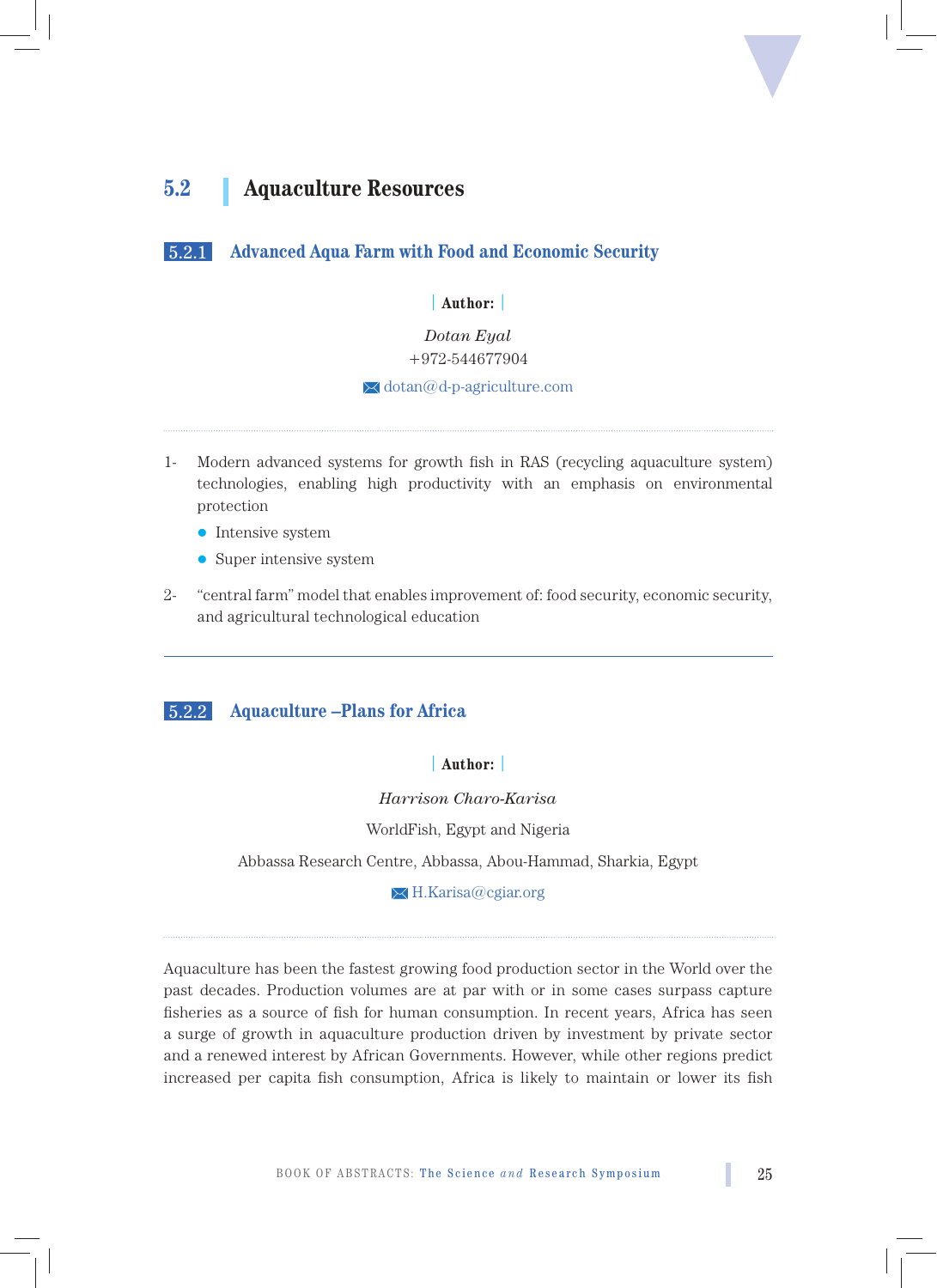## 5.2 Aquaculture Resources

### 5.2.1 Advanced Aqua Farm with Food and Economic Security

**Author:**

*Dotan Eyal*

+972-544677904

dotan@d-p-agriculture.com

---

1- Modern advanced systems for growth fish in RAS (recycling aquaculture system) technologies, enabling high productivity with an emphasis on environmental protection

- Intensive system
- Super intensive system

2- "central farm" model that enables improvement of: food security, economic security, and agricultural technological education

---

### 5.2.2 Aquaculture –Plans for Africa

**Author:**

*Harrison Charo-Karisa*

WorldFish, Egypt and Nigeria

Abbassa Research Centre, Abbassa, Abou-Hammad, Sharkia, Egypt

H.Karisa@cgiar.org

---

Aquaculture has been the fastest growing food production sector in the World over the past decades. Production volumes are at par with or in some cases surpass capture fisheries as a source of fish for human consumption. In recent years, Africa has seen a surge of growth in aquaculture production driven by investment by private sector and a renewed interest by African Governments. However, while other regions predict increased per capita fish consumption, Africa is likely to maintain or lower its fish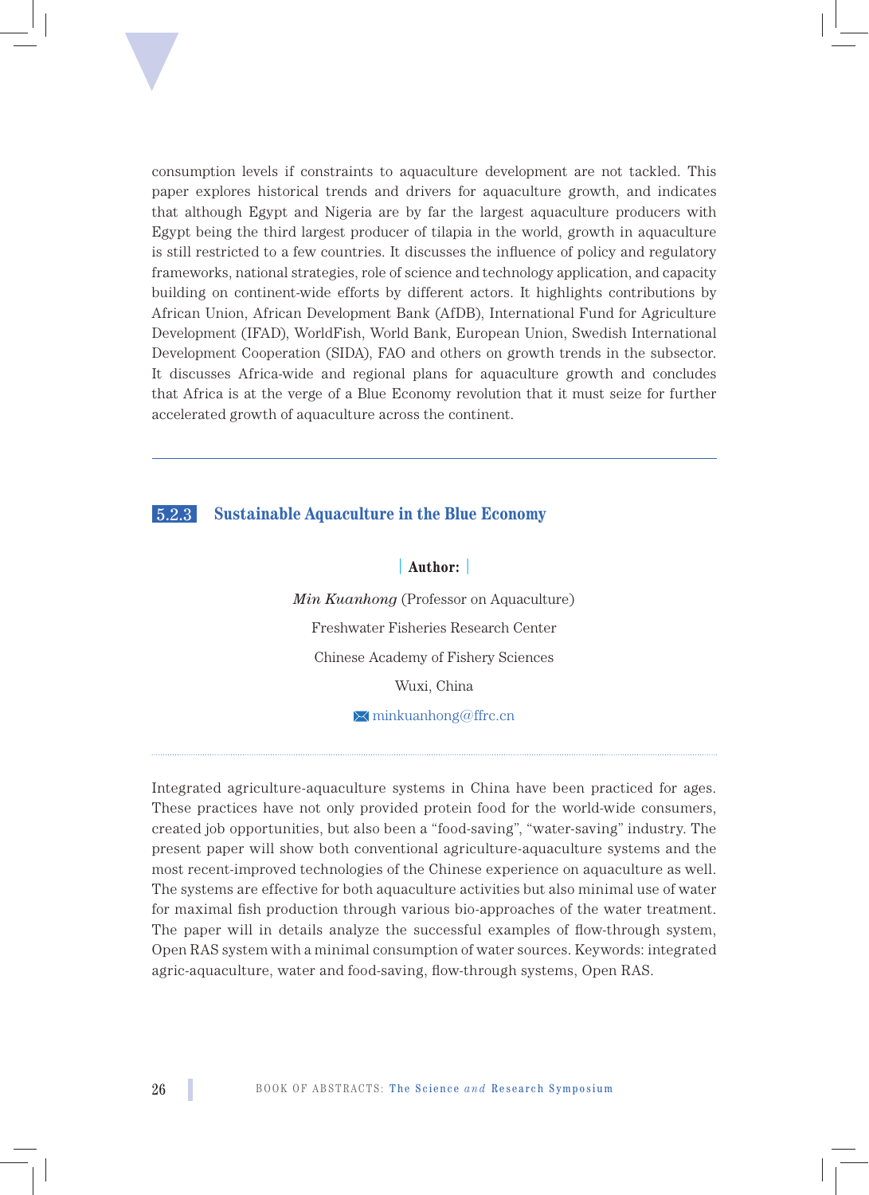consumption levels if constraints to aquaculture development are not tackled. This paper explores historical trends and drivers for aquaculture growth, and indicates that although Egypt and Nigeria are by far the largest aquaculture producers with Egypt being the third largest producer of tilapia in the world, growth in aquaculture is still restricted to a few countries. It discusses the influence of policy and regulatory frameworks, national strategies, role of science and technology application, and capacity building on continent-wide efforts by different actors. It highlights contributions by African Union, African Development Bank (AfDB), International Fund for Agriculture Development (IFAD), WorldFish, World Bank, European Union, Swedish International Development Cooperation (SIDA), FAO and others on growth trends in the subsector. It discusses Africa-wide and regional plans for aquaculture growth and concludes that Africa is at the verge of a Blue Economy revolution that it must seize for further accelerated growth of aquaculture across the continent.

---

## 5.2.3 Sustainable Aquaculture in the Blue Economy

**Author:**

*Min Kuanhong* (Professor on Aquaculture)

Freshwater Fisheries Research Center

Chinese Academy of Fishery Sciences

Wuxi, China

minkuanhong@ffrc.cn

---

Integrated agriculture-aquaculture systems in China have been practiced for ages. These practices have not only provided protein food for the world-wide consumers, created job opportunities, but also been a "food-saving", "water-saving" industry. The present paper will show both conventional agriculture-aquaculture systems and the most recent-improved technologies of the Chinese experience on aquaculture as well. The systems are effective for both aquaculture activities but also minimal use of water for maximal fish production through various bio-approaches of the water treatment. The paper will in details analyze the successful examples of flow-through system, Open RAS system with a minimal consumption of water sources. Keywords: integrated agric-aquaculture, water and food-saving, flow-through systems, Open RAS.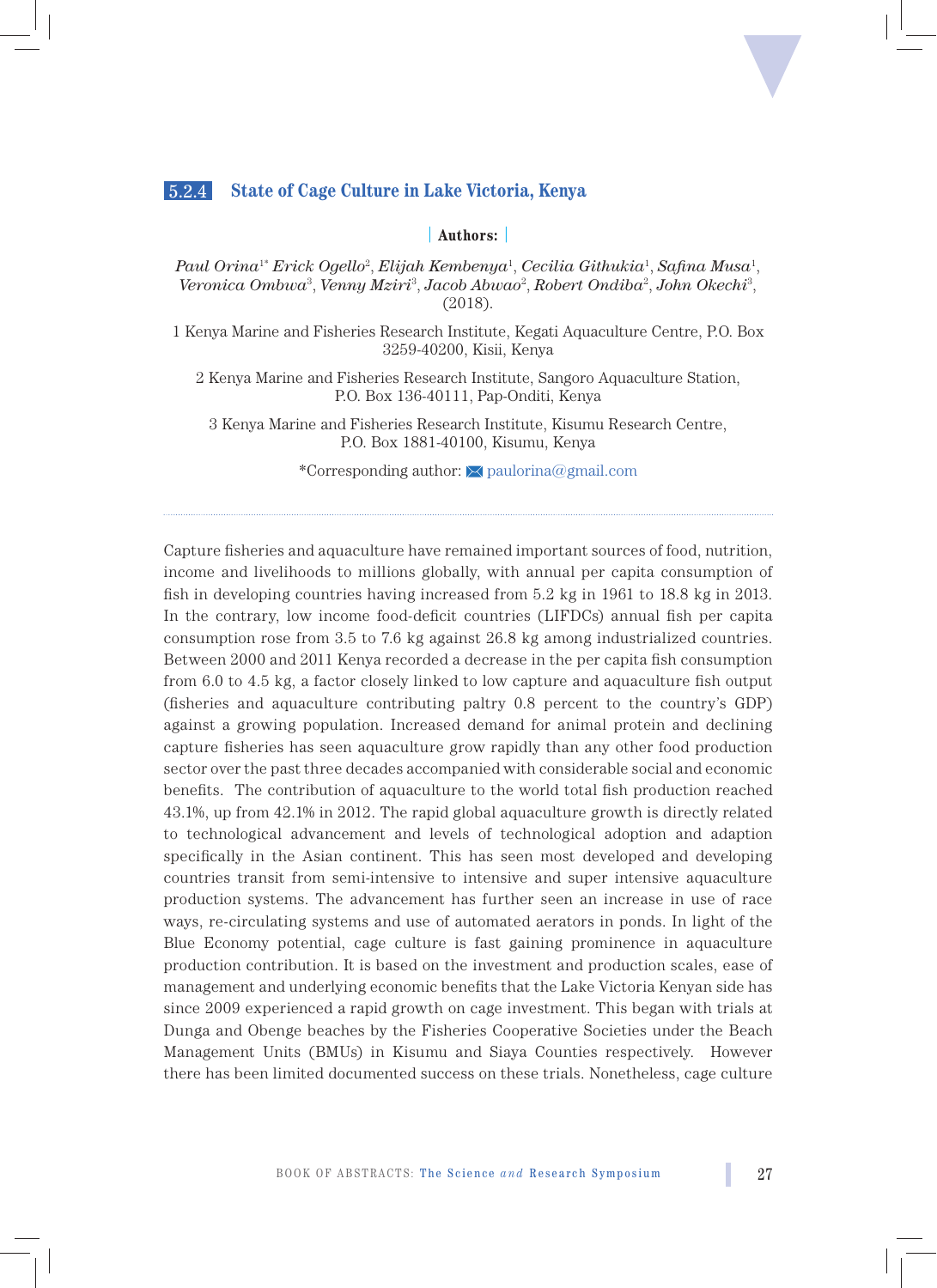## 5.2.4 State of Cage Culture in Lake Victoria, Kenya

**Authors:**

*Paul Orina*[1*] *Erick Ogello*[2], *Elijah Kembenya*[1], *Cecilia Githukia*[1], *Safina Musa*[1], *Veronica Ombwa*[3], *Venny Mziri*[3], *Jacob Abwao*[2], *Robert Ondiba*[2], *John Okechi*[3], (2018).

1 Kenya Marine and Fisheries Research Institute, Kegati Aquaculture Centre, P.O. Box 3259-40200, Kisii, Kenya

2 Kenya Marine and Fisheries Research Institute, Sangoro Aquaculture Station, P.O. Box 136-40111, Pap-Onditi, Kenya

3 Kenya Marine and Fisheries Research Institute, Kisumu Research Centre, P.O. Box 1881-40100, Kisumu, Kenya

*Corresponding author: paulorina@gmail.com

---

Capture fisheries and aquaculture have remained important sources of food, nutrition, income and livelihoods to millions globally, with annual per capita consumption of fish in developing countries having increased from 5.2 kg in 1961 to 18.8 kg in 2013. In the contrary, low income food-deficit countries (LIFDCs) annual fish per capita consumption rose from 3.5 to 7.6 kg against 26.8 kg among industrialized countries. Between 2000 and 2011 Kenya recorded a decrease in the per capita fish consumption from 6.0 to 4.5 kg, a factor closely linked to low capture and aquaculture fish output (fisheries and aquaculture contributing paltry 0.8 percent to the country's GDP) against a growing population. Increased demand for animal protein and declining capture fisheries has seen aquaculture grow rapidly than any other food production sector over the past three decades accompanied with considerable social and economic benefits. The contribution of aquaculture to the world total fish production reached 43.1%, up from 42.1% in 2012. The rapid global aquaculture growth is directly related to technological advancement and levels of technological adoption and adaption specifically in the Asian continent. This has seen most developed and developing countries transit from semi-intensive to intensive and super intensive aquaculture production systems. The advancement has further seen an increase in use of race ways, re-circulating systems and use of automated aerators in ponds. In light of the Blue Economy potential, cage culture is fast gaining prominence in aquaculture production contribution. It is based on the investment and production scales, ease of management and underlying economic benefits that the Lake Victoria Kenyan side has since 2009 experienced a rapid growth on cage investment. This began with trials at Dunga and Obenge beaches by the Fisheries Cooperative Societies under the Beach Management Units (BMUs) in Kisumu and Siaya Counties respectively. However there has been limited documented success on these trials. Nonetheless, cage culture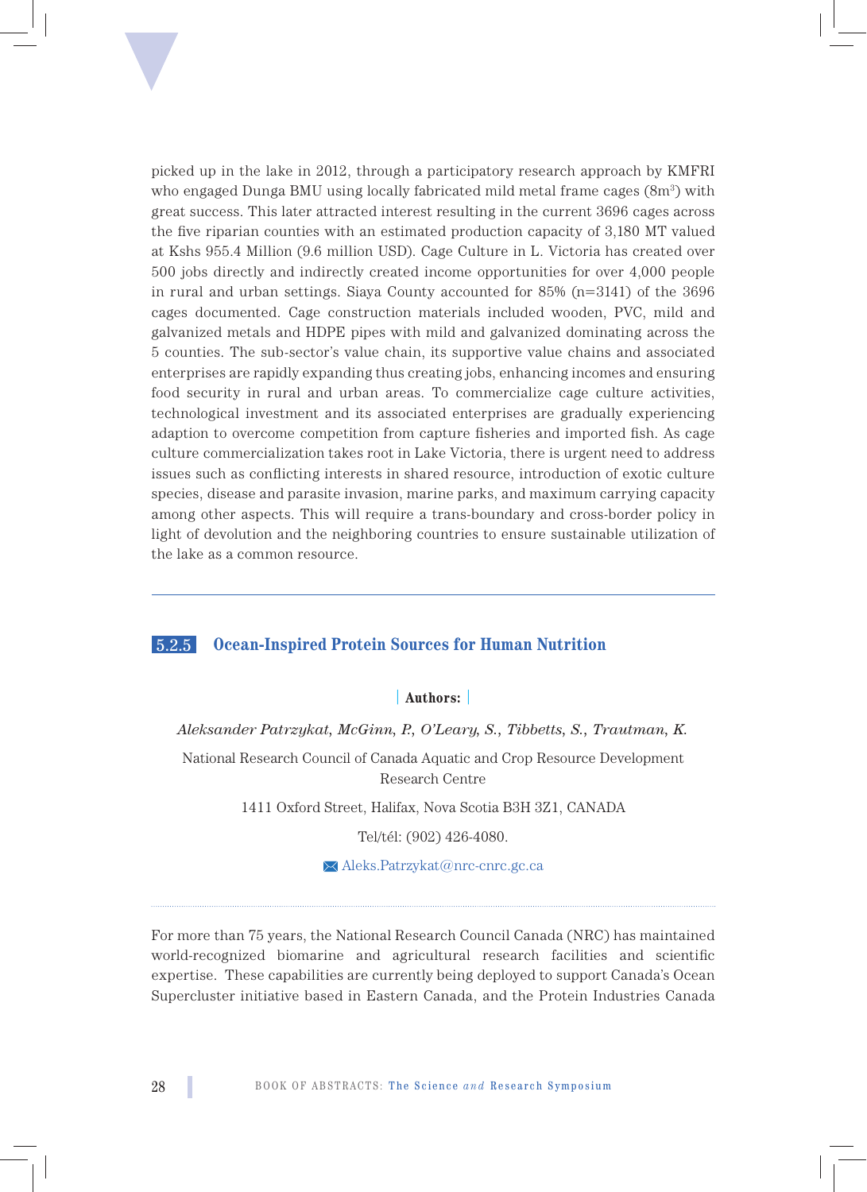picked up in the lake in 2012, through a participatory research approach by KMFRI who engaged Dunga BMU using locally fabricated mild metal frame cages ($8m^3$) with great success. This later attracted interest resulting in the current 3696 cages across the five riparian counties with an estimated production capacity of 3,180 MT valued at Kshs 955.4 Million (9.6 million USD). Cage Culture in L. Victoria has created over 500 jobs directly and indirectly created income opportunities for over 4,000 people in rural and urban settings. Siaya County accounted for 85% (n=3141) of the 3696 cages documented. Cage construction materials included wooden, PVC, mild and galvanized metals and HDPE pipes with mild and galvanized dominating across the 5 counties. The sub-sector's value chain, its supportive value chains and associated enterprises are rapidly expanding thus creating jobs, enhancing incomes and ensuring food security in rural and urban areas. To commercialize cage culture activities, technological investment and its associated enterprises are gradually experiencing adaption to overcome competition from capture fisheries and imported fish. As cage culture commercialization takes root in Lake Victoria, there is urgent need to address issues such as conflicting interests in shared resource, introduction of exotic culture species, disease and parasite invasion, marine parks, and maximum carrying capacity among other aspects. This will require a trans-boundary and cross-border policy in light of devolution and the neighboring countries to ensure sustainable utilization of the lake as a common resource.

---

## 5.2.5 Ocean-Inspired Protein Sources for Human Nutrition

**Authors:**

*Aleksander Patrzykat, McGinn, P., O'Leary, S., Tibbetts, S., Trautman, K.*

National Research Council of Canada Aquatic and Crop Resource Development Research Centre

1411 Oxford Street, Halifax, Nova Scotia B3H 3Z1, CANADA

Tel/tél: (902) 426-4080.

Aleks.Patrzykat@nrc-cnrc.gc.ca

For more than 75 years, the National Research Council Canada (NRC) has maintained world-recognized biomarine and agricultural research facilities and scientific expertise. These capabilities are currently being deployed to support Canada's Ocean Supercluster initiative based in Eastern Canada, and the Protein Industries Canada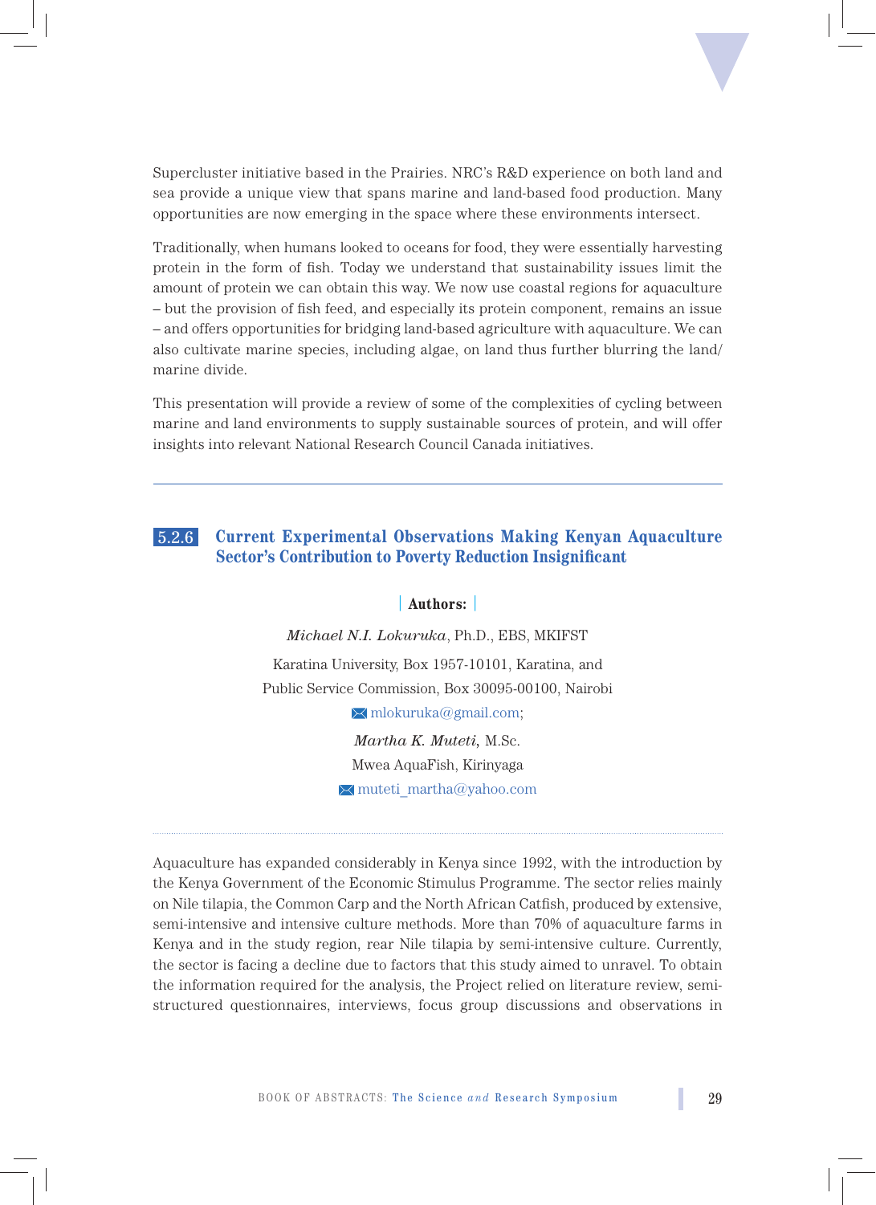Supercluster initiative based in the Prairies. NRC's R&D experience on both land and sea provide a unique view that spans marine and land-based food production. Many opportunities are now emerging in the space where these environments intersect.

Traditionally, when humans looked to oceans for food, they were essentially harvesting protein in the form of fish. Today we understand that sustainability issues limit the amount of protein we can obtain this way. We now use coastal regions for aquaculture – but the provision of fish feed, and especially its protein component, remains an issue – and offers opportunities for bridging land-based agriculture with aquaculture. We can also cultivate marine species, including algae, on land thus further blurring the land/marine divide.

This presentation will provide a review of some of the complexities of cycling between marine and land environments to supply sustainable sources of protein, and will offer insights into relevant National Research Council Canada initiatives.

---

## 5.2.6 Current Experimental Observations Making Kenyan Aquaculture Sector's Contribution to Poverty Reduction Insignificant

**Authors:**

*Michael N.I. Lokuruka*, Ph.D., EBS, MKIFST

Karatina University, Box 1957-10101, Karatina, and

Public Service Commission, Box 30095-00100, Nairobi

mlokuruka@gmail.com;

*Martha K. Muteti*, M.Sc.

Mwea AquaFish, Kirinyaga

muteti_martha@yahoo.com

Aquaculture has expanded considerably in Kenya since 1992, with the introduction by the Kenya Government of the Economic Stimulus Programme. The sector relies mainly on Nile tilapia, the Common Carp and the North African Catfish, produced by extensive, semi-intensive and intensive culture methods. More than 70% of aquaculture farms in Kenya and in the study region, rear Nile tilapia by semi-intensive culture. Currently, the sector is facing a decline due to factors that this study aimed to unravel. To obtain the information required for the analysis, the Project relied on literature review, semi-structured questionnaires, interviews, focus group discussions and observations in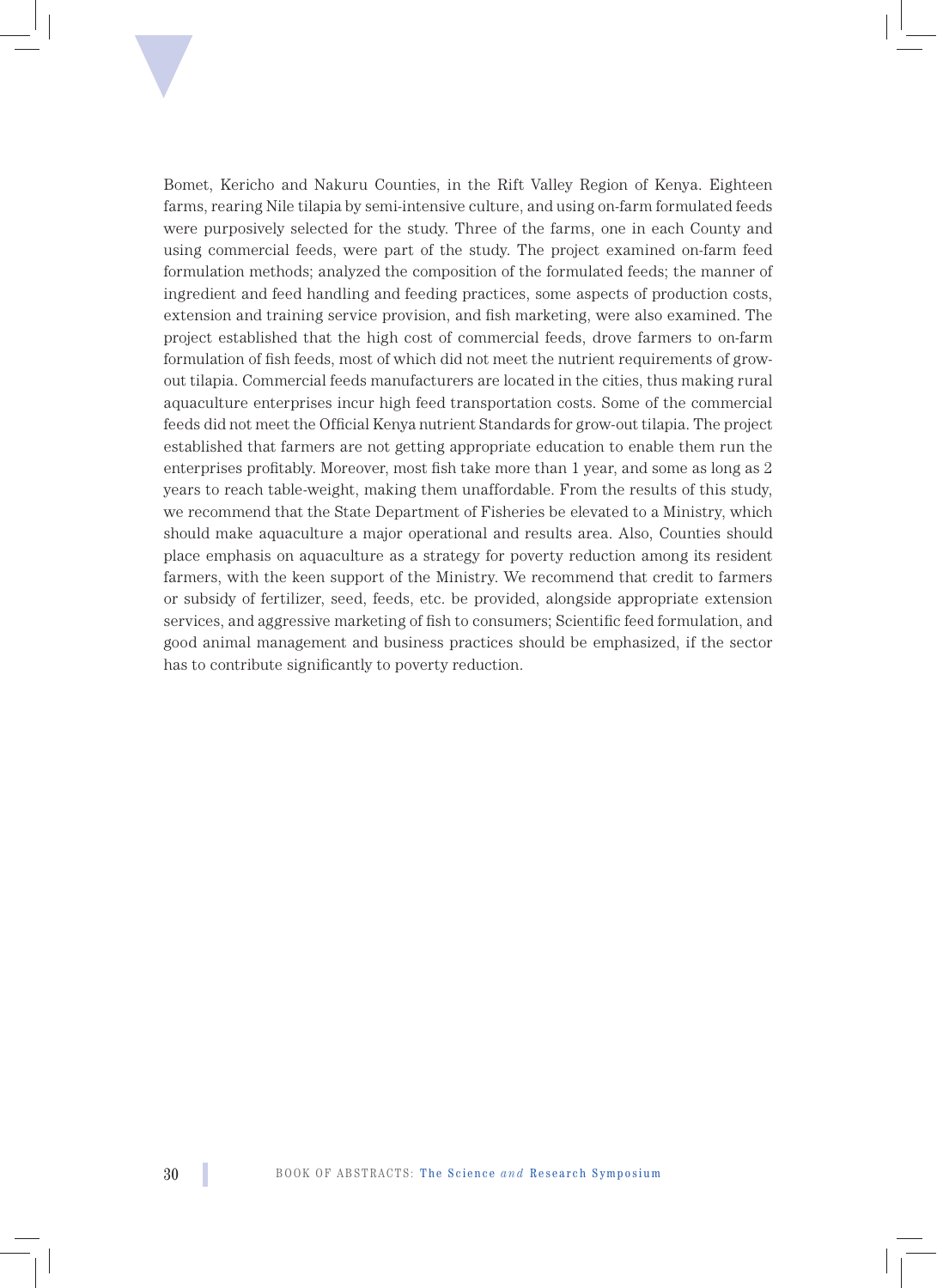Bomet, Kericho and Nakuru Counties, in the Rift Valley Region of Kenya. Eighteen farms, rearing Nile tilapia by semi-intensive culture, and using on-farm formulated feeds were purposively selected for the study. Three of the farms, one in each County and using commercial feeds, were part of the study. The project examined on-farm feed formulation methods; analyzed the composition of the formulated feeds; the manner of ingredient and feed handling and feeding practices, some aspects of production costs, extension and training service provision, and fish marketing, were also examined. The project established that the high cost of commercial feeds, drove farmers to on-farm formulation of fish feeds, most of which did not meet the nutrient requirements of grow-out tilapia. Commercial feeds manufacturers are located in the cities, thus making rural aquaculture enterprises incur high feed transportation costs. Some of the commercial feeds did not meet the Official Kenya nutrient Standards for grow-out tilapia. The project established that farmers are not getting appropriate education to enable them run the enterprises profitably. Moreover, most fish take more than 1 year, and some as long as 2 years to reach table-weight, making them unaffordable. From the results of this study, we recommend that the State Department of Fisheries be elevated to a Ministry, which should make aquaculture a major operational and results area. Also, Counties should place emphasis on aquaculture as a strategy for poverty reduction among its resident farmers, with the keen support of the Ministry. We recommend that credit to farmers or subsidy of fertilizer, seed, feeds, etc. be provided, alongside appropriate extension services, and aggressive marketing of fish to consumers; Scientific feed formulation, and good animal management and business practices should be emphasized, if the sector has to contribute significantly to poverty reduction.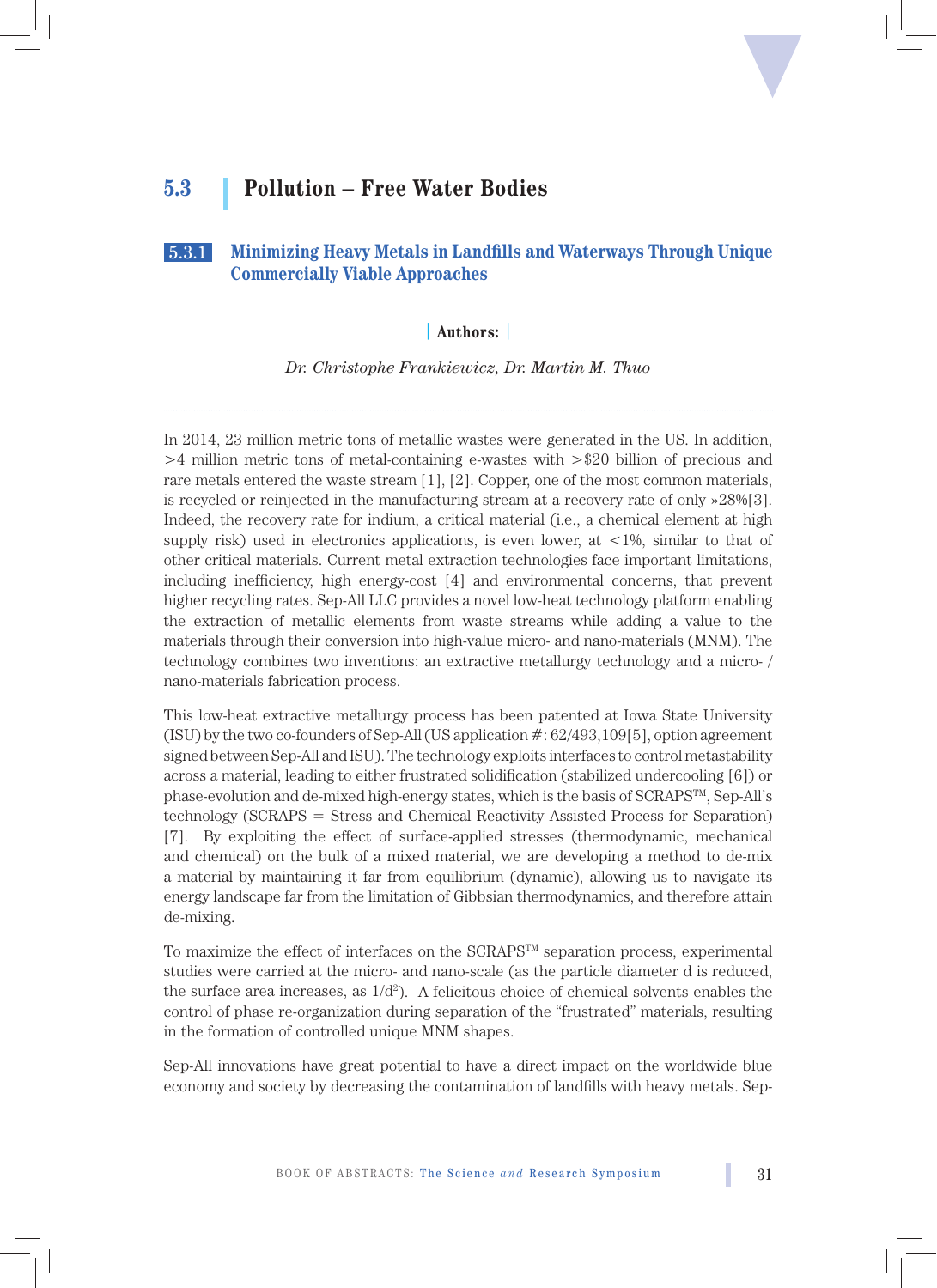# 5.3 Pollution – Free Water Bodies

## 5.3.1 Minimizing Heavy Metals in Landfills and Waterways Through Unique Commercially Viable Approaches

**Authors:**

*Dr. Christophe Frankiewicz, Dr. Martin M. Thuo*

In 2014, 23 million metric tons of metallic wastes were generated in the US. In addition, >4 million metric tons of metal-containing e-wastes with >$20 billion of precious and rare metals entered the waste stream [1], [2]. Copper, one of the most common materials, is recycled or reinjected in the manufacturing stream at a recovery rate of only »28%[3]. Indeed, the recovery rate for indium, a critical material (i.e., a chemical element at high supply risk) used in electronics applications, is even lower, at <1%, similar to that of other critical materials. Current metal extraction technologies face important limitations, including inefficiency, high energy-cost [4] and environmental concerns, that prevent higher recycling rates. Sep-All LLC provides a novel low-heat technology platform enabling the extraction of metallic elements from waste streams while adding a value to the materials through their conversion into high-value micro- and nano-materials (MNM). The technology combines two inventions: an extractive metallurgy technology and a micro- / nano-materials fabrication process.

This low-heat extractive metallurgy process has been patented at Iowa State University (ISU) by the two co-founders of Sep-All (US application #: 62/493,109[5], option agreement signed between Sep-All and ISU). The technology exploits interfaces to control metastability across a material, leading to either frustrated solidification (stabilized undercooling [6]) or phase-evolution and de-mixed high-energy states, which is the basis of SCRAPS™, Sep-All's technology (SCRAPS = Stress and Chemical Reactivity Assisted Process for Separation) [7]. By exploiting the effect of surface-applied stresses (thermodynamic, mechanical and chemical) on the bulk of a mixed material, we are developing a method to de-mix a material by maintaining it far from equilibrium (dynamic), allowing us to navigate its energy landscape far from the limitation of Gibbsian thermodynamics, and therefore attain de-mixing.

To maximize the effect of interfaces on the SCRAPS™ separation process, experimental studies were carried at the micro- and nano-scale (as the particle diameter d is reduced, the surface area increases, as $1/d^2$). A felicitous choice of chemical solvents enables the control of phase re-organization during separation of the "frustrated" materials, resulting in the formation of controlled unique MNM shapes.

Sep-All innovations have great potential to have a direct impact on the worldwide blue economy and society by decreasing the contamination of landfills with heavy metals. Sep-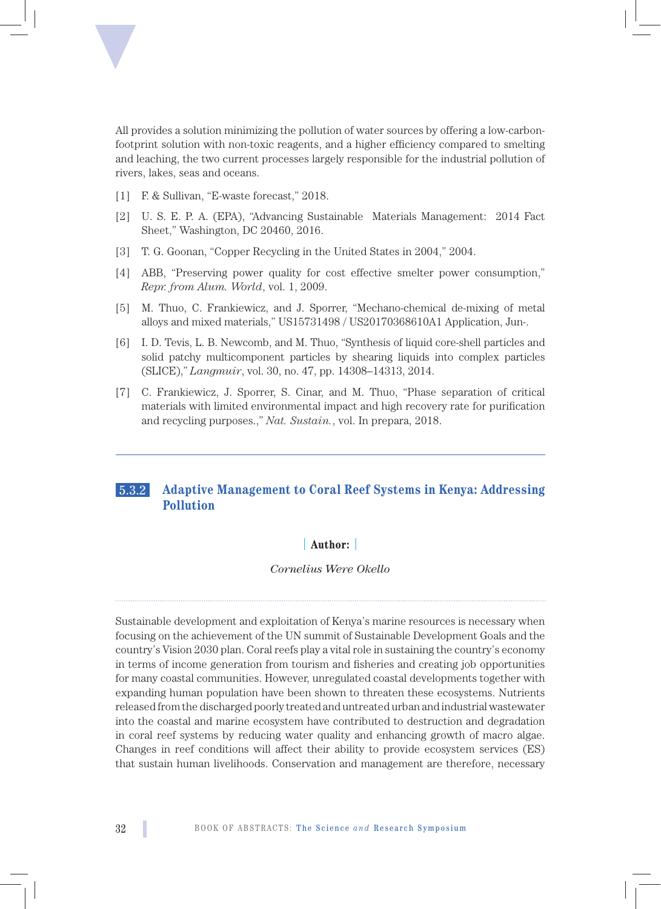All provides a solution minimizing the pollution of water sources by offering a low-carbon-footprint solution with non-toxic reagents, and a higher efficiency compared to smelting and leaching, the two current processes largely responsible for the industrial pollution of rivers, lakes, seas and oceans.

[1] F. & Sullivan, "E-waste forecast," 2018.

[2] U. S. E. P. A. (EPA), "Advancing Sustainable Materials Management: 2014 Fact Sheet," Washington, DC 20460, 2016.

[3] T. G. Goonan, "Copper Recycling in the United States in 2004," 2004.

[4] ABB, "Preserving power quality for cost effective smelter power consumption," *Repr. from Alum. World*, vol. 1, 2009.

[5] M. Thuo, C. Frankiewicz, and J. Sporrer, "Mechano-chemical de-mixing of metal alloys and mixed materials," US15731498 / US20170368610A1 Application, Jun-.

[6] I. D. Tevis, L. B. Newcomb, and M. Thuo, "Synthesis of liquid core-shell particles and solid patchy multicomponent particles by shearing liquids into complex particles (SLICE)," *Langmuir*, vol. 30, no. 47, pp. 14308–14313, 2014.

[7] C. Frankiewicz, J. Sporrer, S. Cinar, and M. Thuo, "Phase separation of critical materials with limited environmental impact and high recovery rate for purification and recycling purposes.," *Nat. Sustain.*, vol. In prepara, 2018.

---

## 5.3.2 Adaptive Management to Coral Reef Systems in Kenya: Addressing Pollution

**Author:**

*Cornelius Were Okello*

Sustainable development and exploitation of Kenya's marine resources is necessary when focusing on the achievement of the UN summit of Sustainable Development Goals and the country's Vision 2030 plan. Coral reefs play a vital role in sustaining the country's economy in terms of income generation from tourism and fisheries and creating job opportunities for many coastal communities. However, unregulated coastal developments together with expanding human population have been shown to threaten these ecosystems. Nutrients released from the discharged poorly treated and untreated urban and industrial wastewater into the coastal and marine ecosystem have contributed to destruction and degradation in coral reef systems by reducing water quality and enhancing growth of macro algae. Changes in reef conditions will affect their ability to provide ecosystem services (ES) that sustain human livelihoods. Conservation and management are therefore, necessary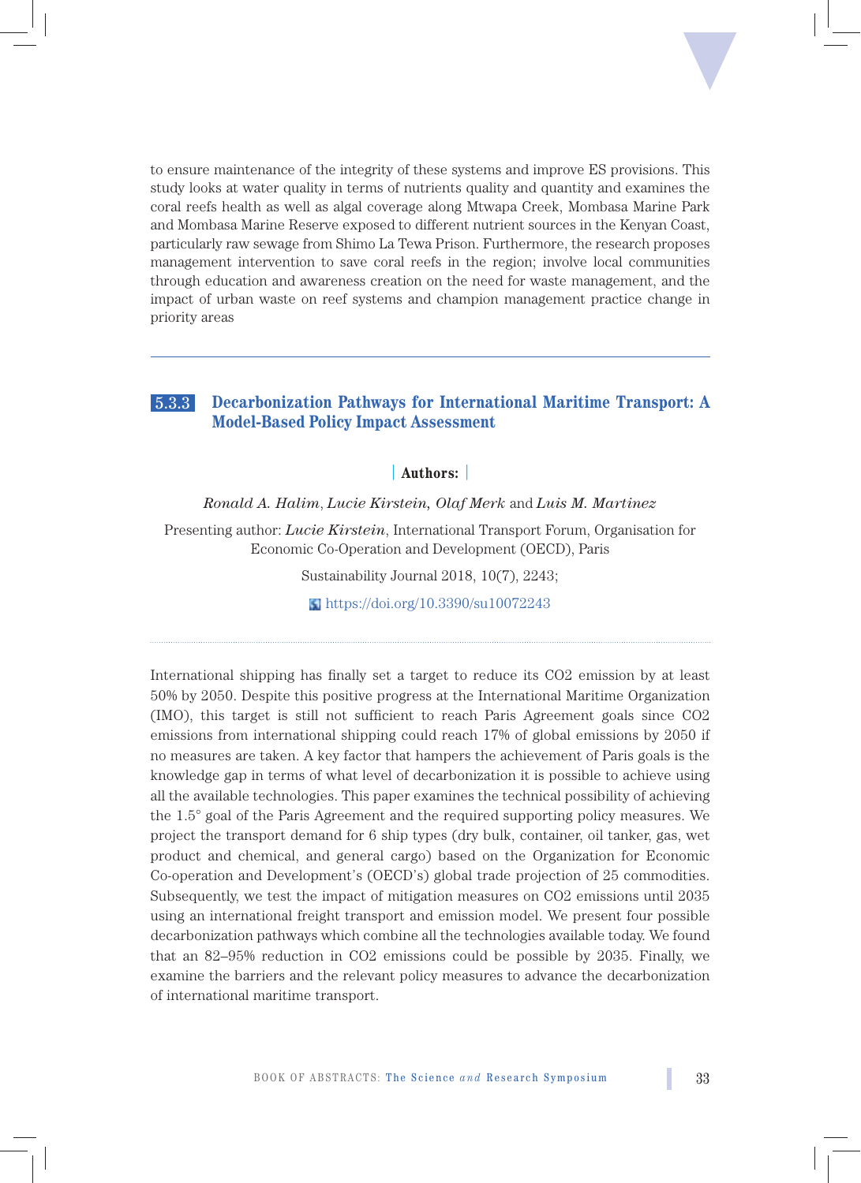to ensure maintenance of the integrity of these systems and improve ES provisions. This study looks at water quality in terms of nutrients quality and quantity and examines the coral reefs health as well as algal coverage along Mtwapa Creek, Mombasa Marine Park and Mombasa Marine Reserve exposed to different nutrient sources in the Kenyan Coast, particularly raw sewage from Shimo La Tewa Prison. Furthermore, the research proposes management intervention to save coral reefs in the region; involve local communities through education and awareness creation on the need for waste management, and the impact of urban waste on reef systems and champion management practice change in priority areas

---

### 5.3.3 Decarbonization Pathways for International Maritime Transport: A Model-Based Policy Impact Assessment

**Authors:**

*Ronald A. Halim*, *Lucie Kirstein*, *Olaf Merk* and *Luis M. Martinez*

Presenting author: *Lucie Kirstein*, International Transport Forum, Organisation for Economic Co-Operation and Development (OECD), Paris

Sustainability Journal 2018, 10(7), 2243;

https://doi.org/10.3390/su10072243

International shipping has finally set a target to reduce its $CO_2$ emission by at least 50% by 2050. Despite this positive progress at the International Maritime Organization (IMO), this target is still not sufficient to reach Paris Agreement goals since $CO_2$ emissions from international shipping could reach 17% of global emissions by 2050 if no measures are taken. A key factor that hampers the achievement of Paris goals is the knowledge gap in terms of what level of decarbonization it is possible to achieve using all the available technologies. This paper examines the technical possibility of achieving the 1.5° goal of the Paris Agreement and the required supporting policy measures. We project the transport demand for 6 ship types (dry bulk, container, oil tanker, gas, wet product and chemical, and general cargo) based on the Organization for Economic Co-operation and Development's (OECD's) global trade projection of 25 commodities. Subsequently, we test the impact of mitigation measures on $CO_2$ emissions until 2035 using an international freight transport and emission model. We present four possible decarbonization pathways which combine all the technologies available today. We found that an 82–95% reduction in $CO_2$ emissions could be possible by 2035. Finally, we examine the barriers and the relevant policy measures to advance the decarbonization of international maritime transport.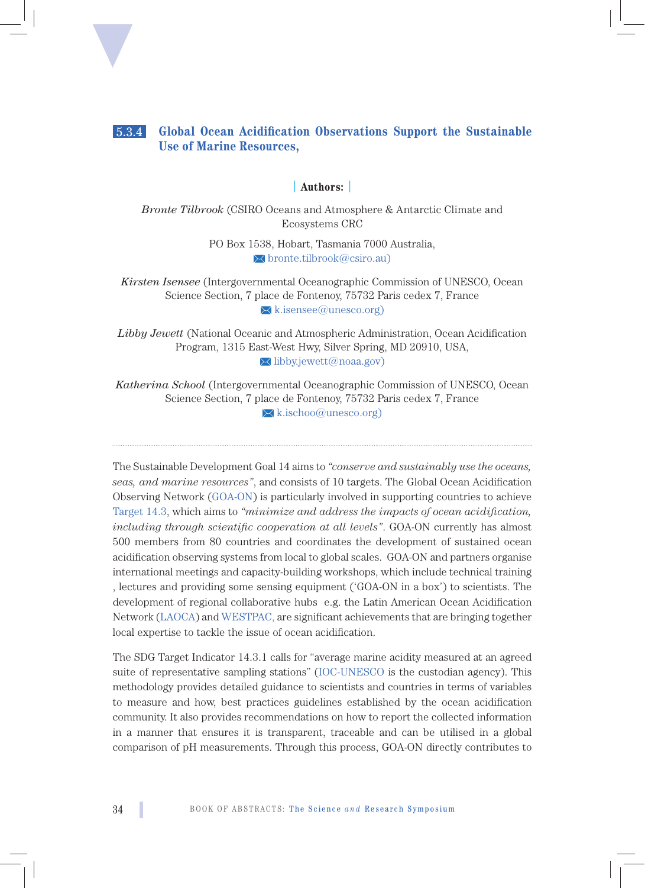### 5.3.4 Global Ocean Acidification Observations Support the Sustainable Use of Marine Resources,

**Authors:**

*Bronte Tilbrook* (CSIRO Oceans and Atmosphere & Antarctic Climate and Ecosystems CRC

PO Box 1538, Hobart, Tasmania 7000 Australia,
bronte.tilbrook@csiro.au)

*Kirsten Isensee* (Intergovernmental Oceanographic Commission of UNESCO, Ocean Science Section, 7 place de Fontenoy, 75732 Paris cedex 7, France
k.isensee@unesco.org)

*Libby Jewett* (National Oceanic and Atmospheric Administration, Ocean Acidification Program, 1315 East-West Hwy, Silver Spring, MD 20910, USA,
libby.jewett@noaa.gov)

*Katherina School* (Intergovernmental Oceanographic Commission of UNESCO, Ocean Science Section, 7 place de Fontenoy, 75732 Paris cedex 7, France
k.ischoo@unesco.org)

---

The Sustainable Development Goal 14 aims to *"conserve and sustainably use the oceans, seas, and marine resources"*, and consists of 10 targets. The Global Ocean Acidification Observing Network (GOA-ON) is particularly involved in supporting countries to achieve Target 14.3, which aims to *"minimize and address the impacts of ocean acidification, including through scientific cooperation at all levels"*. GOA-ON currently has almost 500 members from 80 countries and coordinates the development of sustained ocean acidification observing systems from local to global scales. GOA-ON and partners organise international meetings and capacity-building workshops, which include technical training , lectures and providing some sensing equipment ('GOA-ON in a box') to scientists. The development of regional collaborative hubs e.g. the Latin American Ocean Acidification Network (LAOCA) and WESTPAC, are significant achievements that are bringing together local expertise to tackle the issue of ocean acidification.

The SDG Target Indicator 14.3.1 calls for "average marine acidity measured at an agreed suite of representative sampling stations" (IOC-UNESCO is the custodian agency). This methodology provides detailed guidance to scientists and countries in terms of variables to measure and how, best practices guidelines established by the ocean acidification community. It also provides recommendations on how to report the collected information in a manner that ensures it is transparent, traceable and can be utilised in a global comparison of pH measurements. Through this process, GOA-ON directly contributes to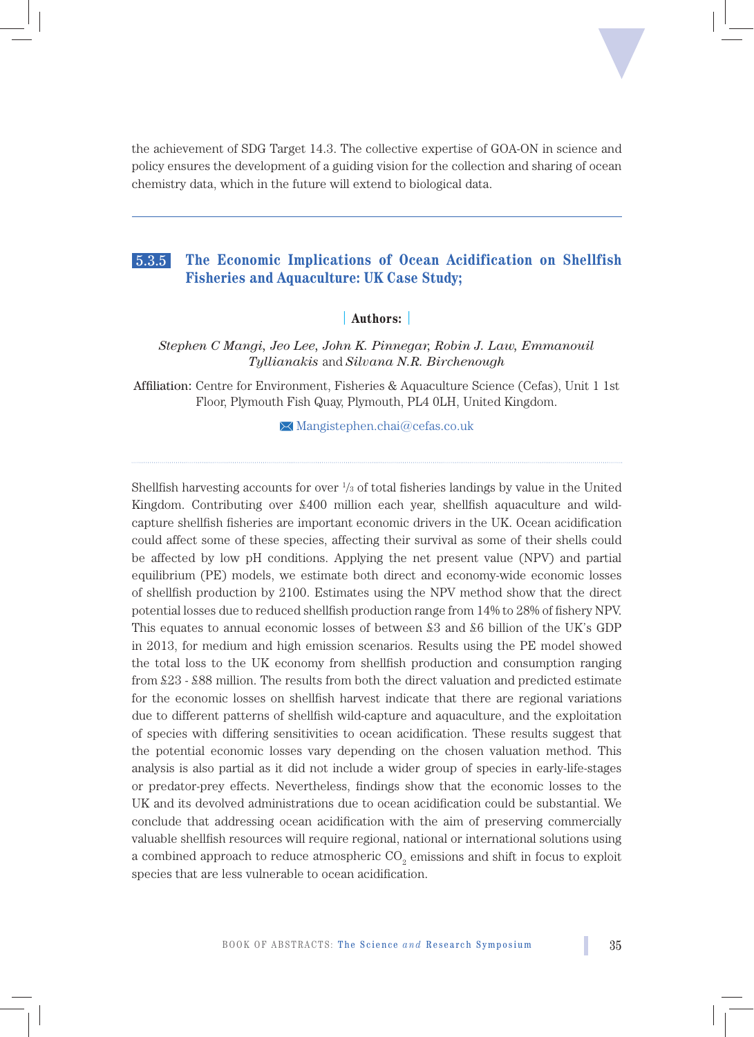the achievement of SDG Target 14.3. The collective expertise of GOA-ON in science and policy ensures the development of a guiding vision for the collection and sharing of ocean chemistry data, which in the future will extend to biological data.

---

### 5.3.5 The Economic Implications of Ocean Acidification on Shellfish Fisheries and Aquaculture: UK Case Study;

**Authors:**

*Stephen C Mangi, Jeo Lee, John K. Pinnegar, Robin J. Law, Emmanouil Tyllianakis* and *Silvana N.R. Birchenough*

Affiliation: Centre for Environment, Fisheries & Aquaculture Science (Cefas), Unit 1 1st Floor, Plymouth Fish Quay, Plymouth, PL4 0LH, United Kingdom.

Mangistephen.chai@cefas.co.uk

---

Shellfish harvesting accounts for over 1/3 of total fisheries landings by value in the United Kingdom. Contributing over £400 million each year, shellfish aquaculture and wild-capture shellfish fisheries are important economic drivers in the UK. Ocean acidification could affect some of these species, affecting their survival as some of their shells could be affected by low pH conditions. Applying the net present value (NPV) and partial equilibrium (PE) models, we estimate both direct and economy-wide economic losses of shellfish production by 2100. Estimates using the NPV method show that the direct potential losses due to reduced shellfish production range from 14% to 28% of fishery NPV. This equates to annual economic losses of between £3 and £6 billion of the UK's GDP in 2013, for medium and high emission scenarios. Results using the PE model showed the total loss to the UK economy from shellfish production and consumption ranging from £23 - £88 million. The results from both the direct valuation and predicted estimate for the economic losses on shellfish harvest indicate that there are regional variations due to different patterns of shellfish wild-capture and aquaculture, and the exploitation of species with differing sensitivities to ocean acidification. These results suggest that the potential economic losses vary depending on the chosen valuation method. This analysis is also partial as it did not include a wider group of species in early-life-stages or predator-prey effects. Nevertheless, findings show that the economic losses to the UK and its devolved administrations due to ocean acidification could be substantial. We conclude that addressing ocean acidification with the aim of preserving commercially valuable shellfish resources will require regional, national or international solutions using a combined approach to reduce atmospheric $CO_2$ emissions and shift in focus to exploit species that are less vulnerable to ocean acidification.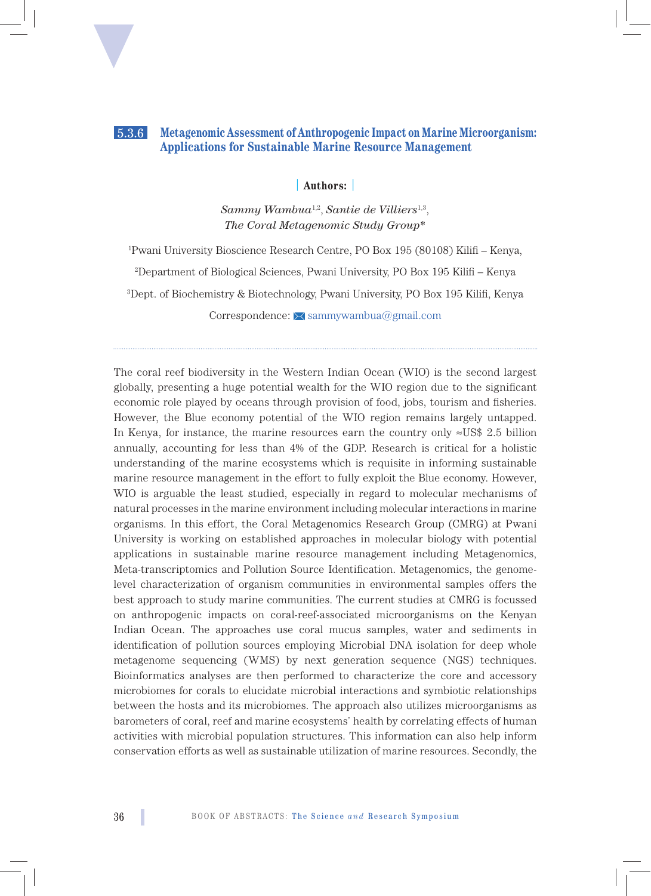## 5.3.6 Metagenomic Assessment of Anthropogenic Impact on Marine Microorganism: Applications for Sustainable Marine Resource Management

**Authors:**

*Sammy Wambua*[1,2], *Santie de Villiers*[1,3],
*The Coral Metagenomic Study Group\**

[1]Pwani University Bioscience Research Centre, PO Box 195 (80108) Kilifi – Kenya,

[2]Department of Biological Sciences, Pwani University, PO Box 195 Kilifi – Kenya

[3]Dept. of Biochemistry & Biotechnology, Pwani University, PO Box 195 Kilifi, Kenya

Correspondence: sammywambua@gmail.com

---

The coral reef biodiversity in the Western Indian Ocean (WIO) is the second largest globally, presenting a huge potential wealth for the WIO region due to the significant economic role played by oceans through provision of food, jobs, tourism and fisheries. However, the Blue economy potential of the WIO region remains largely untapped. In Kenya, for instance, the marine resources earn the country only ≈US$ 2.5 billion annually, accounting for less than 4% of the GDP. Research is critical for a holistic understanding of the marine ecosystems which is requisite in informing sustainable marine resource management in the effort to fully exploit the Blue economy. However, WIO is arguable the least studied, especially in regard to molecular mechanisms of natural processes in the marine environment including molecular interactions in marine organisms. In this effort, the Coral Metagenomics Research Group (CMRG) at Pwani University is working on established approaches in molecular biology with potential applications in sustainable marine resource management including Metagenomics, Meta-transcriptomics and Pollution Source Identification. Metagenomics, the genome-level characterization of organism communities in environmental samples offers the best approach to study marine communities. The current studies at CMRG is focussed on anthropogenic impacts on coral-reef-associated microorganisms on the Kenyan Indian Ocean. The approaches use coral mucus samples, water and sediments in identification of pollution sources employing Microbial DNA isolation for deep whole metagenome sequencing (WMS) by next generation sequence (NGS) techniques. Bioinformatics analyses are then performed to characterize the core and accessory microbiomes for corals to elucidate microbial interactions and symbiotic relationships between the hosts and its microbiomes. The approach also utilizes microorganisms as barometers of coral, reef and marine ecosystems' health by correlating effects of human activities with microbial population structures. This information can also help inform conservation efforts as well as sustainable utilization of marine resources. Secondly, the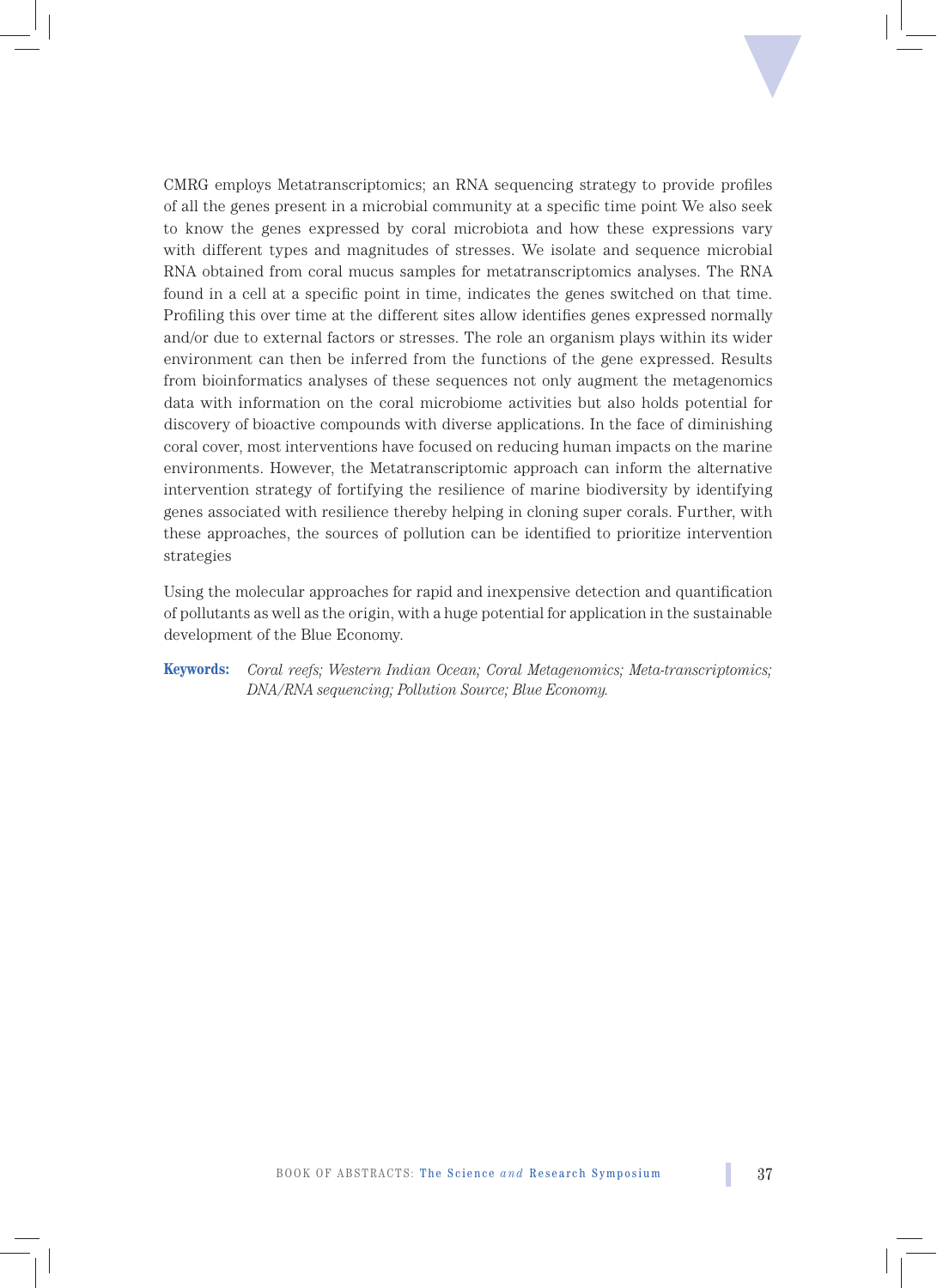CMRG employs Metatranscriptomics; an RNA sequencing strategy to provide profiles of all the genes present in a microbial community at a specific time point We also seek to know the genes expressed by coral microbiota and how these expressions vary with different types and magnitudes of stresses. We isolate and sequence microbial RNA obtained from coral mucus samples for metatranscriptomics analyses. The RNA found in a cell at a specific point in time, indicates the genes switched on that time. Profiling this over time at the different sites allow identifies genes expressed normally and/or due to external factors or stresses. The role an organism plays within its wider environment can then be inferred from the functions of the gene expressed. Results from bioinformatics analyses of these sequences not only augment the metagenomics data with information on the coral microbiome activities but also holds potential for discovery of bioactive compounds with diverse applications. In the face of diminishing coral cover, most interventions have focused on reducing human impacts on the marine environments. However, the Metatranscriptomic approach can inform the alternative intervention strategy of fortifying the resilience of marine biodiversity by identifying genes associated with resilience thereby helping in cloning super corals. Further, with these approaches, the sources of pollution can be identified to prioritize intervention strategies

Using the molecular approaches for rapid and inexpensive detection and quantification of pollutants as well as the origin, with a huge potential for application in the sustainable development of the Blue Economy.

**Keywords:** *Coral reefs; Western Indian Ocean; Coral Metagenomics; Meta-transcriptomics; DNA/RNA sequencing; Pollution Source; Blue Economy.*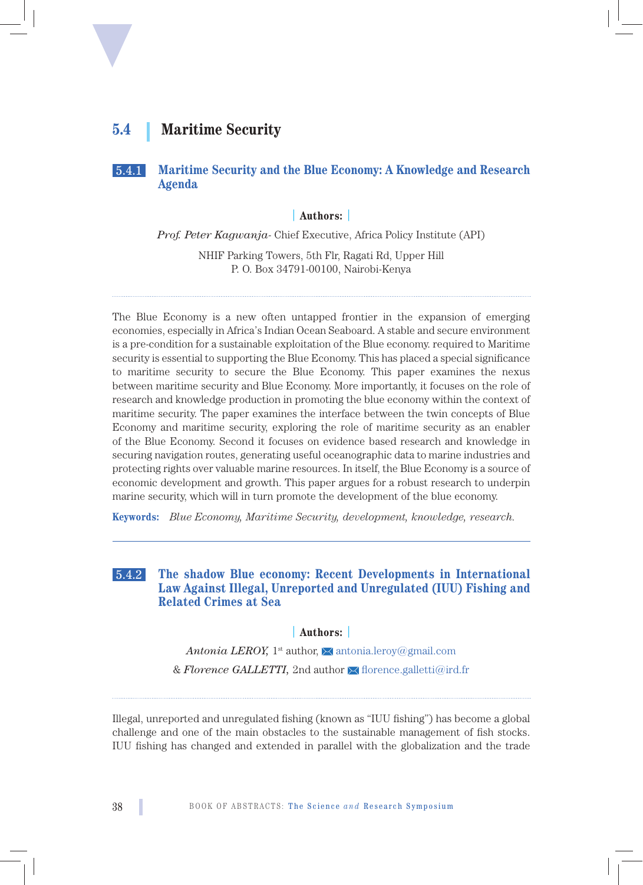## 5.4 Maritime Security

### 5.4.1 Maritime Security and the Blue Economy: A Knowledge and Research Agenda

**Authors:**

*Prof. Peter Kagwanja*- Chief Executive, Africa Policy Institute (API)

NHIF Parking Towers, 5th Flr, Ragati Rd, Upper Hill
P. O. Box 34791-00100, Nairobi-Kenya

The Blue Economy is a new often untapped frontier in the expansion of emerging economies, especially in Africa's Indian Ocean Seaboard. A stable and secure environment is a pre-condition for a sustainable exploitation of the Blue economy. required to Maritime security is essential to supporting the Blue Economy. This has placed a special significance to maritime security to secure the Blue Economy. This paper examines the nexus between maritime security and Blue Economy. More importantly, it focuses on the role of research and knowledge production in promoting the blue economy within the context of maritime security. The paper examines the interface between the twin concepts of Blue Economy and maritime security, exploring the role of maritime security as an enabler of the Blue Economy. Second it focuses on evidence based research and knowledge in securing navigation routes, generating useful oceanographic data to marine industries and protecting rights over valuable marine resources. In itself, the Blue Economy is a source of economic development and growth. This paper argues for a robust research to underpin marine security, which will in turn promote the development of the blue economy.

**Keywords:** *Blue Economy, Maritime Security, development, knowledge, research.*

### 5.4.2 The shadow Blue economy: Recent Developments in International Law Against Illegal, Unreported and Unregulated (IUU) Fishing and Related Crimes at Sea

**Authors:**

*Antonia LEROY*, 1st author, antonia.leroy@gmail.com

& *Florence GALLETTI*, 2nd author florence.galletti@ird.fr

Illegal, unreported and unregulated fishing (known as "IUU fishing") has become a global challenge and one of the main obstacles to the sustainable management of fish stocks. IUU fishing has changed and extended in parallel with the globalization and the trade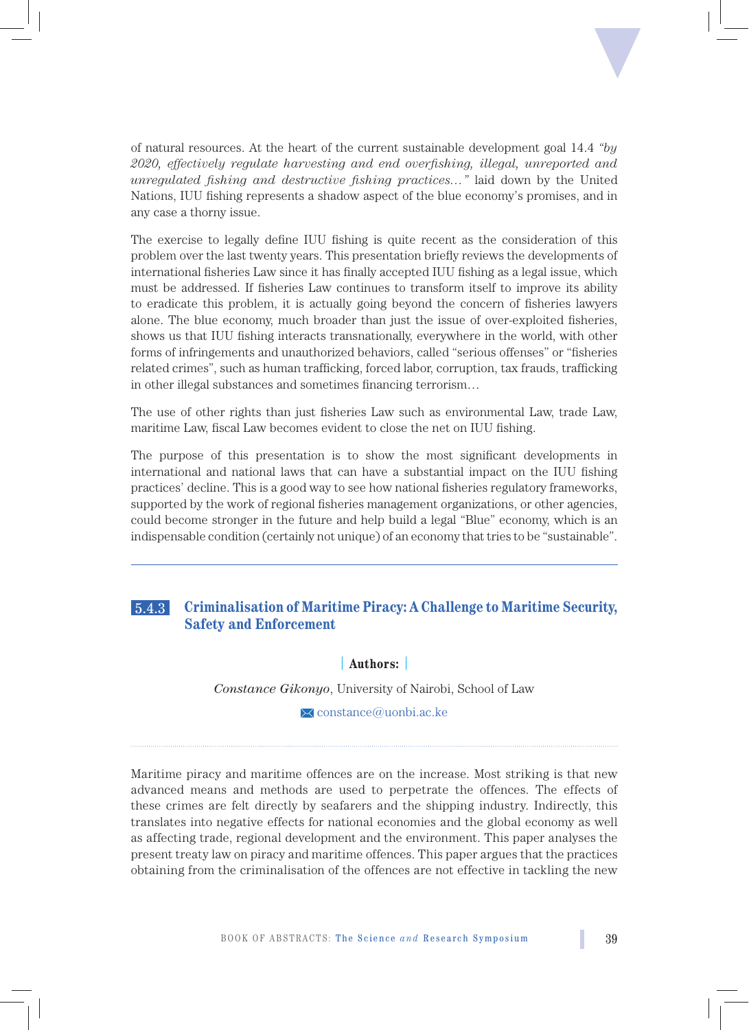of natural resources. At the heart of the current sustainable development goal 14.4 *"by 2020, effectively regulate harvesting and end overfishing, illegal, unreported and unregulated fishing and destructive fishing practices…"* laid down by the United Nations, IUU fishing represents a shadow aspect of the blue economy's promises, and in any case a thorny issue.

The exercise to legally define IUU fishing is quite recent as the consideration of this problem over the last twenty years. This presentation briefly reviews the developments of international fisheries Law since it has finally accepted IUU fishing as a legal issue, which must be addressed. If fisheries Law continues to transform itself to improve its ability to eradicate this problem, it is actually going beyond the concern of fisheries lawyers alone. The blue economy, much broader than just the issue of over-exploited fisheries, shows us that IUU fishing interacts transnationally, everywhere in the world, with other forms of infringements and unauthorized behaviors, called "serious offenses" or "fisheries related crimes", such as human trafficking, forced labor, corruption, tax frauds, trafficking in other illegal substances and sometimes financing terrorism…

The use of other rights than just fisheries Law such as environmental Law, trade Law, maritime Law, fiscal Law becomes evident to close the net on IUU fishing.

The purpose of this presentation is to show the most significant developments in international and national laws that can have a substantial impact on the IUU fishing practices' decline. This is a good way to see how national fisheries regulatory frameworks, supported by the work of regional fisheries management organizations, or other agencies, could become stronger in the future and help build a legal "Blue" economy, which is an indispensable condition (certainly not unique) of an economy that tries to be "sustainable".

### 5.4.3 Criminalisation of Maritime Piracy: A Challenge to Maritime Security, Safety and Enforcement

**Authors:**

*Constance Gikonyo*, University of Nairobi, School of Law

constance@uonbi.ac.ke

Maritime piracy and maritime offences are on the increase. Most striking is that new advanced means and methods are used to perpetrate the offences. The effects of these crimes are felt directly by seafarers and the shipping industry. Indirectly, this translates into negative effects for national economies and the global economy as well as affecting trade, regional development and the environment. This paper analyses the present treaty law on piracy and maritime offences. This paper argues that the practices obtaining from the criminalisation of the offences are not effective in tackling the new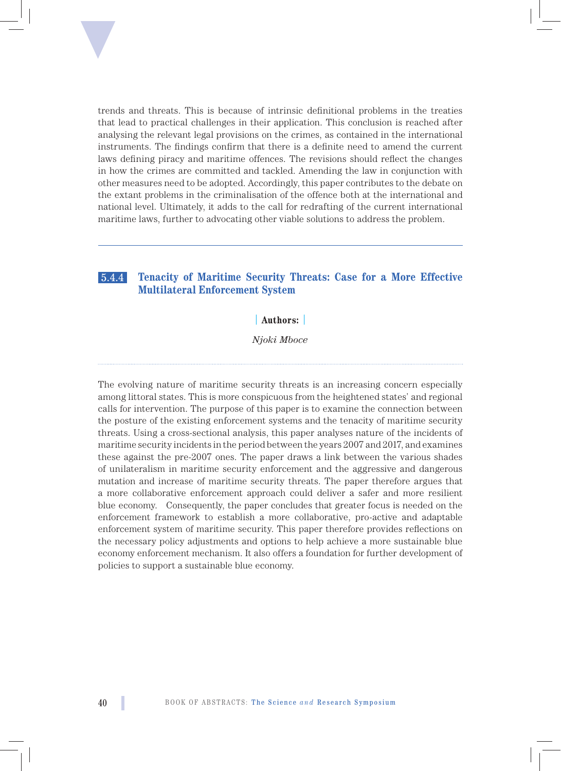trends and threats. This is because of intrinsic definitional problems in the treaties that lead to practical challenges in their application. This conclusion is reached after analysing the relevant legal provisions on the crimes, as contained in the international instruments. The findings confirm that there is a definite need to amend the current laws defining piracy and maritime offences. The revisions should reflect the changes in how the crimes are committed and tackled. Amending the law in conjunction with other measures need to be adopted. Accordingly, this paper contributes to the debate on the extant problems in the criminalisation of the offence both at the international and national level. Ultimately, it adds to the call for redrafting of the current international maritime laws, further to advocating other viable solutions to address the problem.

---

### 5.4.4 Tenacity of Maritime Security Threats: Case for a More Effective Multilateral Enforcement System

**Authors:**

*Njoki Mboce*

The evolving nature of maritime security threats is an increasing concern especially among littoral states. This is more conspicuous from the heightened states' and regional calls for intervention. The purpose of this paper is to examine the connection between the posture of the existing enforcement systems and the tenacity of maritime security threats. Using a cross-sectional analysis, this paper analyses nature of the incidents of maritime security incidents in the period between the years 2007 and 2017, and examines these against the pre-2007 ones. The paper draws a link between the various shades of unilateralism in maritime security enforcement and the aggressive and dangerous mutation and increase of maritime security threats. The paper therefore argues that a more collaborative enforcement approach could deliver a safer and more resilient blue economy. Consequently, the paper concludes that greater focus is needed on the enforcement framework to establish a more collaborative, pro-active and adaptable enforcement system of maritime security. This paper therefore provides reflections on the necessary policy adjustments and options to help achieve a more sustainable blue economy enforcement mechanism. It also offers a foundation for further development of policies to support a sustainable blue economy.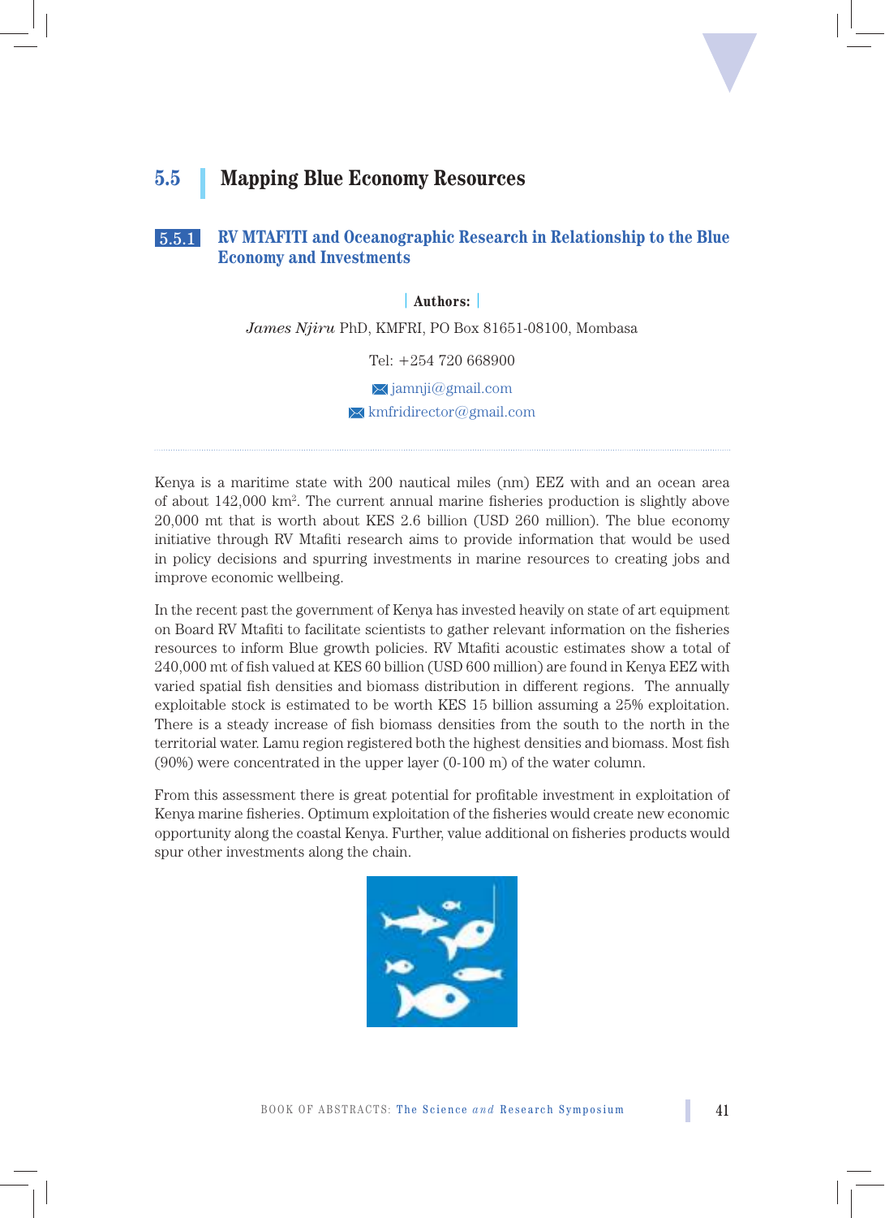## 5.5 Mapping Blue Economy Resources

### 5.5.1 RV MTAFITI and Oceanographic Research in Relationship to the Blue Economy and Investments

**Authors:**

*James Njiru* PhD, KMFRI, PO Box 81651-08100, Mombasa

Tel: +254 720 668900

jamnji@gmail.com

kmfridirector@gmail.com

---

Kenya is a maritime state with 200 nautical miles (nm) EEZ with and an ocean area of about 142,000 km². The current annual marine fisheries production is slightly above 20,000 mt that is worth about KES 2.6 billion (USD 260 million). The blue economy initiative through RV Mtafiti research aims to provide information that would be used in policy decisions and spurring investments in marine resources to creating jobs and improve economic wellbeing.

In the recent past the government of Kenya has invested heavily on state of art equipment on Board RV Mtafiti to facilitate scientists to gather relevant information on the fisheries resources to inform Blue growth policies. RV Mtafiti acoustic estimates show a total of 240,000 mt of fish valued at KES 60 billion (USD 600 million) are found in Kenya EEZ with varied spatial fish densities and biomass distribution in different regions. The annually exploitable stock is estimated to be worth KES 15 billion assuming a 25% exploitation. There is a steady increase of fish biomass densities from the south to the north in the territorial water. Lamu region registered both the highest densities and biomass. Most fish (90%) were concentrated in the upper layer (0-100 m) of the water column.

From this assessment there is great potential for profitable investment in exploitation of Kenya marine fisheries. Optimum exploitation of the fisheries would create new economic opportunity along the coastal Kenya. Further, value additional on fisheries products would spur other investments along the chain.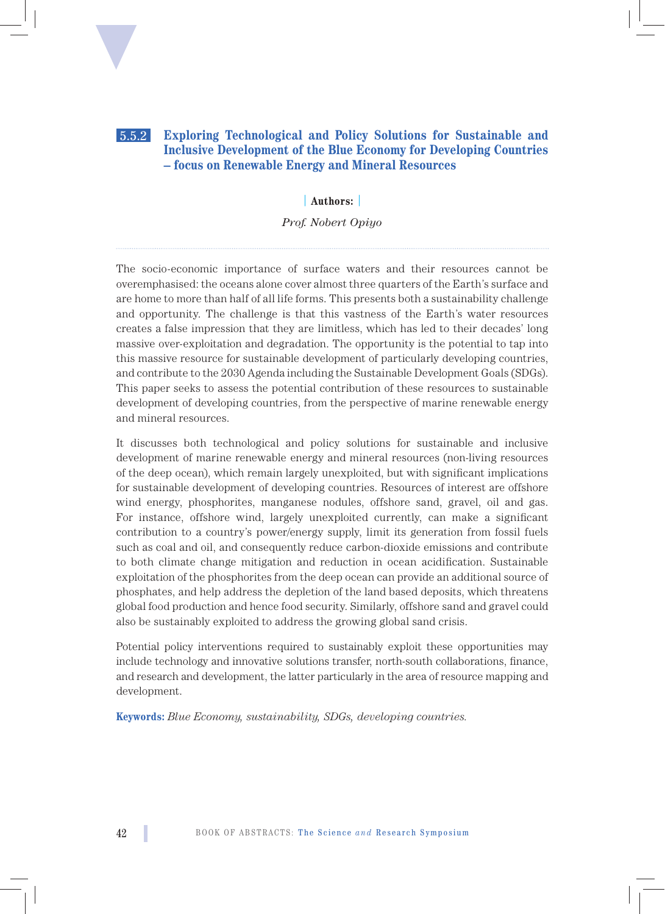## 5.5.2 Exploring Technological and Policy Solutions for Sustainable and Inclusive Development of the Blue Economy for Developing Countries – focus on Renewable Energy and Mineral Resources

**Authors:**

*Prof. Nobert Opiyo*

The socio-economic importance of surface waters and their resources cannot be overemphasised: the oceans alone cover almost three quarters of the Earth's surface and are home to more than half of all life forms. This presents both a sustainability challenge and opportunity. The challenge is that this vastness of the Earth's water resources creates a false impression that they are limitless, which has led to their decades' long massive over-exploitation and degradation. The opportunity is the potential to tap into this massive resource for sustainable development of particularly developing countries, and contribute to the 2030 Agenda including the Sustainable Development Goals (SDGs). This paper seeks to assess the potential contribution of these resources to sustainable development of developing countries, from the perspective of marine renewable energy and mineral resources.

It discusses both technological and policy solutions for sustainable and inclusive development of marine renewable energy and mineral resources (non-living resources of the deep ocean), which remain largely unexploited, but with significant implications for sustainable development of developing countries. Resources of interest are offshore wind energy, phosphorites, manganese nodules, offshore sand, gravel, oil and gas. For instance, offshore wind, largely unexploited currently, can make a significant contribution to a country's power/energy supply, limit its generation from fossil fuels such as coal and oil, and consequently reduce carbon-dioxide emissions and contribute to both climate change mitigation and reduction in ocean acidification. Sustainable exploitation of the phosphorites from the deep ocean can provide an additional source of phosphates, and help address the depletion of the land based deposits, which threatens global food production and hence food security. Similarly, offshore sand and gravel could also be sustainably exploited to address the growing global sand crisis.

Potential policy interventions required to sustainably exploit these opportunities may include technology and innovative solutions transfer, north-south collaborations, finance, and research and development, the latter particularly in the area of resource mapping and development.

**Keywords:** *Blue Economy, sustainability, SDGs, developing countries.*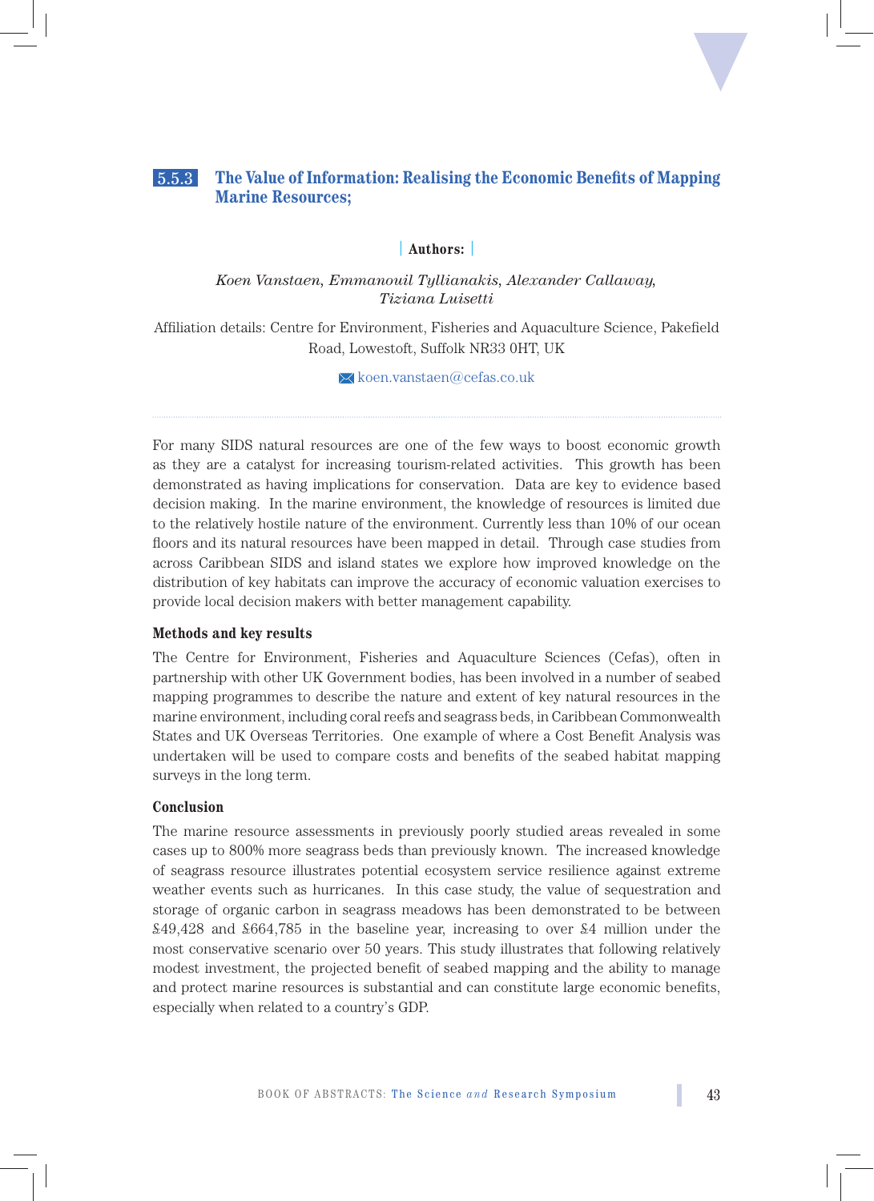## 5.5.3 The Value of Information: Realising the Economic Benefits of Mapping Marine Resources;

**Authors:**

*Koen Vanstaen, Emmanouil Tyllianakis, Alexander Callaway, Tiziana Luisetti*

Affiliation details: Centre for Environment, Fisheries and Aquaculture Science, Pakefield Road, Lowestoft, Suffolk NR33 0HT, UK

koen.vanstaen@cefas.co.uk

For many SIDS natural resources are one of the few ways to boost economic growth as they are a catalyst for increasing tourism-related activities. This growth has been demonstrated as having implications for conservation. Data are key to evidence based decision making. In the marine environment, the knowledge of resources is limited due to the relatively hostile nature of the environment. Currently less than 10% of our ocean floors and its natural resources have been mapped in detail. Through case studies from across Caribbean SIDS and island states we explore how improved knowledge on the distribution of key habitats can improve the accuracy of economic valuation exercises to provide local decision makers with better management capability.

### Methods and key results

The Centre for Environment, Fisheries and Aquaculture Sciences (Cefas), often in partnership with other UK Government bodies, has been involved in a number of seabed mapping programmes to describe the nature and extent of key natural resources in the marine environment, including coral reefs and seagrass beds, in Caribbean Commonwealth States and UK Overseas Territories. One example of where a Cost Benefit Analysis was undertaken will be used to compare costs and benefits of the seabed habitat mapping surveys in the long term.

### Conclusion

The marine resource assessments in previously poorly studied areas revealed in some cases up to 800% more seagrass beds than previously known. The increased knowledge of seagrass resource illustrates potential ecosystem service resilience against extreme weather events such as hurricanes. In this case study, the value of sequestration and storage of organic carbon in seagrass meadows has been demonstrated to be between £49,428 and £664,785 in the baseline year, increasing to over £4 million under the most conservative scenario over 50 years. This study illustrates that following relatively modest investment, the projected benefit of seabed mapping and the ability to manage and protect marine resources is substantial and can constitute large economic benefits, especially when related to a country's GDP.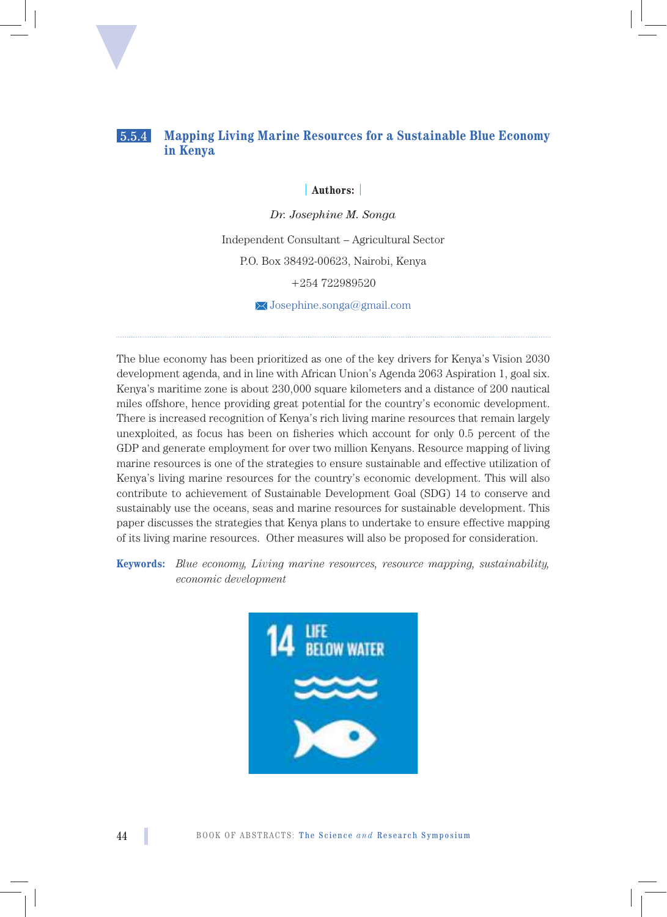## 5.5.4 Mapping Living Marine Resources for a Sustainable Blue Economy in Kenya

**Authors:**

*Dr. Josephine M. Songa*

Independent Consultant – Agricultural Sector

P.O. Box 38492-00623, Nairobi, Kenya

+254 722989520

Josephine.songa@gmail.com

The blue economy has been prioritized as one of the key drivers for Kenya's Vision 2030 development agenda, and in line with African Union's Agenda 2063 Aspiration 1, goal six. Kenya's maritime zone is about 230,000 square kilometers and a distance of 200 nautical miles offshore, hence providing great potential for the country's economic development. There is increased recognition of Kenya's rich living marine resources that remain largely unexploited, as focus has been on fisheries which account for only 0.5 percent of the GDP and generate employment for over two million Kenyans. Resource mapping of living marine resources is one of the strategies to ensure sustainable and effective utilization of Kenya's living marine resources for the country's economic development. This will also contribute to achievement of Sustainable Development Goal (SDG) 14 to conserve and sustainably use the oceans, seas and marine resources for sustainable development. This paper discusses the strategies that Kenya plans to undertake to ensure effective mapping of its living marine resources. Other measures will also be proposed for consideration.

**Keywords:** *Blue economy, Living marine resources, resource mapping, sustainability, economic development*

14 LIFE BELOW WATER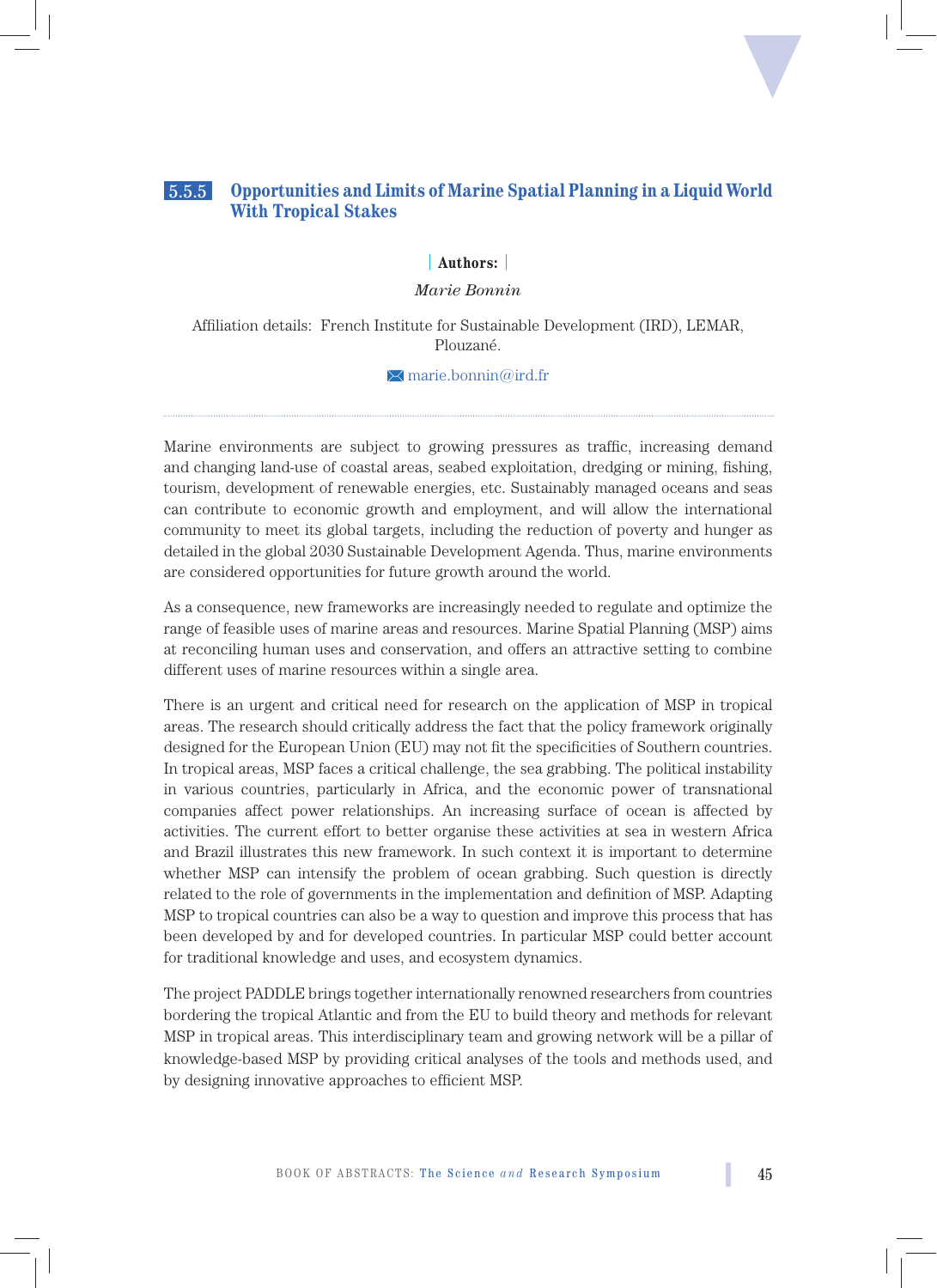## 5.5.5 Opportunities and Limits of Marine Spatial Planning in a Liquid World With Tropical Stakes

**Authors:**

*Marie Bonnin*

Affiliation details: French Institute for Sustainable Development (IRD), LEMAR, Plouzané.

marie.bonnin@ird.fr

Marine environments are subject to growing pressures as traffic, increasing demand and changing land-use of coastal areas, seabed exploitation, dredging or mining, fishing, tourism, development of renewable energies, etc. Sustainably managed oceans and seas can contribute to economic growth and employment, and will allow the international community to meet its global targets, including the reduction of poverty and hunger as detailed in the global 2030 Sustainable Development Agenda. Thus, marine environments are considered opportunities for future growth around the world.

As a consequence, new frameworks are increasingly needed to regulate and optimize the range of feasible uses of marine areas and resources. Marine Spatial Planning (MSP) aims at reconciling human uses and conservation, and offers an attractive setting to combine different uses of marine resources within a single area.

There is an urgent and critical need for research on the application of MSP in tropical areas. The research should critically address the fact that the policy framework originally designed for the European Union (EU) may not fit the specificities of Southern countries. In tropical areas, MSP faces a critical challenge, the sea grabbing. The political instability in various countries, particularly in Africa, and the economic power of transnational companies affect power relationships. An increasing surface of ocean is affected by activities. The current effort to better organise these activities at sea in western Africa and Brazil illustrates this new framework. In such context it is important to determine whether MSP can intensify the problem of ocean grabbing. Such question is directly related to the role of governments in the implementation and definition of MSP. Adapting MSP to tropical countries can also be a way to question and improve this process that has been developed by and for developed countries. In particular MSP could better account for traditional knowledge and uses, and ecosystem dynamics.

The project PADDLE brings together internationally renowned researchers from countries bordering the tropical Atlantic and from the EU to build theory and methods for relevant MSP in tropical areas. This interdisciplinary team and growing network will be a pillar of knowledge-based MSP by providing critical analyses of the tools and methods used, and by designing innovative approaches to efficient MSP.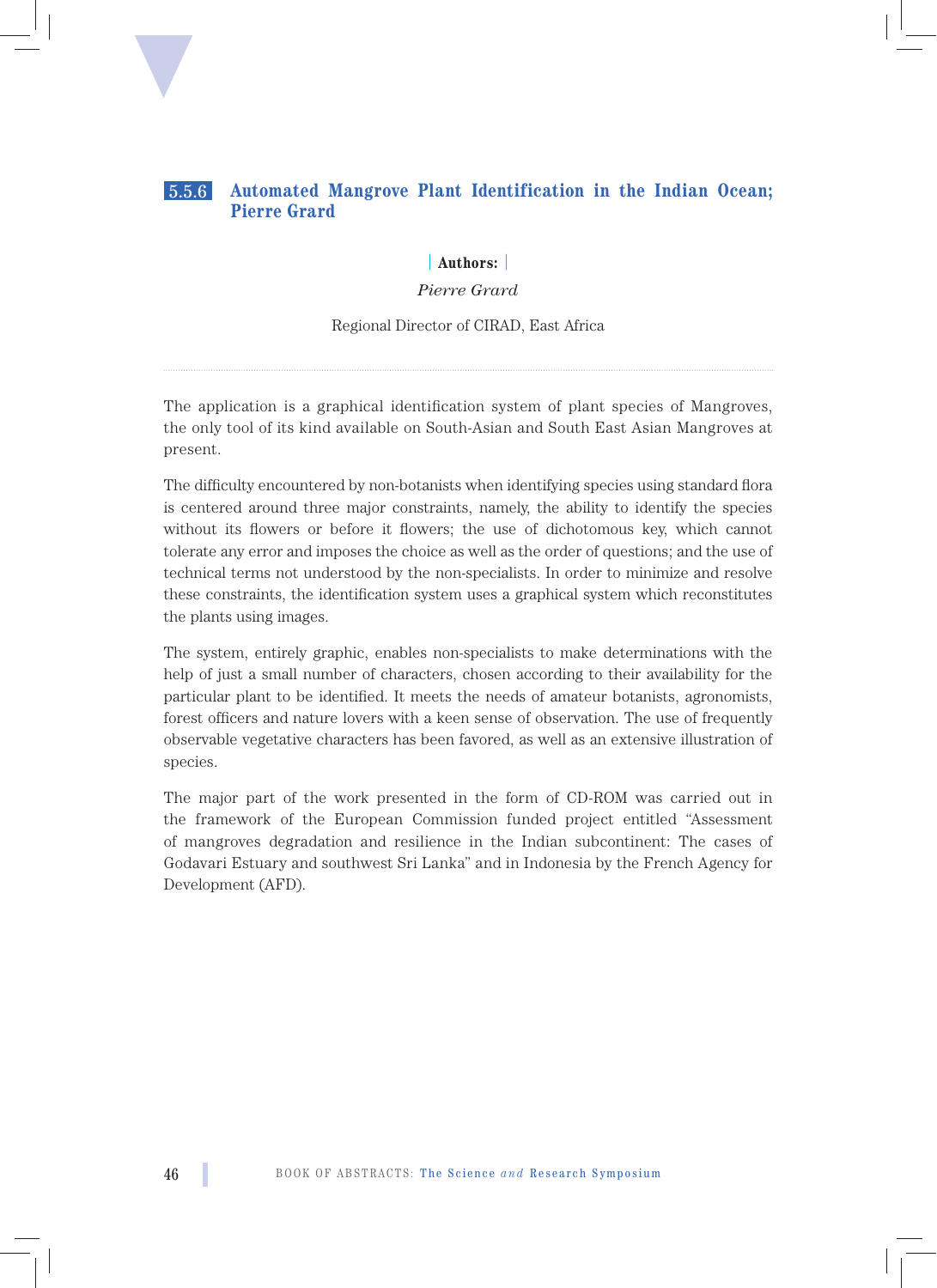## 5.5.6 Automated Mangrove Plant Identification in the Indian Ocean; Pierre Grard

**Authors:**

*Pierre Grard*

Regional Director of CIRAD, East Africa

---

The application is a graphical identification system of plant species of Mangroves, the only tool of its kind available on South-Asian and South East Asian Mangroves at present.

The difficulty encountered by non-botanists when identifying species using standard flora is centered around three major constraints, namely, the ability to identify the species without its flowers or before it flowers; the use of dichotomous key, which cannot tolerate any error and imposes the choice as well as the order of questions; and the use of technical terms not understood by the non-specialists. In order to minimize and resolve these constraints, the identification system uses a graphical system which reconstitutes the plants using images.

The system, entirely graphic, enables non-specialists to make determinations with the help of just a small number of characters, chosen according to their availability for the particular plant to be identified. It meets the needs of amateur botanists, agronomists, forest officers and nature lovers with a keen sense of observation. The use of frequently observable vegetative characters has been favored, as well as an extensive illustration of species.

The major part of the work presented in the form of CD-ROM was carried out in the framework of the European Commission funded project entitled "Assessment of mangroves degradation and resilience in the Indian subcontinent: The cases of Godavari Estuary and southwest Sri Lanka" and in Indonesia by the French Agency for Development (AFD).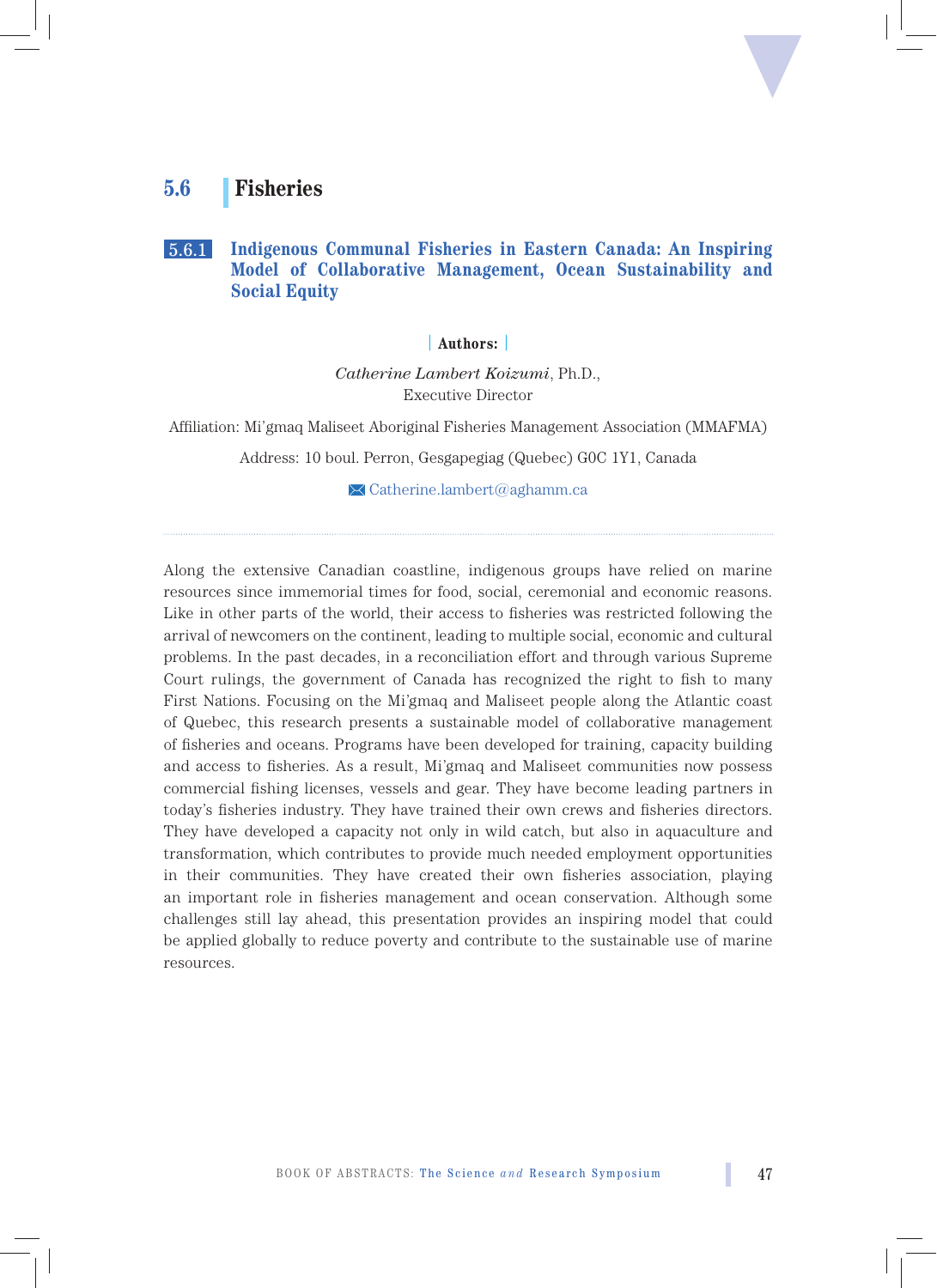## 5.6 Fisheries

### 5.6.1 Indigenous Communal Fisheries in Eastern Canada: An Inspiring Model of Collaborative Management, Ocean Sustainability and Social Equity

**Authors:**

*Catherine Lambert Koizumi*, Ph.D.,
Executive Director

Affiliation: Mi'gmaq Maliseet Aboriginal Fisheries Management Association (MMAFMA)

Address: 10 boul. Perron, Gesgapegiag (Quebec) G0C 1Y1, Canada

Catherine.lambert@aghamm.ca

Along the extensive Canadian coastline, indigenous groups have relied on marine resources since immemorial times for food, social, ceremonial and economic reasons. Like in other parts of the world, their access to fisheries was restricted following the arrival of newcomers on the continent, leading to multiple social, economic and cultural problems. In the past decades, in a reconciliation effort and through various Supreme Court rulings, the government of Canada has recognized the right to fish to many First Nations. Focusing on the Mi'gmaq and Maliseet people along the Atlantic coast of Quebec, this research presents a sustainable model of collaborative management of fisheries and oceans. Programs have been developed for training, capacity building and access to fisheries. As a result, Mi'gmaq and Maliseet communities now possess commercial fishing licenses, vessels and gear. They have become leading partners in today's fisheries industry. They have trained their own crews and fisheries directors. They have developed a capacity not only in wild catch, but also in aquaculture and transformation, which contributes to provide much needed employment opportunities in their communities. They have created their own fisheries association, playing an important role in fisheries management and ocean conservation. Although some challenges still lay ahead, this presentation provides an inspiring model that could be applied globally to reduce poverty and contribute to the sustainable use of marine resources.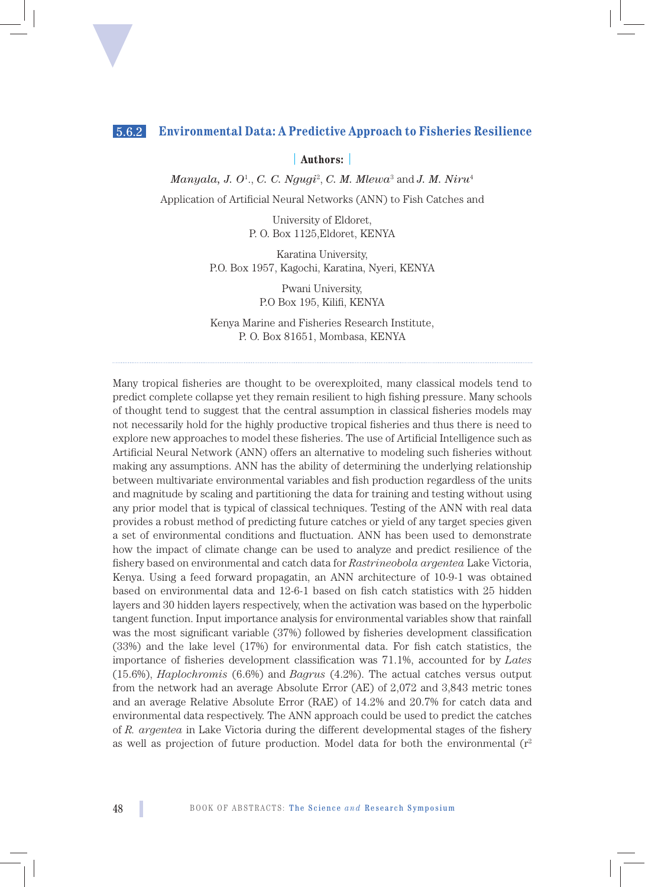## 5.6.2 Environmental Data: A Predictive Approach to Fisheries Resilience

**Authors:**

*Manyala, J. O*[1]., *C. C. Ngugi*[2], *C. M. Mlewa*[3] and *J. M. Niru*[4]

Application of Artificial Neural Networks (ANN) to Fish Catches and

University of Eldoret,
P. O. Box 1125,Eldoret, KENYA

Karatina University,
P.O. Box 1957, Kagochi, Karatina, Nyeri, KENYA

Pwani University,
P.O Box 195, Kilifi, KENYA

Kenya Marine and Fisheries Research Institute,
P. O. Box 81651, Mombasa, KENYA

---

Many tropical fisheries are thought to be overexploited, many classical models tend to predict complete collapse yet they remain resilient to high fishing pressure. Many schools of thought tend to suggest that the central assumption in classical fisheries models may not necessarily hold for the highly productive tropical fisheries and thus there is need to explore new approaches to model these fisheries. The use of Artificial Intelligence such as Artificial Neural Network (ANN) offers an alternative to modeling such fisheries without making any assumptions. ANN has the ability of determining the underlying relationship between multivariate environmental variables and fish production regardless of the units and magnitude by scaling and partitioning the data for training and testing without using any prior model that is typical of classical techniques. Testing of the ANN with real data provides a robust method of predicting future catches or yield of any target species given a set of environmental conditions and fluctuation. ANN has been used to demonstrate how the impact of climate change can be used to analyze and predict resilience of the fishery based on environmental and catch data for *Rastrineobola argentea* Lake Victoria, Kenya. Using a feed forward propagatin, an ANN architecture of 10-9-1 was obtained based on environmental data and 12-6-1 based on fish catch statistics with 25 hidden layers and 30 hidden layers respectively, when the activation was based on the hyperbolic tangent function. Input importance analysis for environmental variables show that rainfall was the most significant variable (37%) followed by fisheries development classification (33%) and the lake level (17%) for environmental data. For fish catch statistics, the importance of fisheries development classification was 71.1%, accounted for by *Lates* (15.6%), *Haplochromis* (6.6%) and *Bagrus* (4.2%). The actual catches versus output from the network had an average Absolute Error (AE) of 2,072 and 3,843 metric tones and an average Relative Absolute Error (RAE) of 14.2% and 20.7% for catch data and environmental data respectively. The ANN approach could be used to predict the catches of *R. argentea* in Lake Victoria during the different developmental stages of the fishery as well as projection of future production. Model data for both the environmental ($r^2$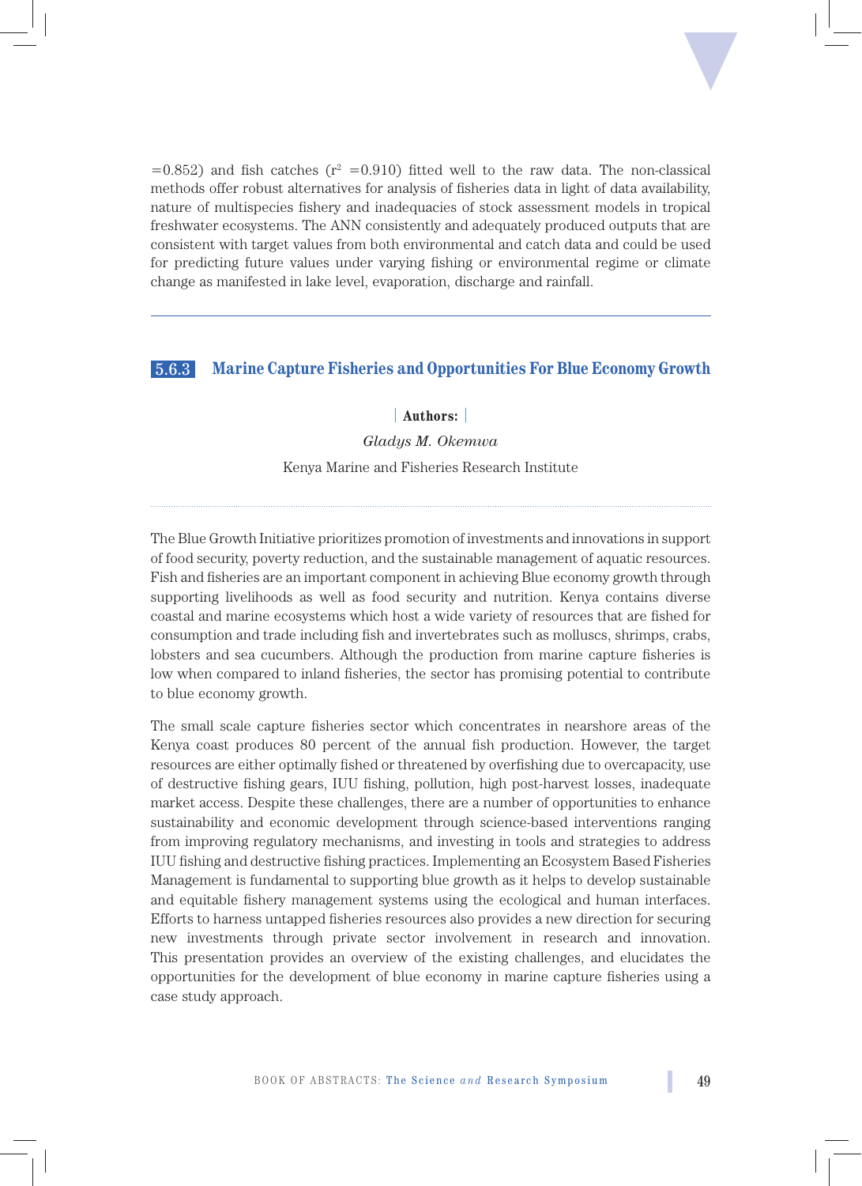=0.852) and fish catches ($r^2$ =0.910) fitted well to the raw data. The non-classical methods offer robust alternatives for analysis of fisheries data in light of data availability, nature of multispecies fishery and inadequacies of stock assessment models in tropical freshwater ecosystems. The ANN consistently and adequately produced outputs that are consistent with target values from both environmental and catch data and could be used for predicting future values under varying fishing or environmental regime or climate change as manifested in lake level, evaporation, discharge and rainfall.

---

### 5.6.3 Marine Capture Fisheries and Opportunities For Blue Economy Growth

**Authors:**

*Gladys M. Okemwa*

Kenya Marine and Fisheries Research Institute

The Blue Growth Initiative prioritizes promotion of investments and innovations in support of food security, poverty reduction, and the sustainable management of aquatic resources. Fish and fisheries are an important component in achieving Blue economy growth through supporting livelihoods as well as food security and nutrition. Kenya contains diverse coastal and marine ecosystems which host a wide variety of resources that are fished for consumption and trade including fish and invertebrates such as molluscs, shrimps, crabs, lobsters and sea cucumbers. Although the production from marine capture fisheries is low when compared to inland fisheries, the sector has promising potential to contribute to blue economy growth.

The small scale capture fisheries sector which concentrates in nearshore areas of the Kenya coast produces 80 percent of the annual fish production. However, the target resources are either optimally fished or threatened by overfishing due to overcapacity, use of destructive fishing gears, IUU fishing, pollution, high post-harvest losses, inadequate market access. Despite these challenges, there are a number of opportunities to enhance sustainability and economic development through science-based interventions ranging from improving regulatory mechanisms, and investing in tools and strategies to address IUU fishing and destructive fishing practices. Implementing an Ecosystem Based Fisheries Management is fundamental to supporting blue growth as it helps to develop sustainable and equitable fishery management systems using the ecological and human interfaces. Efforts to harness untapped fisheries resources also provides a new direction for securing new investments through private sector involvement in research and innovation. This presentation provides an overview of the existing challenges, and elucidates the opportunities for the development of blue economy in marine capture fisheries using a case study approach.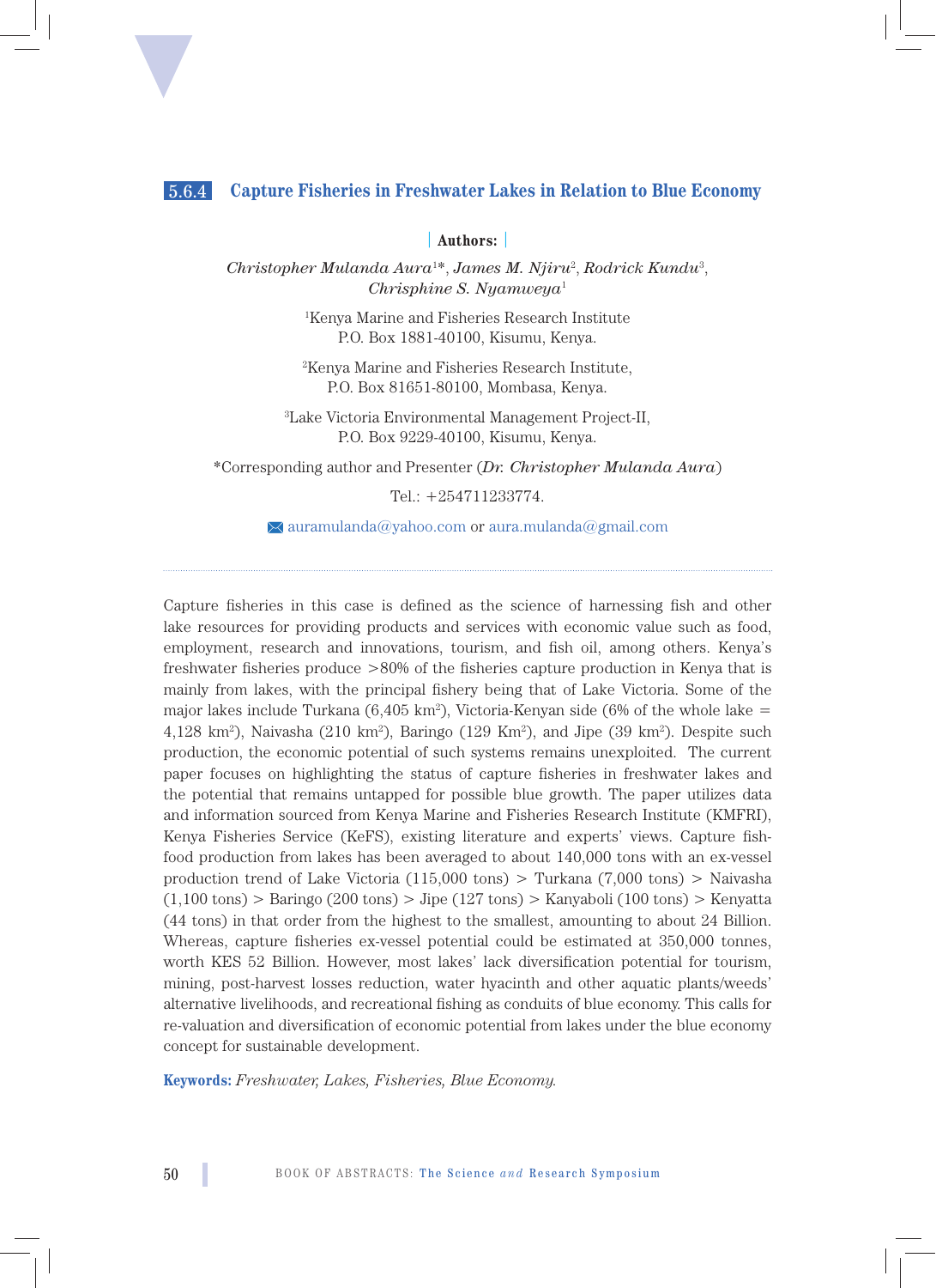## 5.6.4 Capture Fisheries in Freshwater Lakes in Relation to Blue Economy

**Authors:**

*Christopher Mulanda Aura*[1]*, *James M. Njiru*[2], *Rodrick Kundu*[3], *Chrisphine S. Nyamweya*[1]

[1]Kenya Marine and Fisheries Research Institute
P.O. Box 1881-40100, Kisumu, Kenya.

[2]Kenya Marine and Fisheries Research Institute,
P.O. Box 81651-80100, Mombasa, Kenya.

[3]Lake Victoria Environmental Management Project-II,
P.O. Box 9229-40100, Kisumu, Kenya.

*Corresponding author and Presenter (*Dr. Christopher Mulanda Aura*)

Tel.: +254711233774.

auramulanda@yahoo.com or aura.mulanda@gmail.com

---

Capture fisheries in this case is defined as the science of harnessing fish and other lake resources for providing products and services with economic value such as food, employment, research and innovations, tourism, and fish oil, among others. Kenya's freshwater fisheries produce >80% of the fisheries capture production in Kenya that is mainly from lakes, with the principal fishery being that of Lake Victoria. Some of the major lakes include Turkana (6,405 km$^2$), Victoria-Kenyan side (6% of the whole lake = 4,128 km$^2$), Naivasha (210 km$^2$), Baringo (129 Km$^2$), and Jipe (39 km$^2$). Despite such production, the economic potential of such systems remains unexploited. The current paper focuses on highlighting the status of capture fisheries in freshwater lakes and the potential that remains untapped for possible blue growth. The paper utilizes data and information sourced from Kenya Marine and Fisheries Research Institute (KMFRI), Kenya Fisheries Service (KeFS), existing literature and experts' views. Capture fish-food production from lakes has been averaged to about 140,000 tons with an ex-vessel production trend of Lake Victoria (115,000 tons) > Turkana (7,000 tons) > Naivasha (1,100 tons) > Baringo (200 tons) > Jipe (127 tons) > Kanyaboli (100 tons) > Kenyatta (44 tons) in that order from the highest to the smallest, amounting to about 24 Billion. Whereas, capture fisheries ex-vessel potential could be estimated at 350,000 tonnes, worth KES 52 Billion. However, most lakes' lack diversification potential for tourism, mining, post-harvest losses reduction, water hyacinth and other aquatic plants/weeds' alternative livelihoods, and recreational fishing as conduits of blue economy. This calls for re-valuation and diversification of economic potential from lakes under the blue economy concept for sustainable development.

**Keywords:** *Freshwater, Lakes, Fisheries, Blue Economy.*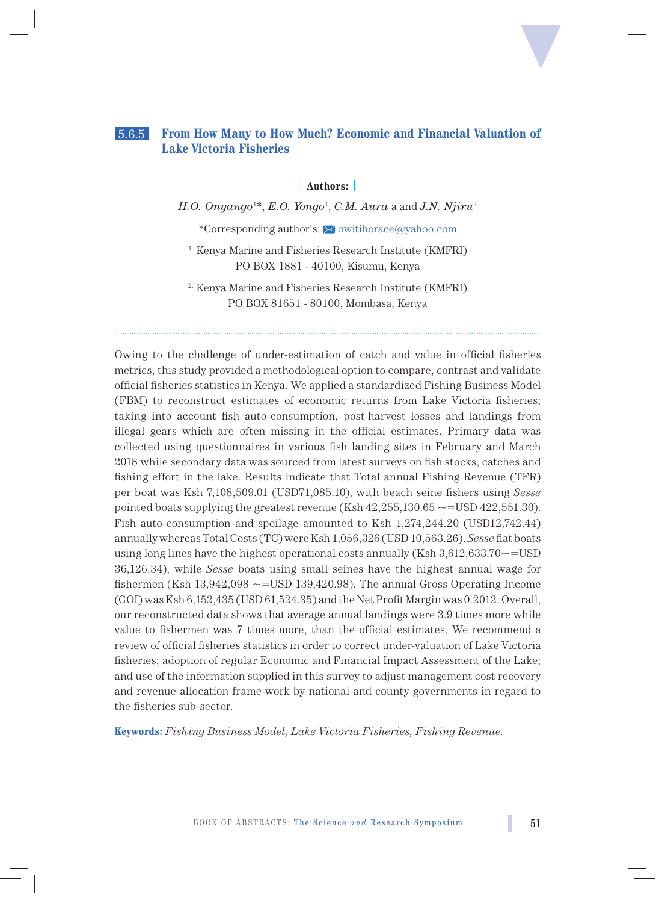## 5.6.5 From How Many to How Much? Economic and Financial Valuation of Lake Victoria Fisheries

**Authors:**

*H.O. Onyango*[1]*, *E.O. Yongo*[1], *C.M. Aura* a and *J.N. Njiru*[2]

*Corresponding author's: owitihorace@yahoo.com

[1] Kenya Marine and Fisheries Research Institute (KMFRI)
PO BOX 1881 - 40100, Kisumu, Kenya

[2] Kenya Marine and Fisheries Research Institute (KMFRI)
PO BOX 81651 - 80100, Mombasa, Kenya

---

Owing to the challenge of under-estimation of catch and value in official fisheries metrics, this study provided a methodological option to compare, contrast and validate official fisheries statistics in Kenya. We applied a standardized Fishing Business Model (FBM) to reconstruct estimates of economic returns from Lake Victoria fisheries; taking into account fish auto-consumption, post-harvest losses and landings from illegal gears which are often missing in the official estimates. Primary data was collected using questionnaires in various fish landing sites in February and March 2018 while secondary data was sourced from latest surveys on fish stocks, catches and fishing effort in the lake. Results indicate that Total annual Fishing Revenue (TFR) per boat was Ksh 7,108,509.01 (USD71,085.10), with beach seine fishers using *Sesse* pointed boats supplying the greatest revenue (Ksh 42,255,130.65 ~=USD 422,551.30). Fish auto-consumption and spoilage amounted to Ksh 1,274,244.20 (USD12,742.44) annually whereas Total Costs (TC) were Ksh 1,056,326 (USD 10,563.26). *Sesse* flat boats using long lines have the highest operational costs annually (Ksh 3,612,633.70~=USD 36,126.34), while *Sesse* boats using small seines have the highest annual wage for fishermen (Ksh 13,942,098 ~=USD 139,420.98). The annual Gross Operating Income (GOI) was Ksh 6,152,435 (USD 61,524.35) and the Net Profit Margin was 0.2012. Overall, our reconstructed data shows that average annual landings were 3.9 times more while value to fishermen was 7 times more, than the official estimates. We recommend a review of official fisheries statistics in order to correct under-valuation of Lake Victoria fisheries; adoption of regular Economic and Financial Impact Assessment of the Lake; and use of the information supplied in this survey to adjust management cost recovery and revenue allocation frame-work by national and county governments in regard to the fisheries sub-sector.

**Keywords:** *Fishing Business Model, Lake Victoria Fisheries, Fishing Revenue.*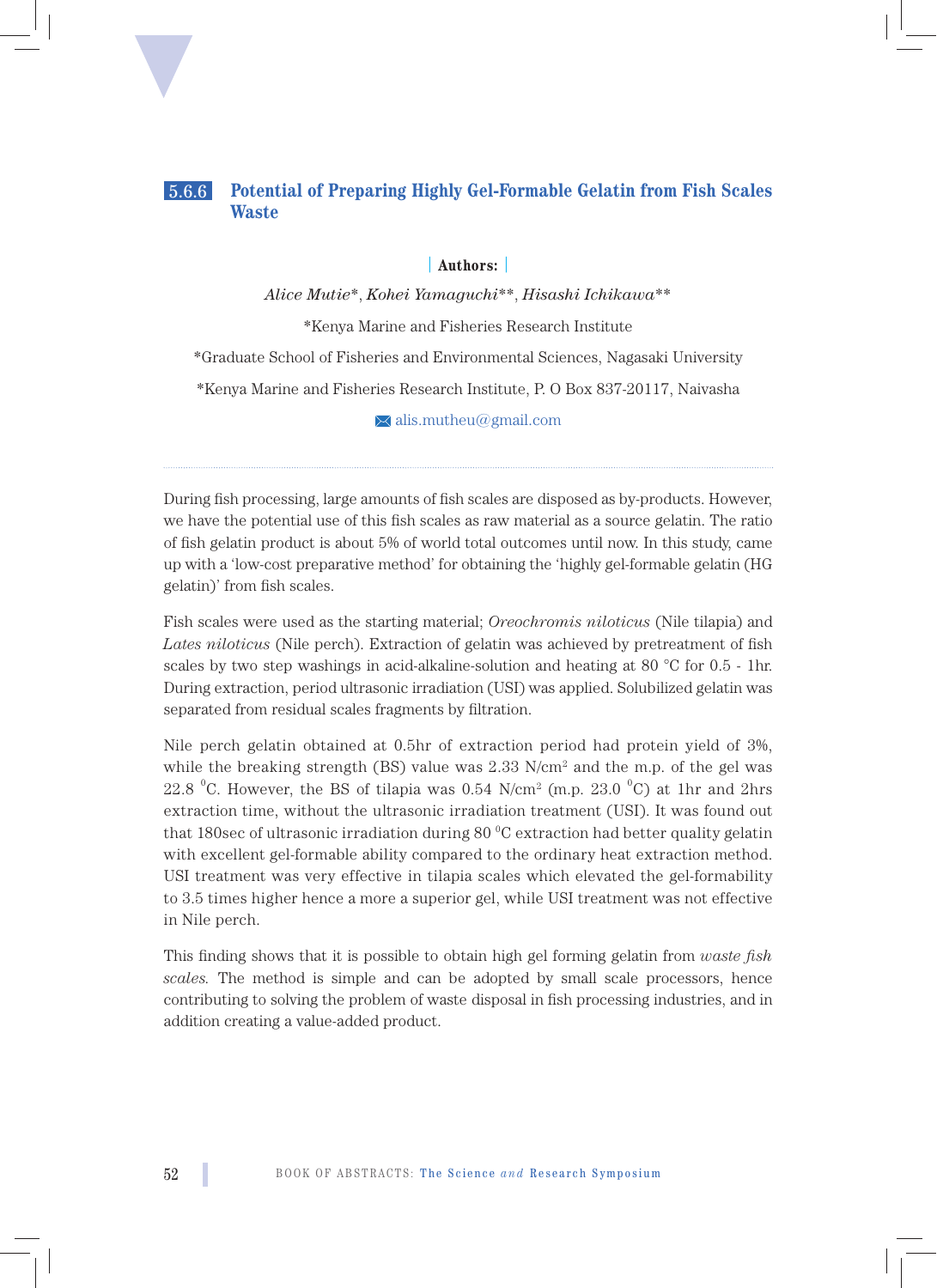## 5.6.6 Potential of Preparing Highly Gel-Formable Gelatin from Fish Scales Waste

**Authors:**

*Alice Mutie\*, Kohei Yamaguchi\*\*, Hisashi Ichikawa\*\**

\*Kenya Marine and Fisheries Research Institute

\*Graduate School of Fisheries and Environmental Sciences, Nagasaki University

\*Kenya Marine and Fisheries Research Institute, P. O Box 837-20117, Naivasha

alis.mutheu@gmail.com

---

During fish processing, large amounts of fish scales are disposed as by-products. However, we have the potential use of this fish scales as raw material as a source gelatin. The ratio of fish gelatin product is about 5% of world total outcomes until now. In this study, came up with a 'low-cost preparative method' for obtaining the 'highly gel-formable gelatin (HG gelatin)' from fish scales.

Fish scales were used as the starting material; *Oreochromis niloticus* (Nile tilapia) and *Lates niloticus* (Nile perch). Extraction of gelatin was achieved by pretreatment of fish scales by two step washings in acid-alkaline-solution and heating at 80 °C for 0.5 - 1hr. During extraction, period ultrasonic irradiation (USI) was applied. Solubilized gelatin was separated from residual scales fragments by filtration.

Nile perch gelatin obtained at 0.5hr of extraction period had protein yield of 3%, while the breaking strength (BS) value was 2.33 N/cm$^2$ and the m.p. of the gel was 22.8 $^0$C. However, the BS of tilapia was 0.54 N/cm$^2$ (m.p. 23.0 $^0$C) at 1hr and 2hrs extraction time, without the ultrasonic irradiation treatment (USI). It was found out that 180sec of ultrasonic irradiation during 80 $^0$C extraction had better quality gelatin with excellent gel-formable ability compared to the ordinary heat extraction method. USI treatment was very effective in tilapia scales which elevated the gel-formability to 3.5 times higher hence a more superior gel, while USI treatment was not effective in Nile perch.

This finding shows that it is possible to obtain high gel forming gelatin from *waste fish scales*. The method is simple and can be adopted by small scale processors, hence contributing to solving the problem of waste disposal in fish processing industries, and in addition creating a value-added product.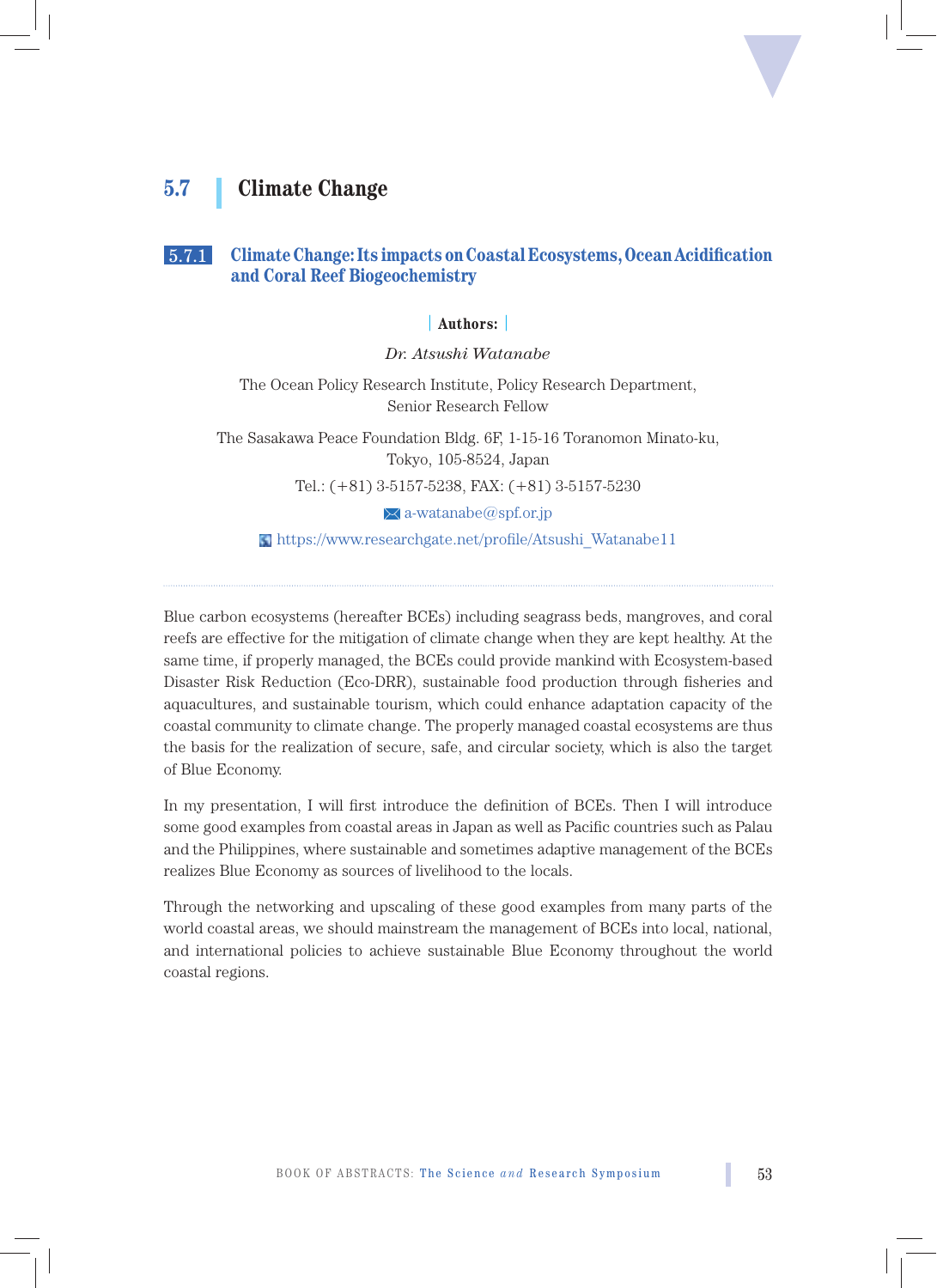# 5.7 Climate Change

## 5.7.1 Climate Change: Its impacts on Coastal Ecosystems, Ocean Acidification and Coral Reef Biogeochemistry

**Authors:**

*Dr. Atsushi Watanabe*

The Ocean Policy Research Institute, Policy Research Department, Senior Research Fellow

The Sasakawa Peace Foundation Bldg. 6F, 1-15-16 Toranomon Minato-ku, Tokyo, 105-8524, Japan

Tel.: (+81) 3-5157-5238, FAX: (+81) 3-5157-5230

a-watanabe@spf.or.jp

https://www.researchgate.net/profile/Atsushi_Watanabe11

Blue carbon ecosystems (hereafter BCEs) including seagrass beds, mangroves, and coral reefs are effective for the mitigation of climate change when they are kept healthy. At the same time, if properly managed, the BCEs could provide mankind with Ecosystem-based Disaster Risk Reduction (Eco-DRR), sustainable food production through fisheries and aquacultures, and sustainable tourism, which could enhance adaptation capacity of the coastal community to climate change. The properly managed coastal ecosystems are thus the basis for the realization of secure, safe, and circular society, which is also the target of Blue Economy.

In my presentation, I will first introduce the definition of BCEs. Then I will introduce some good examples from coastal areas in Japan as well as Pacific countries such as Palau and the Philippines, where sustainable and sometimes adaptive management of the BCEs realizes Blue Economy as sources of livelihood to the locals.

Through the networking and upscaling of these good examples from many parts of the world coastal areas, we should mainstream the management of BCEs into local, national, and international policies to achieve sustainable Blue Economy throughout the world coastal regions.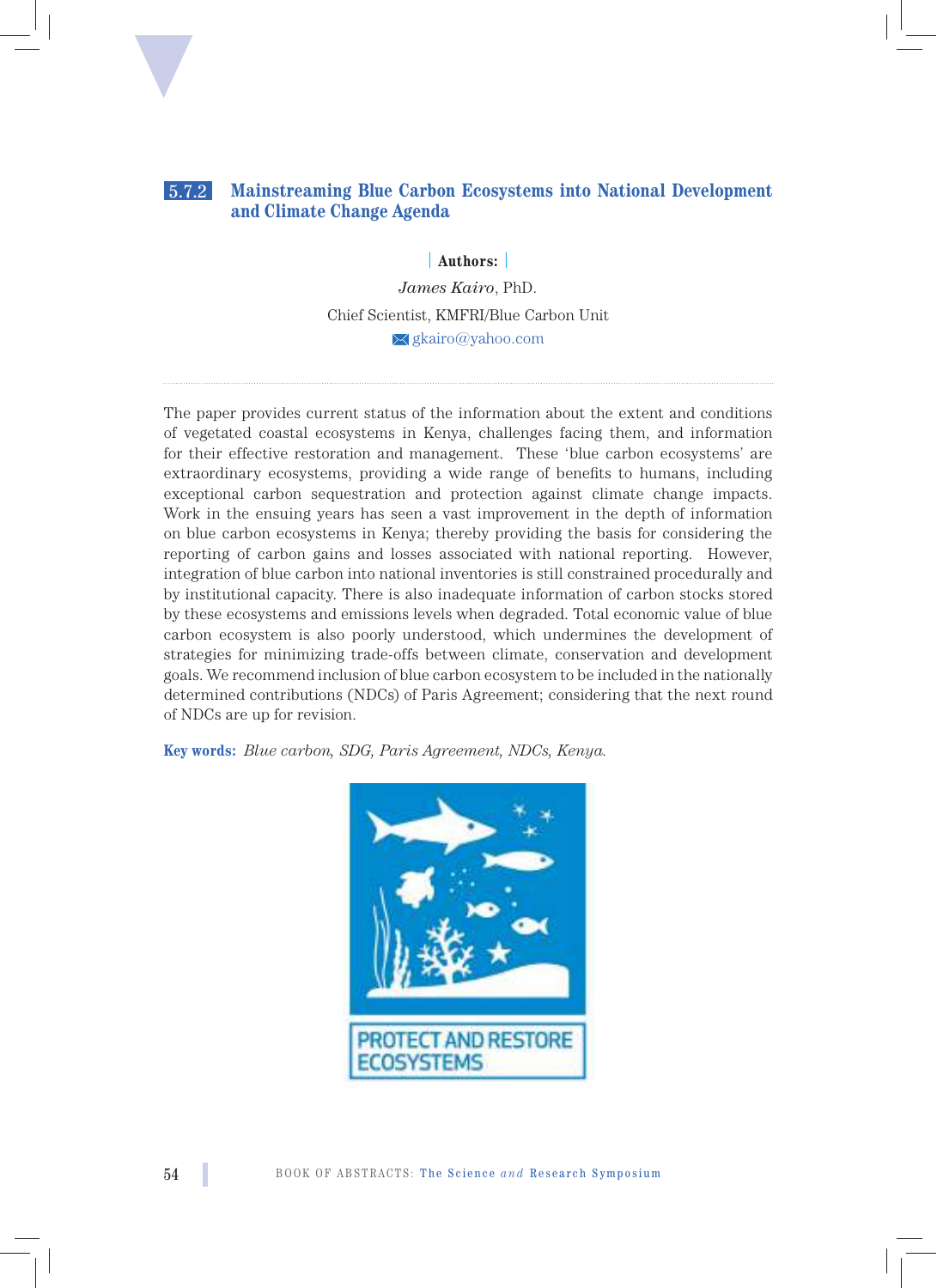## 5.7.2 Mainstreaming Blue Carbon Ecosystems into National Development and Climate Change Agenda

**Authors:**

*James Kairo*, PhD.

Chief Scientist, KMFRI/Blue Carbon Unit

gkairo@yahoo.com

The paper provides current status of the information about the extent and conditions of vegetated coastal ecosystems in Kenya, challenges facing them, and information for their effective restoration and management. These 'blue carbon ecosystems' are extraordinary ecosystems, providing a wide range of benefits to humans, including exceptional carbon sequestration and protection against climate change impacts. Work in the ensuing years has seen a vast improvement in the depth of information on blue carbon ecosystems in Kenya; thereby providing the basis for considering the reporting of carbon gains and losses associated with national reporting. However, integration of blue carbon into national inventories is still constrained procedurally and by institutional capacity. There is also inadequate information of carbon stocks stored by these ecosystems and emissions levels when degraded. Total economic value of blue carbon ecosystem is also poorly understood, which undermines the development of strategies for minimizing trade-offs between climate, conservation and development goals. We recommend inclusion of blue carbon ecosystem to be included in the nationally determined contributions (NDCs) of Paris Agreement; considering that the next round of NDCs are up for revision.

**Key words:** *Blue carbon, SDG, Paris Agreement, NDCs, Kenya.*

PROTECT AND RESTORE ECOSYSTEMS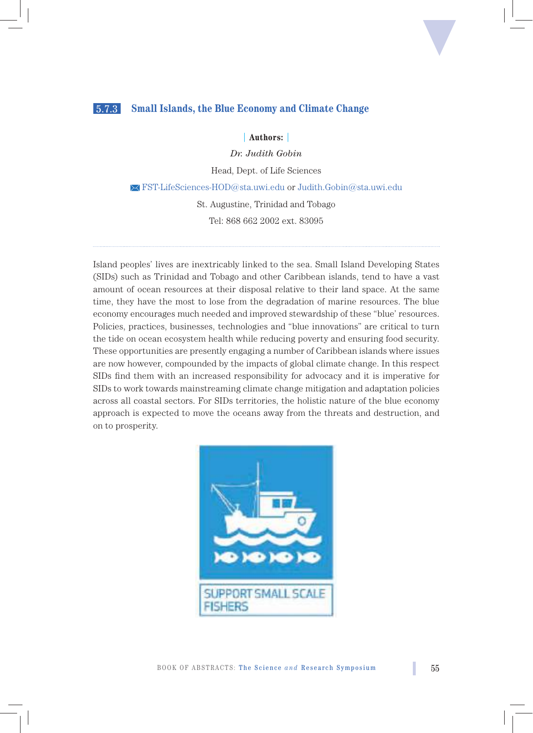### 5.7.3 Small Islands, the Blue Economy and Climate Change

**Authors:**

*Dr. Judith Gobin*

Head, Dept. of Life Sciences

FST-LifeSciences-HOD@sta.uwi.edu or Judith.Gobin@sta.uwi.edu

St. Augustine, Trinidad and Tobago

Tel: 868 662 2002 ext. 83095

---

Island peoples' lives are inextricably linked to the sea. Small Island Developing States (SIDs) such as Trinidad and Tobago and other Caribbean islands, tend to have a vast amount of ocean resources at their disposal relative to their land space. At the same time, they have the most to lose from the degradation of marine resources. The blue economy encourages much needed and improved stewardship of these "blue' resources. Policies, practices, businesses, technologies and "blue innovations" are critical to turn the tide on ocean ecosystem health while reducing poverty and ensuring food security. These opportunities are presently engaging a number of Caribbean islands where issues are now however, compounded by the impacts of global climate change. In this respect SIDs find them with an increased responsibility for advocacy and it is imperative for SIDs to work towards mainstreaming climate change mitigation and adaptation policies across all coastal sectors. For SIDs territories, the holistic nature of the blue economy approach is expected to move the oceans away from the threats and destruction, and on to prosperity.

SUPPORT SMALL SCALE FISHERS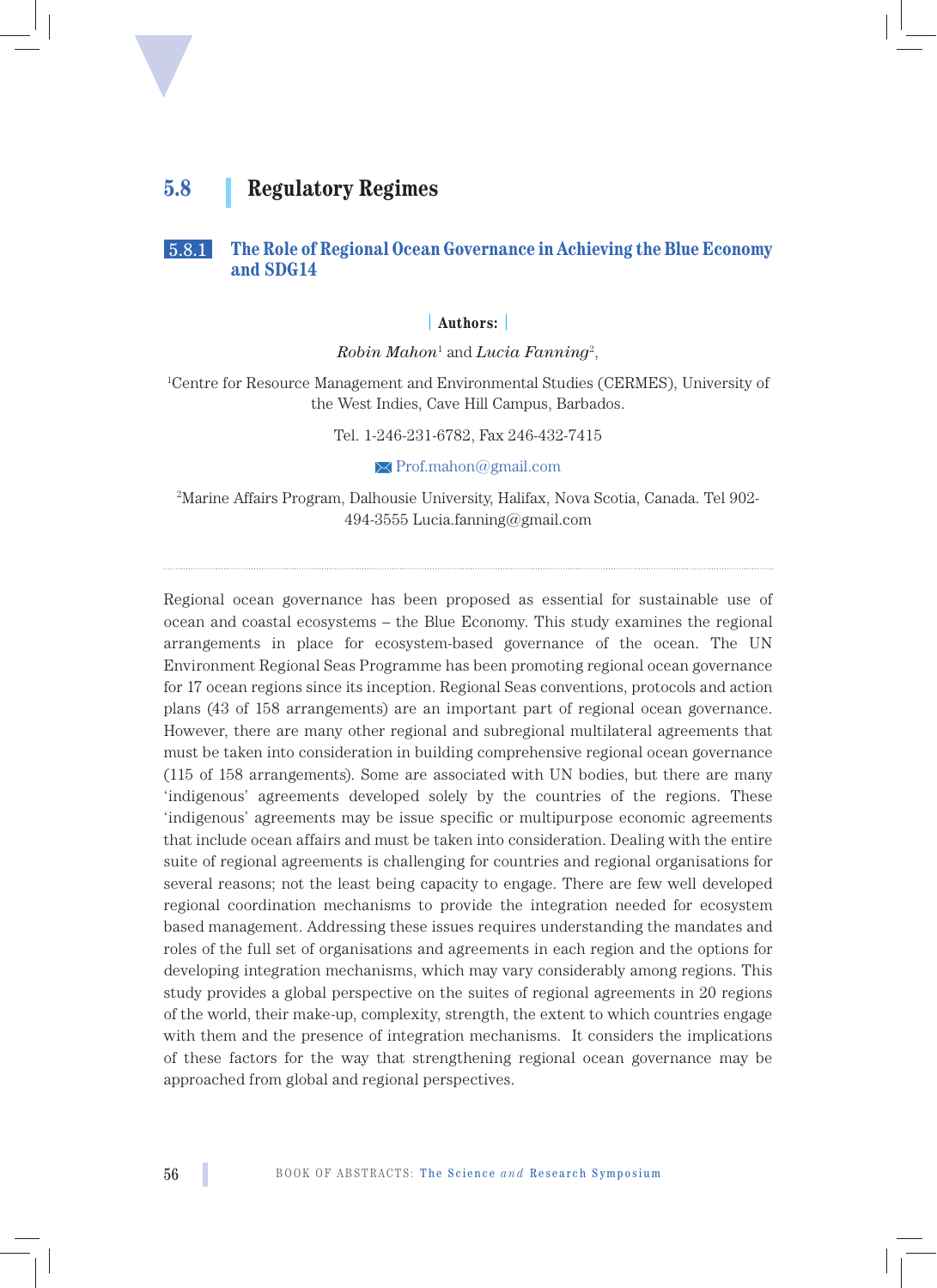## 5.8 Regulatory Regimes

### 5.8.1 The Role of Regional Ocean Governance in Achieving the Blue Economy and SDG14

**Authors:**

*Robin Mahon*[1] and *Lucia Fanning*[2],

[1]Centre for Resource Management and Environmental Studies (CERMES), University of the West Indies, Cave Hill Campus, Barbados.

Tel. 1-246-231-6782, Fax 246-432-7415

Prof.mahon@gmail.com

[2]Marine Affairs Program, Dalhousie University, Halifax, Nova Scotia, Canada. Tel 902-494-3555 Lucia.fanning@gmail.com

---

Regional ocean governance has been proposed as essential for sustainable use of ocean and coastal ecosystems – the Blue Economy. This study examines the regional arrangements in place for ecosystem-based governance of the ocean. The UN Environment Regional Seas Programme has been promoting regional ocean governance for 17 ocean regions since its inception. Regional Seas conventions, protocols and action plans (43 of 158 arrangements) are an important part of regional ocean governance. However, there are many other regional and subregional multilateral agreements that must be taken into consideration in building comprehensive regional ocean governance (115 of 158 arrangements). Some are associated with UN bodies, but there are many 'indigenous' agreements developed solely by the countries of the regions. These 'indigenous' agreements may be issue specific or multipurpose economic agreements that include ocean affairs and must be taken into consideration. Dealing with the entire suite of regional agreements is challenging for countries and regional organisations for several reasons; not the least being capacity to engage. There are few well developed regional coordination mechanisms to provide the integration needed for ecosystem based management. Addressing these issues requires understanding the mandates and roles of the full set of organisations and agreements in each region and the options for developing integration mechanisms, which may vary considerably among regions. This study provides a global perspective on the suites of regional agreements in 20 regions of the world, their make-up, complexity, strength, the extent to which countries engage with them and the presence of integration mechanisms. It considers the implications of these factors for the way that strengthening regional ocean governance may be approached from global and regional perspectives.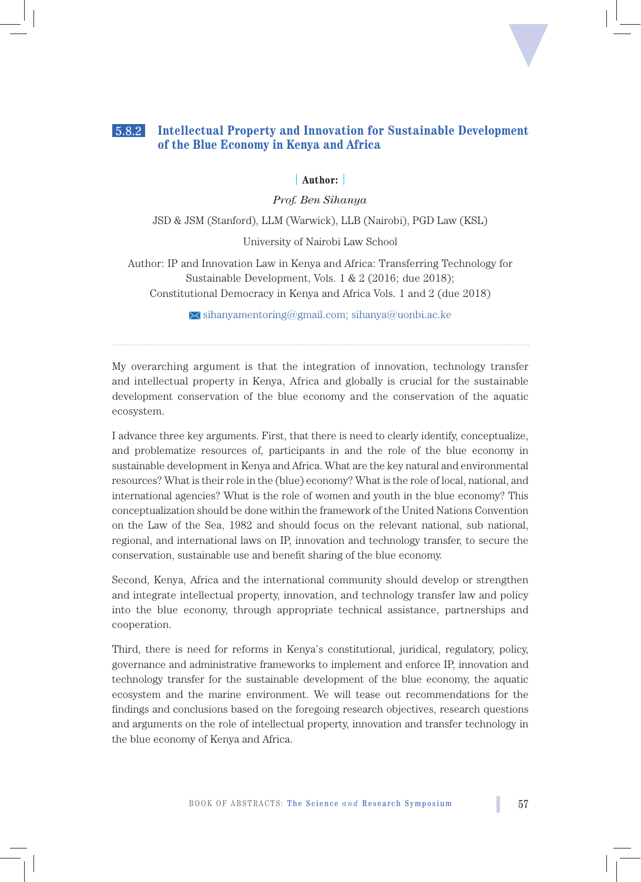## 5.8.2 Intellectual Property and Innovation for Sustainable Development of the Blue Economy in Kenya and Africa

**Author:**

*Prof. Ben Sihanya*

JSD & JSM (Stanford), LLM (Warwick), LLB (Nairobi), PGD Law (KSL)

University of Nairobi Law School

Author: IP and Innovation Law in Kenya and Africa: Transferring Technology for Sustainable Development, Vols. 1 & 2 (2016; due 2018);
Constitutional Democracy in Kenya and Africa Vols. 1 and 2 (due 2018)

sihanyamentoring@gmail.com; sihanya@uonbi.ac.ke

---

My overarching argument is that the integration of innovation, technology transfer and intellectual property in Kenya, Africa and globally is crucial for the sustainable development conservation of the blue economy and the conservation of the aquatic ecosystem.

I advance three key arguments. First, that there is need to clearly identify, conceptualize, and problematize resources of, participants in and the role of the blue economy in sustainable development in Kenya and Africa. What are the key natural and environmental resources? What is their role in the (blue) economy? What is the role of local, national, and international agencies? What is the role of women and youth in the blue economy? This conceptualization should be done within the framework of the United Nations Convention on the Law of the Sea, 1982 and should focus on the relevant national, sub national, regional, and international laws on IP, innovation and technology transfer, to secure the conservation, sustainable use and benefit sharing of the blue economy.

Second, Kenya, Africa and the international community should develop or strengthen and integrate intellectual property, innovation, and technology transfer law and policy into the blue economy, through appropriate technical assistance, partnerships and cooperation.

Third, there is need for reforms in Kenya's constitutional, juridical, regulatory, policy, governance and administrative frameworks to implement and enforce IP, innovation and technology transfer for the sustainable development of the blue economy, the aquatic ecosystem and the marine environment. We will tease out recommendations for the findings and conclusions based on the foregoing research objectives, research questions and arguments on the role of intellectual property, innovation and transfer technology in the blue economy of Kenya and Africa.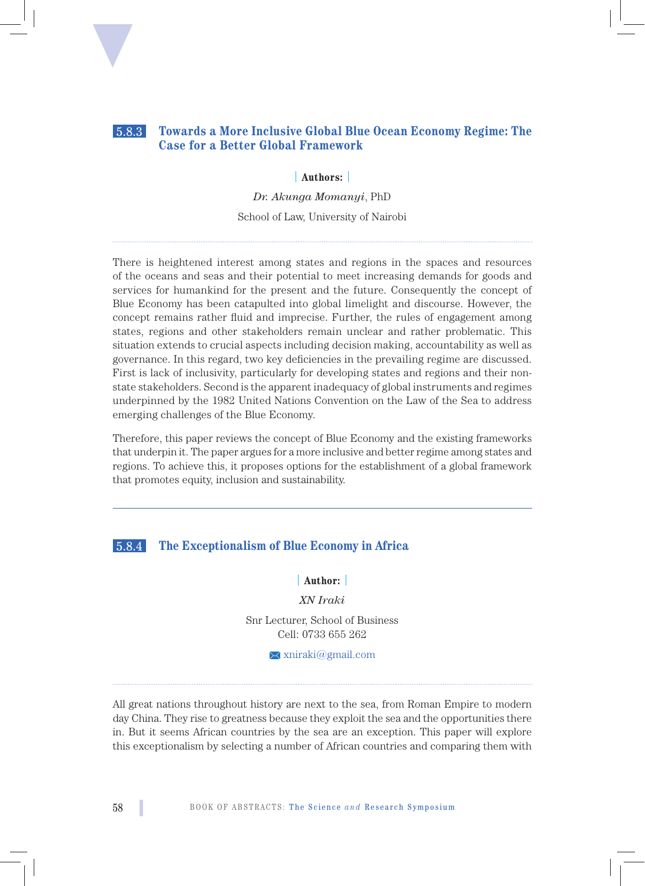## 5.8.3 Towards a More Inclusive Global Blue Ocean Economy Regime: The Case for a Better Global Framework

**Authors:**

*Dr. Akunga Momanyi*, PhD

School of Law, University of Nairobi

There is heightened interest among states and regions in the spaces and resources of the oceans and seas and their potential to meet increasing demands for goods and services for humankind for the present and the future. Consequently the concept of Blue Economy has been catapulted into global limelight and discourse. However, the concept remains rather fluid and imprecise. Further, the rules of engagement among states, regions and other stakeholders remain unclear and rather problematic. This situation extends to crucial aspects including decision making, accountability as well as governance. In this regard, two key deficiencies in the prevailing regime are discussed. First is lack of inclusivity, particularly for developing states and regions and their non-state stakeholders. Second is the apparent inadequacy of global instruments and regimes underpinned by the 1982 United Nations Convention on the Law of the Sea to address emerging challenges of the Blue Economy.

Therefore, this paper reviews the concept of Blue Economy and the existing frameworks that underpin it. The paper argues for a more inclusive and better regime among states and regions. To achieve this, it proposes options for the establishment of a global framework that promotes equity, inclusion and sustainability.

## 5.8.4 The Exceptionalism of Blue Economy in Africa

**Author:**

*XN Iraki*

Snr Lecturer, School of Business
Cell: 0733 655 262

xniraki@gmail.com

All great nations throughout history are next to the sea, from Roman Empire to modern day China. They rise to greatness because they exploit the sea and the opportunities there in. But it seems African countries by the sea are an exception. This paper will explore this exceptionalism by selecting a number of African countries and comparing them with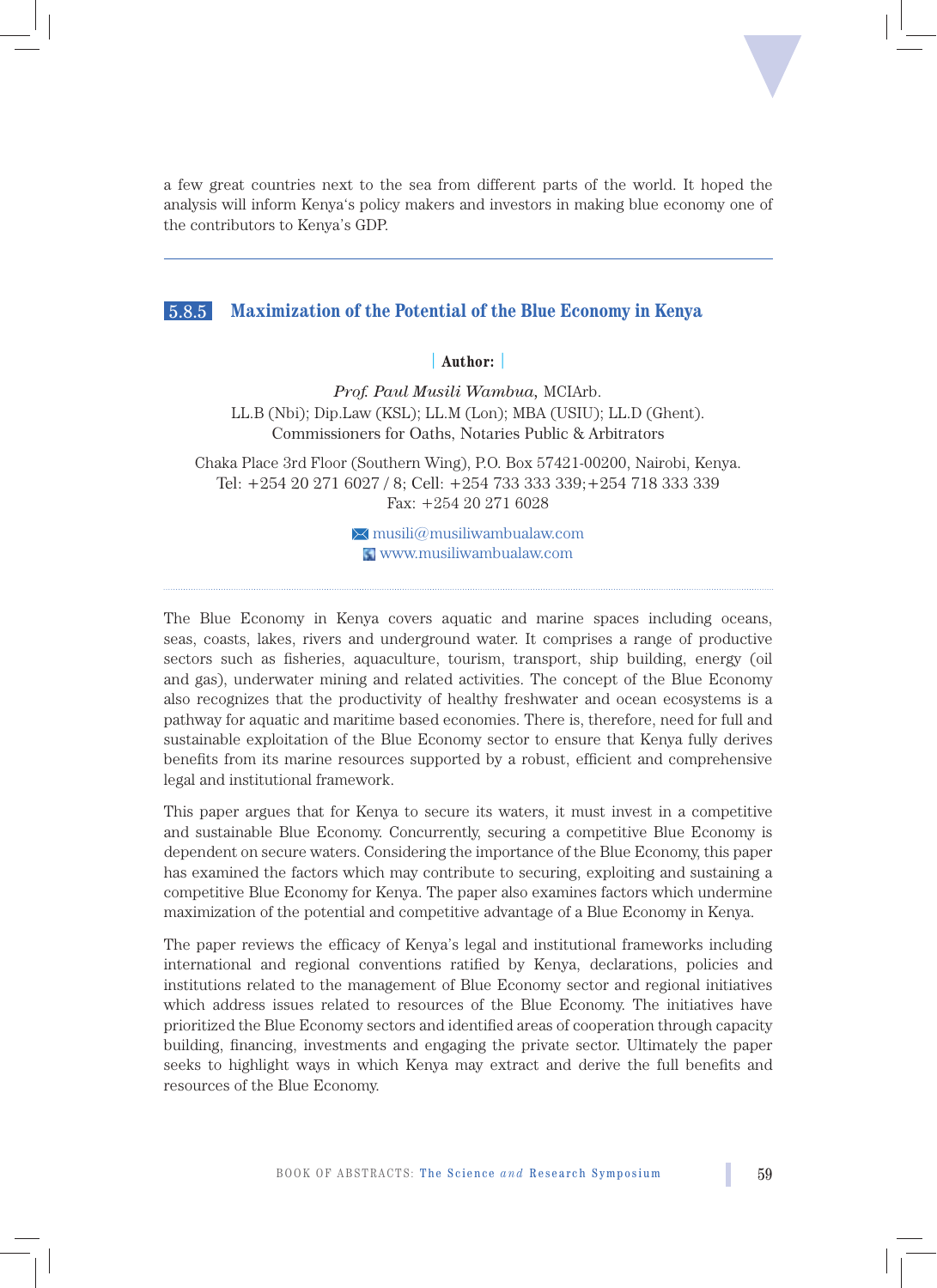a few great countries next to the sea from different parts of the world. It hoped the analysis will inform Kenya's policy makers and investors in making blue economy one of the contributors to Kenya's GDP.

---

## 5.8.5 Maximization of the Potential of the Blue Economy in Kenya

**Author:**

*Prof. Paul Musili Wambua*, MCIArb.
LL.B (Nbi); Dip.Law (KSL); LL.M (Lon); MBA (USIU); LL.D (Ghent).
Commissioners for Oaths, Notaries Public & Arbitrators

Chaka Place 3rd Floor (Southern Wing), P.O. Box 57421-00200, Nairobi, Kenya.
Tel: +254 20 271 6027 / 8; Cell: +254 733 333 339;+254 718 333 339
Fax: +254 20 271 6028

musili@musiliwambualaw.com
www.musiliwambualaw.com

The Blue Economy in Kenya covers aquatic and marine spaces including oceans, seas, coasts, lakes, rivers and underground water. It comprises a range of productive sectors such as fisheries, aquaculture, tourism, transport, ship building, energy (oil and gas), underwater mining and related activities. The concept of the Blue Economy also recognizes that the productivity of healthy freshwater and ocean ecosystems is a pathway for aquatic and maritime based economies. There is, therefore, need for full and sustainable exploitation of the Blue Economy sector to ensure that Kenya fully derives benefits from its marine resources supported by a robust, efficient and comprehensive legal and institutional framework.

This paper argues that for Kenya to secure its waters, it must invest in a competitive and sustainable Blue Economy. Concurrently, securing a competitive Blue Economy is dependent on secure waters. Considering the importance of the Blue Economy, this paper has examined the factors which may contribute to securing, exploiting and sustaining a competitive Blue Economy for Kenya. The paper also examines factors which undermine maximization of the potential and competitive advantage of a Blue Economy in Kenya.

The paper reviews the efficacy of Kenya's legal and institutional frameworks including international and regional conventions ratified by Kenya, declarations, policies and institutions related to the management of Blue Economy sector and regional initiatives which address issues related to resources of the Blue Economy. The initiatives have prioritized the Blue Economy sectors and identified areas of cooperation through capacity building, financing, investments and engaging the private sector. Ultimately the paper seeks to highlight ways in which Kenya may extract and derive the full benefits and resources of the Blue Economy.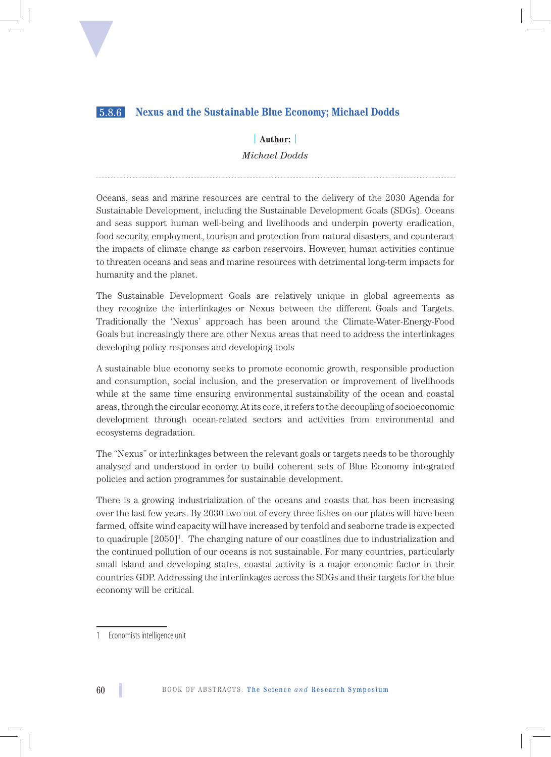## 5.8.6 Nexus and the Sustainable Blue Economy; Michael Dodds

**Author:**

*Michael Dodds*

Oceans, seas and marine resources are central to the delivery of the 2030 Agenda for Sustainable Development, including the Sustainable Development Goals (SDGs). Oceans and seas support human well-being and livelihoods and underpin poverty eradication, food security, employment, tourism and protection from natural disasters, and counteract the impacts of climate change as carbon reservoirs. However, human activities continue to threaten oceans and seas and marine resources with detrimental long-term impacts for humanity and the planet.

The Sustainable Development Goals are relatively unique in global agreements as they recognize the interlinkages or Nexus between the different Goals and Targets. Traditionally the 'Nexus' approach has been around the Climate-Water-Energy-Food Goals but increasingly there are other Nexus areas that need to address the interlinkages developing policy responses and developing tools

A sustainable blue economy seeks to promote economic growth, responsible production and consumption, social inclusion, and the preservation or improvement of livelihoods while at the same time ensuring environmental sustainability of the ocean and coastal areas, through the circular economy. At its core, it refers to the decoupling of socioeconomic development through ocean-related sectors and activities from environmental and ecosystems degradation.

The "Nexus" or interlinkages between the relevant goals or targets needs to be thoroughly analysed and understood in order to build coherent sets of Blue Economy integrated policies and action programmes for sustainable development.

There is a growing industrialization of the oceans and coasts that has been increasing over the last few years. By 2030 two out of every three fishes on our plates will have been farmed, offsite wind capacity will have increased by tenfold and seaborne trade is expected to quadruple [2050][1]. The changing nature of our coastlines due to industrialization and the continued pollution of our oceans is not sustainable. For many countries, particularly small island and developing states, coastal activity is a major economic factor in their countries GDP. Addressing the interlinkages across the SDGs and their targets for the blue economy will be critical.

1 Economists intelligence unit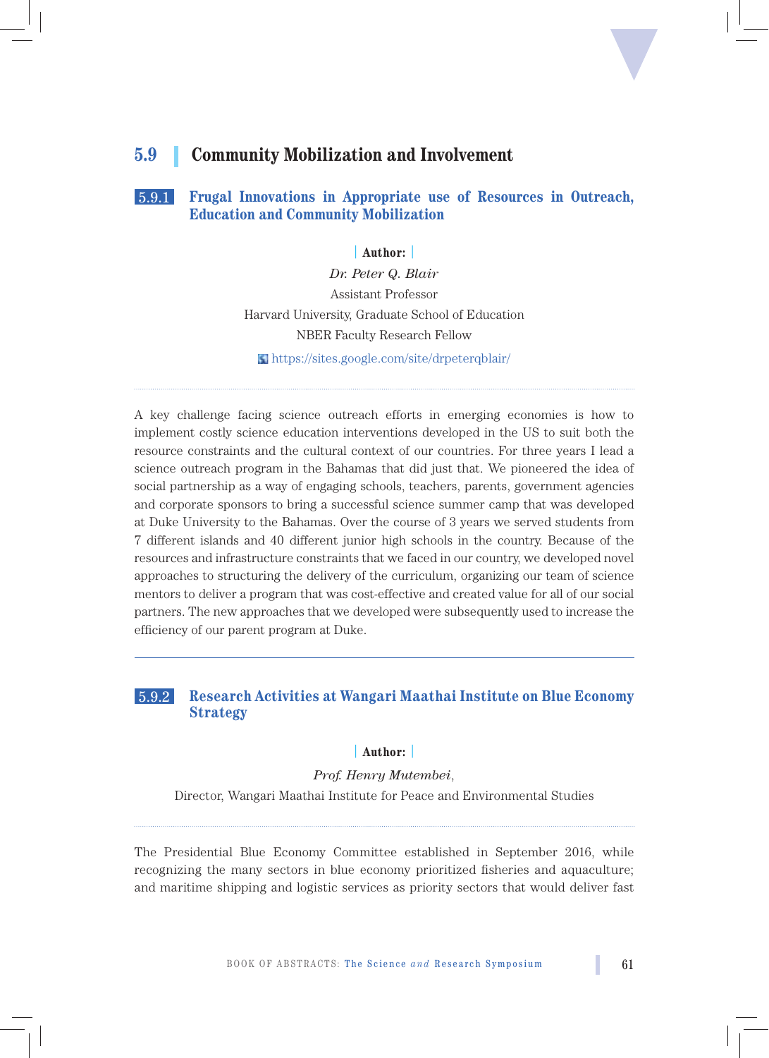## 5.9 Community Mobilization and Involvement

### 5.9.1 Frugal Innovations in Appropriate use of Resources in Outreach, Education and Community Mobilization

**Author:**

*Dr. Peter Q. Blair*

Assistant Professor

Harvard University, Graduate School of Education

NBER Faculty Research Fellow

https://sites.google.com/site/drpeterqblair/

A key challenge facing science outreach efforts in emerging economies is how to implement costly science education interventions developed in the US to suit both the resource constraints and the cultural context of our countries. For three years I lead a science outreach program in the Bahamas that did just that. We pioneered the idea of social partnership as a way of engaging schools, teachers, parents, government agencies and corporate sponsors to bring a successful science summer camp that was developed at Duke University to the Bahamas. Over the course of 3 years we served students from 7 different islands and 40 different junior high schools in the country. Because of the resources and infrastructure constraints that we faced in our country, we developed novel approaches to structuring the delivery of the curriculum, organizing our team of science mentors to deliver a program that was cost-effective and created value for all of our social partners. The new approaches that we developed were subsequently used to increase the efficiency of our parent program at Duke.

### 5.9.2 Research Activities at Wangari Maathai Institute on Blue Economy Strategy

**Author:**

*Prof. Henry Mutembei*,

Director, Wangari Maathai Institute for Peace and Environmental Studies

The Presidential Blue Economy Committee established in September 2016, while recognizing the many sectors in blue economy prioritized fisheries and aquaculture; and maritime shipping and logistic services as priority sectors that would deliver fast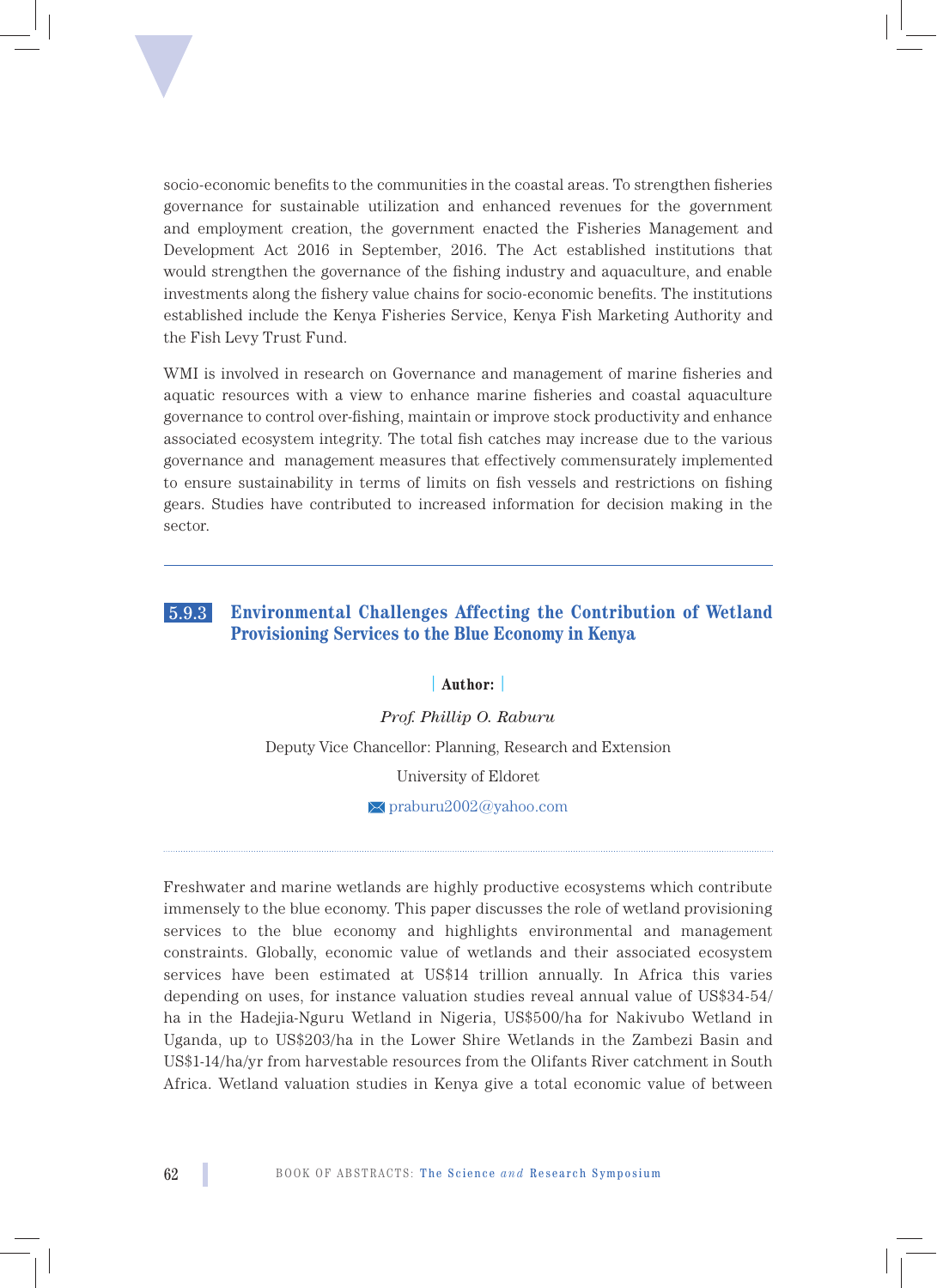socio-economic benefits to the communities in the coastal areas. To strengthen fisheries governance for sustainable utilization and enhanced revenues for the government and employment creation, the government enacted the Fisheries Management and Development Act 2016 in September, 2016. The Act established institutions that would strengthen the governance of the fishing industry and aquaculture, and enable investments along the fishery value chains for socio-economic benefits. The institutions established include the Kenya Fisheries Service, Kenya Fish Marketing Authority and the Fish Levy Trust Fund.

WMI is involved in research on Governance and management of marine fisheries and aquatic resources with a view to enhance marine fisheries and coastal aquaculture governance to control over-fishing, maintain or improve stock productivity and enhance associated ecosystem integrity. The total fish catches may increase due to the various governance and management measures that effectively commensurately implemented to ensure sustainability in terms of limits on fish vessels and restrictions on fishing gears. Studies have contributed to increased information for decision making in the sector.

---

### 5.9.3 Environmental Challenges Affecting the Contribution of Wetland Provisioning Services to the Blue Economy in Kenya

**Author:**

*Prof. Phillip O. Raburu*

Deputy Vice Chancellor: Planning, Research and Extension

University of Eldoret

praburu2002@yahoo.com

---

Freshwater and marine wetlands are highly productive ecosystems which contribute immensely to the blue economy. This paper discusses the role of wetland provisioning services to the blue economy and highlights environmental and management constraints. Globally, economic value of wetlands and their associated ecosystem services have been estimated at US$14 trillion annually. In Africa this varies depending on uses, for instance valuation studies reveal annual value of US$34-54/ha in the Hadejia-Nguru Wetland in Nigeria, US$500/ha for Nakivubo Wetland in Uganda, up to US$203/ha in the Lower Shire Wetlands in the Zambezi Basin and US$1-14/ha/yr from harvestable resources from the Olifants River catchment in South Africa. Wetland valuation studies in Kenya give a total economic value of between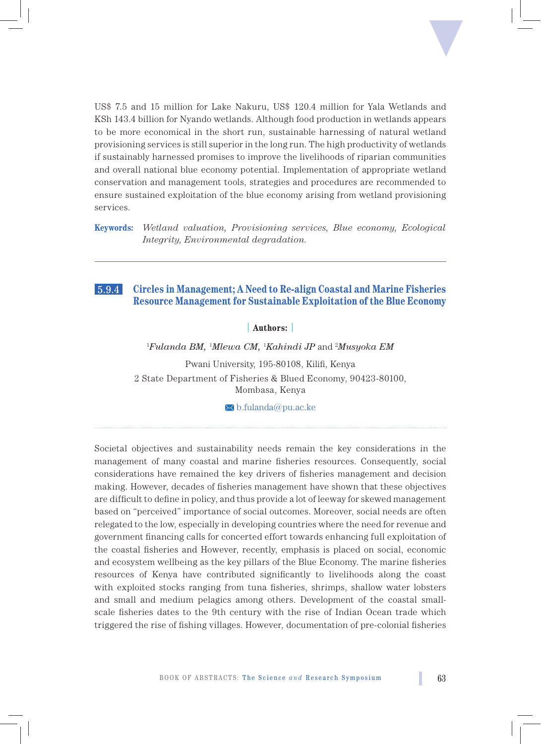US$ 7.5 and 15 million for Lake Nakuru, US$ 120.4 million for Yala Wetlands and KSh 143.4 billion for Nyando wetlands. Although food production in wetlands appears to be more economical in the short run, sustainable harnessing of natural wetland provisioning services is still superior in the long run. The high productivity of wetlands if sustainably harnessed promises to improve the livelihoods of riparian communities and overall national blue economy potential. Implementation of appropriate wetland conservation and management tools, strategies and procedures are recommended to ensure sustained exploitation of the blue economy arising from wetland provisioning services.

**Keywords:** *Wetland valuation, Provisioning services, Blue economy, Ecological Integrity, Environmental degradation.*

---

## 5.9.4 Circles in Management; A Need to Re-align Coastal and Marine Fisheries Resource Management for Sustainable Exploitation of the Blue Economy

**Authors:**

[1]*Fulanda BM*, [1]*Mlewa CM*, [1]*Kahindi JP* and [2]*Musyoka EM*

Pwani University, 195-80108, Kilifi, Kenya

2 State Department of Fisheries & Blued Economy, 90423-80100, Mombasa, Kenya

b.fulanda@pu.ac.ke

Societal objectives and sustainability needs remain the key considerations in the management of many coastal and marine fisheries resources. Consequently, social considerations have remained the key drivers of fisheries management and decision making. However, decades of fisheries management have shown that these objectives are difficult to define in policy, and thus provide a lot of leeway for skewed management based on "perceived" importance of social outcomes. Moreover, social needs are often relegated to the low, especially in developing countries where the need for revenue and government financing calls for concerted effort towards enhancing full exploitation of the coastal fisheries and However, recently, emphasis is placed on social, economic and ecosystem wellbeing as the key pillars of the Blue Economy. The marine fisheries resources of Kenya have contributed significantly to livelihoods along the coast with exploited stocks ranging from tuna fisheries, shrimps, shallow water lobsters and small and medium pelagics among others. Development of the coastal small-scale fisheries dates to the 9th century with the rise of Indian Ocean trade which triggered the rise of fishing villages. However, documentation of pre-colonial fisheries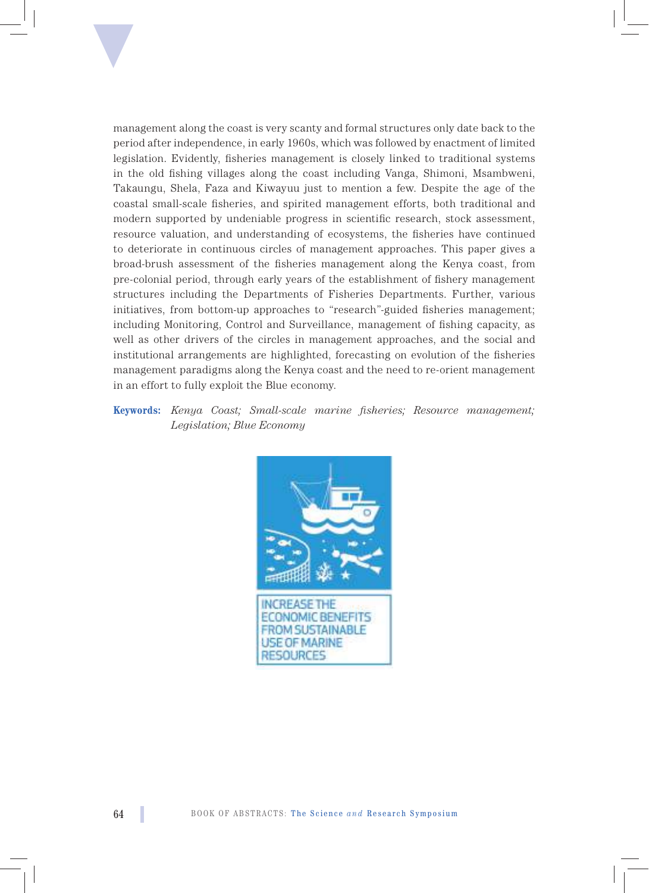management along the coast is very scanty and formal structures only date back to the period after independence, in early 1960s, which was followed by enactment of limited legislation. Evidently, fisheries management is closely linked to traditional systems in the old fishing villages along the coast including Vanga, Shimoni, Msambweni, Takaungu, Shela, Faza and Kiwayuu just to mention a few. Despite the age of the coastal small-scale fisheries, and spirited management efforts, both traditional and modern supported by undeniable progress in scientific research, stock assessment, resource valuation, and understanding of ecosystems, the fisheries have continued to deteriorate in continuous circles of management approaches. This paper gives a broad-brush assessment of the fisheries management along the Kenya coast, from pre-colonial period, through early years of the establishment of fishery management structures including the Departments of Fisheries Departments. Further, various initiatives, from bottom-up approaches to "research"-guided fisheries management; including Monitoring, Control and Surveillance, management of fishing capacity, as well as other drivers of the circles in management approaches, and the social and institutional arrangements are highlighted, forecasting on evolution of the fisheries management paradigms along the Kenya coast and the need to re-orient management in an effort to fully exploit the Blue economy.

**Keywords:** *Kenya Coast; Small-scale marine fisheries; Resource management; Legislation; Blue Economy*

INCREASE THE ECONOMIC BENEFITS FROM SUSTAINABLE USE OF MARINE RESOURCES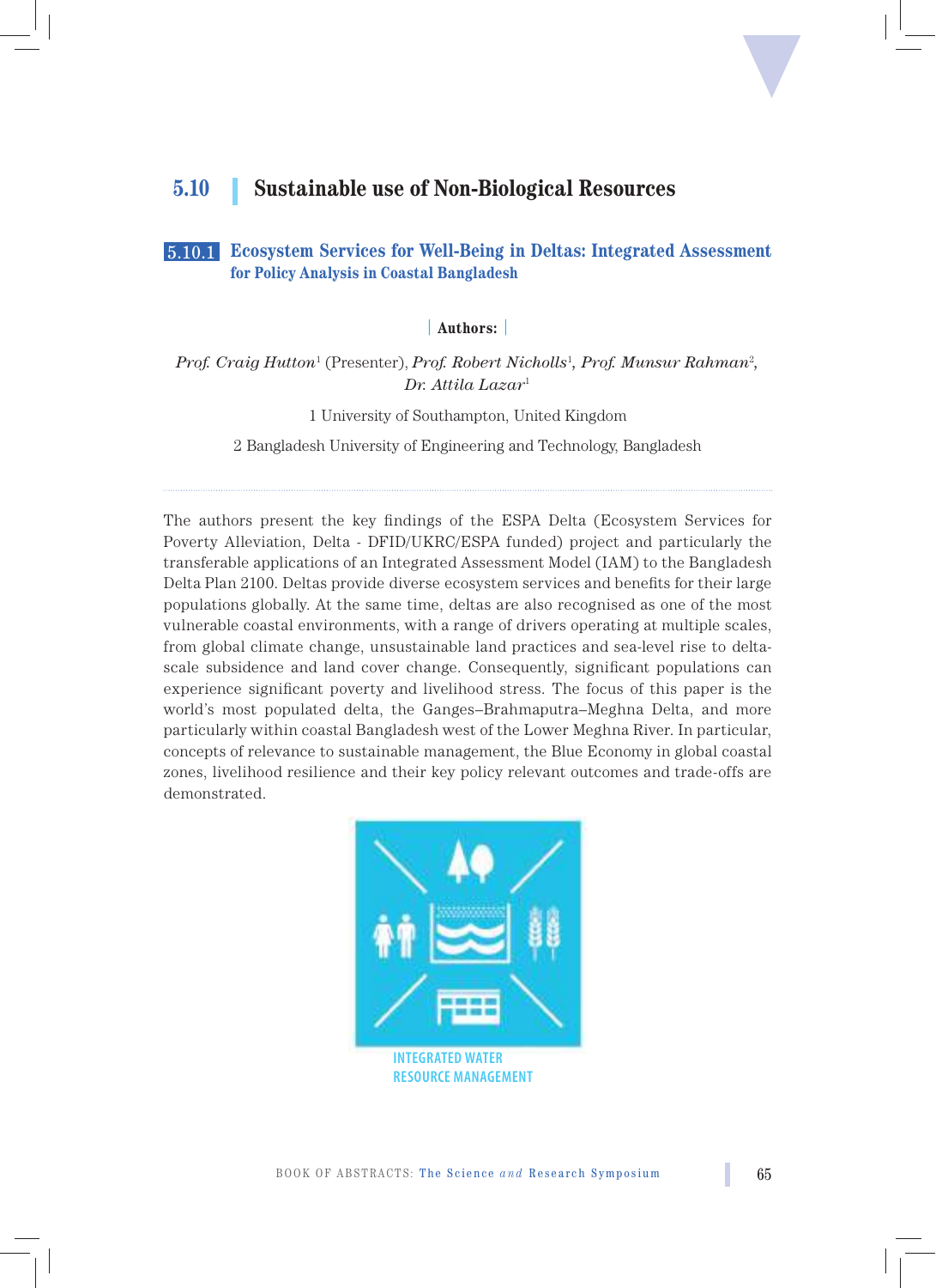## 5.10 | Sustainable use of Non-Biological Resources

### 5.10.1 Ecosystem Services for Well-Being in Deltas: Integrated Assessment for Policy Analysis in Coastal Bangladesh

**Authors:**

*Prof. Craig Hutton*[1] (Presenter), *Prof. Robert Nicholls*[1], *Prof. Munsur Rahman*[2], *Dr. Attila Lazar*[1]

1 University of Southampton, United Kingdom

2 Bangladesh University of Engineering and Technology, Bangladesh

---

The authors present the key findings of the ESPA Delta (Ecosystem Services for Poverty Alleviation, Delta - DFID/UKRC/ESPA funded) project and particularly the transferable applications of an Integrated Assessment Model (IAM) to the Bangladesh Delta Plan 2100. Deltas provide diverse ecosystem services and benefits for their large populations globally. At the same time, deltas are also recognised as one of the most vulnerable coastal environments, with a range of drivers operating at multiple scales, from global climate change, unsustainable land practices and sea-level rise to delta-scale subsidence and land cover change. Consequently, significant populations can experience significant poverty and livelihood stress. The focus of this paper is the world's most populated delta, the Ganges–Brahmaputra–Meghna Delta, and more particularly within coastal Bangladesh west of the Lower Meghna River. In particular, concepts of relevance to sustainable management, the Blue Economy in global coastal zones, livelihood resilience and their key policy relevant outcomes and trade-offs are demonstrated.

INTEGRATED WATER RESOURCE MANAGEMENT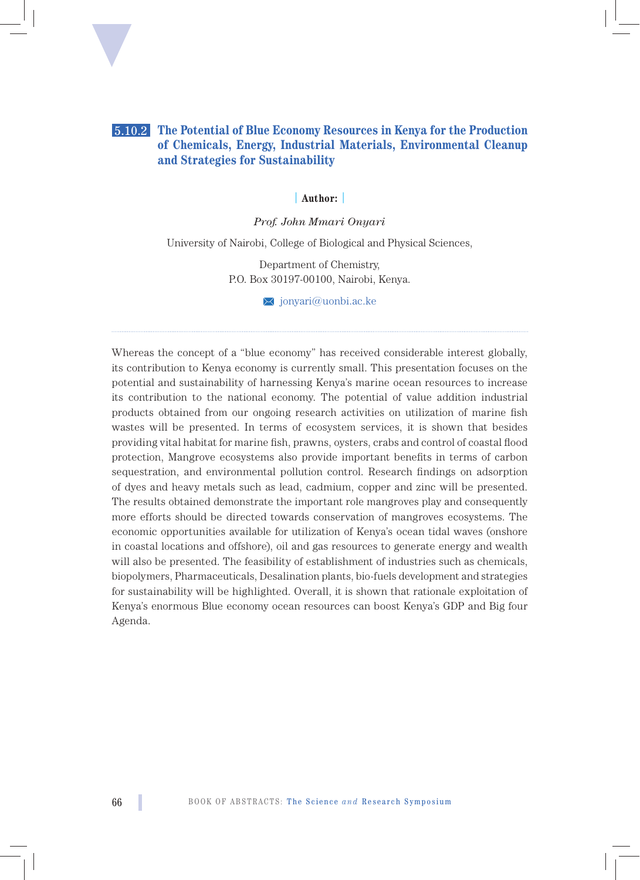## 5.10.2 The Potential of Blue Economy Resources in Kenya for the Production of Chemicals, Energy, Industrial Materials, Environmental Cleanup and Strategies for Sustainability

**Author:**

*Prof. John Mmari Onyari*

University of Nairobi, College of Biological and Physical Sciences,

Department of Chemistry,
P.O. Box 30197-00100, Nairobi, Kenya.

jonyari@uonbi.ac.ke

---

Whereas the concept of a "blue economy" has received considerable interest globally, its contribution to Kenya economy is currently small. This presentation focuses on the potential and sustainability of harnessing Kenya's marine ocean resources to increase its contribution to the national economy. The potential of value addition industrial products obtained from our ongoing research activities on utilization of marine fish wastes will be presented. In terms of ecosystem services, it is shown that besides providing vital habitat for marine fish, prawns, oysters, crabs and control of coastal flood protection, Mangrove ecosystems also provide important benefits in terms of carbon sequestration, and environmental pollution control. Research findings on adsorption of dyes and heavy metals such as lead, cadmium, copper and zinc will be presented. The results obtained demonstrate the important role mangroves play and consequently more efforts should be directed towards conservation of mangroves ecosystems. The economic opportunities available for utilization of Kenya's ocean tidal waves (onshore in coastal locations and offshore), oil and gas resources to generate energy and wealth will also be presented. The feasibility of establishment of industries such as chemicals, biopolymers, Pharmaceuticals, Desalination plants, bio-fuels development and strategies for sustainability will be highlighted. Overall, it is shown that rationale exploitation of Kenya's enormous Blue economy ocean resources can boost Kenya's GDP and Big four Agenda.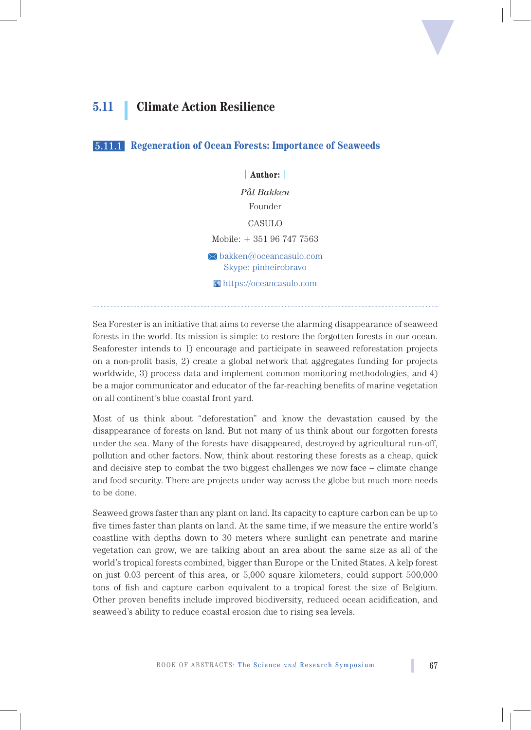# 5.11 Climate Action Resilience

## 5.11.1 Regeneration of Ocean Forests: Importance of Seaweeds

**Author:**

*Pål Bakken*

Founder

CASULO

Mobile: + 351 96 747 7563

bakken@oceancasulo.com
Skype: pinheirobravo

https://oceancasulo.com

---

Sea Forester is an initiative that aims to reverse the alarming disappearance of seaweed forests in the world. Its mission is simple: to restore the forgotten forests in our ocean. Seaforester intends to 1) encourage and participate in seaweed reforestation projects on a non-profit basis, 2) create a global network that aggregates funding for projects worldwide, 3) process data and implement common monitoring methodologies, and 4) be a major communicator and educator of the far-reaching benefits of marine vegetation on all continent's blue coastal front yard.

Most of us think about "deforestation" and know the devastation caused by the disappearance of forests on land. But not many of us think about our forgotten forests under the sea. Many of the forests have disappeared, destroyed by agricultural run-off, pollution and other factors. Now, think about restoring these forests as a cheap, quick and decisive step to combat the two biggest challenges we now face – climate change and food security. There are projects under way across the globe but much more needs to be done.

Seaweed grows faster than any plant on land. Its capacity to capture carbon can be up to five times faster than plants on land. At the same time, if we measure the entire world's coastline with depths down to 30 meters where sunlight can penetrate and marine vegetation can grow, we are talking about an area about the same size as all of the world's tropical forests combined, bigger than Europe or the United States. A kelp forest on just 0.03 percent of this area, or 5,000 square kilometers, could support 500,000 tons of fish and capture carbon equivalent to a tropical forest the size of Belgium. Other proven benefits include improved biodiversity, reduced ocean acidification, and seaweed's ability to reduce coastal erosion due to rising sea levels.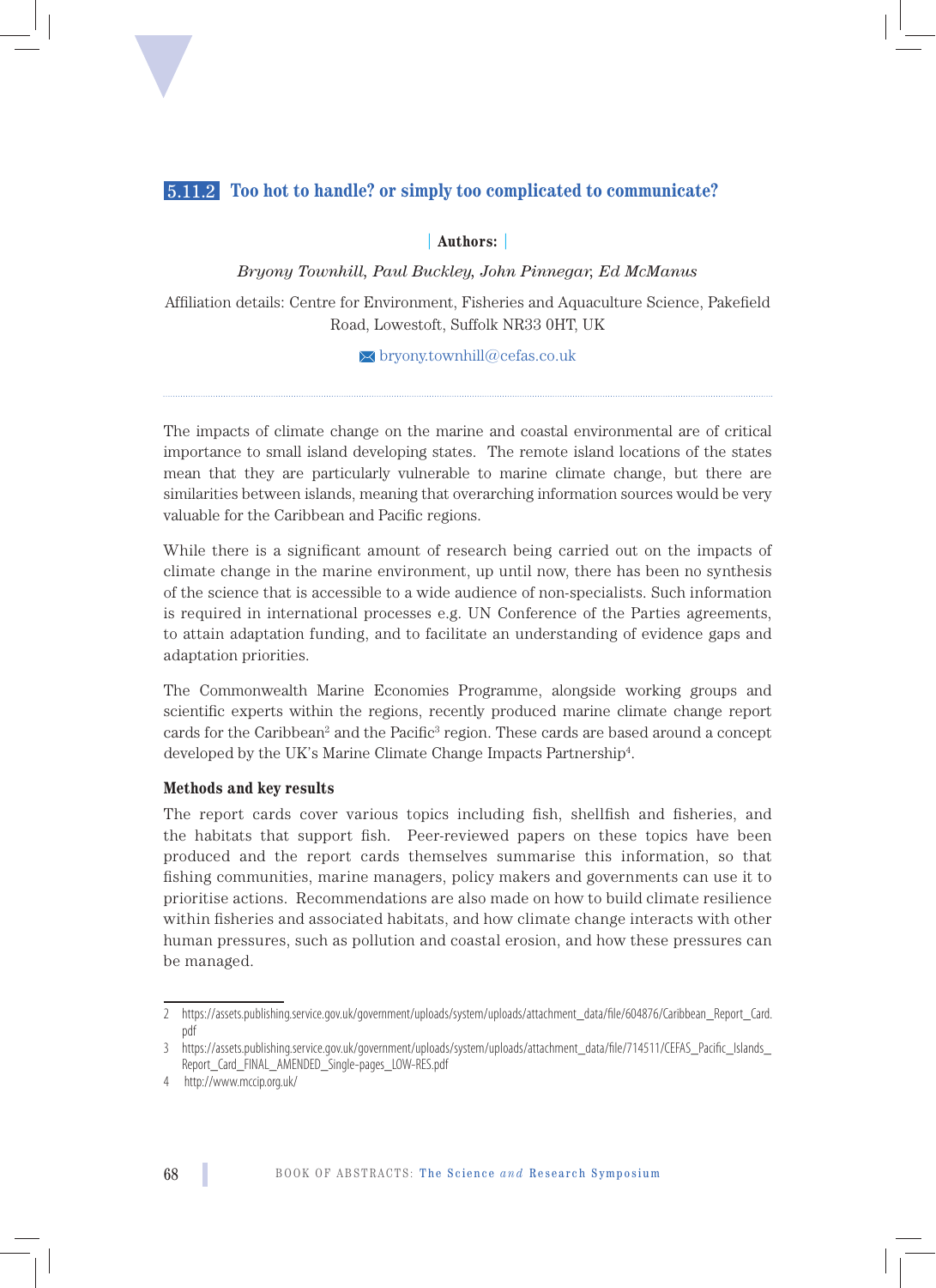## 5.11.2 Too hot to handle? or simply too complicated to communicate?

**Authors:**

*Bryony Townhill, Paul Buckley, John Pinnegar, Ed McManus*

Affiliation details: Centre for Environment, Fisheries and Aquaculture Science, Pakefield Road, Lowestoft, Suffolk NR33 0HT, UK

bryony.townhill@cefas.co.uk

---

The impacts of climate change on the marine and coastal environmental are of critical importance to small island developing states. The remote island locations of the states mean that they are particularly vulnerable to marine climate change, but there are similarities between islands, meaning that overarching information sources would be very valuable for the Caribbean and Pacific regions.

While there is a significant amount of research being carried out on the impacts of climate change in the marine environment, up until now, there has been no synthesis of the science that is accessible to a wide audience of non-specialists. Such information is required in international processes e.g. UN Conference of the Parties agreements, to attain adaptation funding, and to facilitate an understanding of evidence gaps and adaptation priorities.

The Commonwealth Marine Economies Programme, alongside working groups and scientific experts within the regions, recently produced marine climate change report cards for the Caribbean[2] and the Pacific[3] region. These cards are based around a concept developed by the UK's Marine Climate Change Impacts Partnership[4].

### Methods and key results

The report cards cover various topics including fish, shellfish and fisheries, and the habitats that support fish. Peer-reviewed papers on these topics have been produced and the report cards themselves summarise this information, so that fishing communities, marine managers, policy makers and governments can use it to prioritise actions. Recommendations are also made on how to build climate resilience within fisheries and associated habitats, and how climate change interacts with other human pressures, such as pollution and coastal erosion, and how these pressures can be managed.

---

2 https://assets.publishing.service.gov.uk/government/uploads/system/uploads/attachment_data/file/604876/Caribbean_Report_Card.pdf

3 https://assets.publishing.service.gov.uk/government/uploads/system/uploads/attachment_data/file/714511/CEFAS_Pacific_Islands_Report_Card_FINAL_AMENDED_Single-pages_LOW-RES.pdf

4 http://www.mccip.org.uk/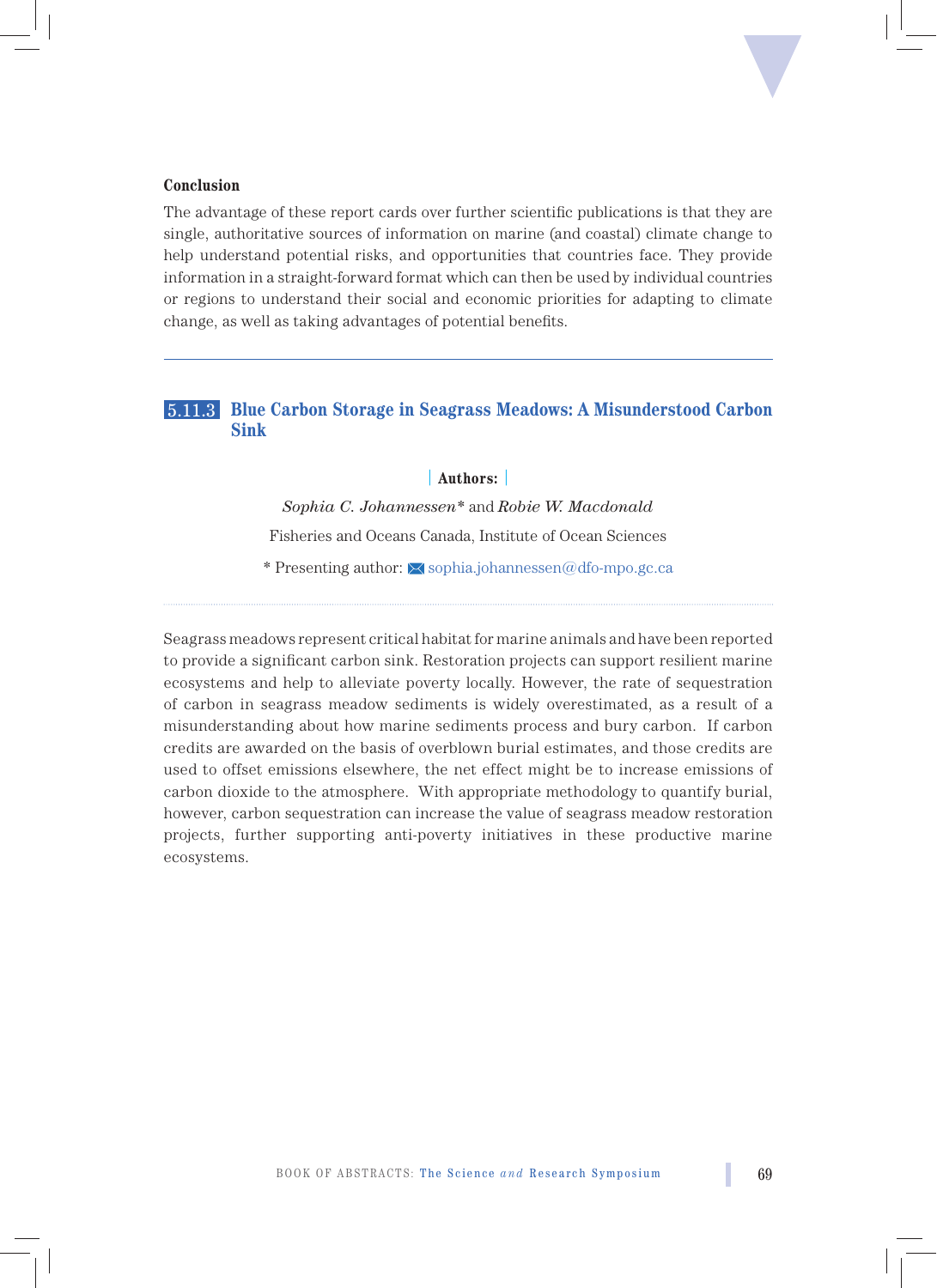#### Conclusion

The advantage of these report cards over further scientific publications is that they are single, authoritative sources of information on marine (and coastal) climate change to help understand potential risks, and opportunities that countries face. They provide information in a straight-forward format which can then be used by individual countries or regions to understand their social and economic priorities for adapting to climate change, as well as taking advantages of potential benefits.

---

### 5.11.3 Blue Carbon Storage in Seagrass Meadows: A Misunderstood Carbon Sink

**Authors:**

*Sophia C. Johannessen** and *Robie W. Macdonald*

Fisheries and Oceans Canada, Institute of Ocean Sciences

* Presenting author: sophia.johannessen@dfo-mpo.gc.ca

Seagrass meadows represent critical habitat for marine animals and have been reported to provide a significant carbon sink. Restoration projects can support resilient marine ecosystems and help to alleviate poverty locally. However, the rate of sequestration of carbon in seagrass meadow sediments is widely overestimated, as a result of a misunderstanding about how marine sediments process and bury carbon. If carbon credits are awarded on the basis of overblown burial estimates, and those credits are used to offset emissions elsewhere, the net effect might be to increase emissions of carbon dioxide to the atmosphere. With appropriate methodology to quantify burial, however, carbon sequestration can increase the value of seagrass meadow restoration projects, further supporting anti-poverty initiatives in these productive marine ecosystems.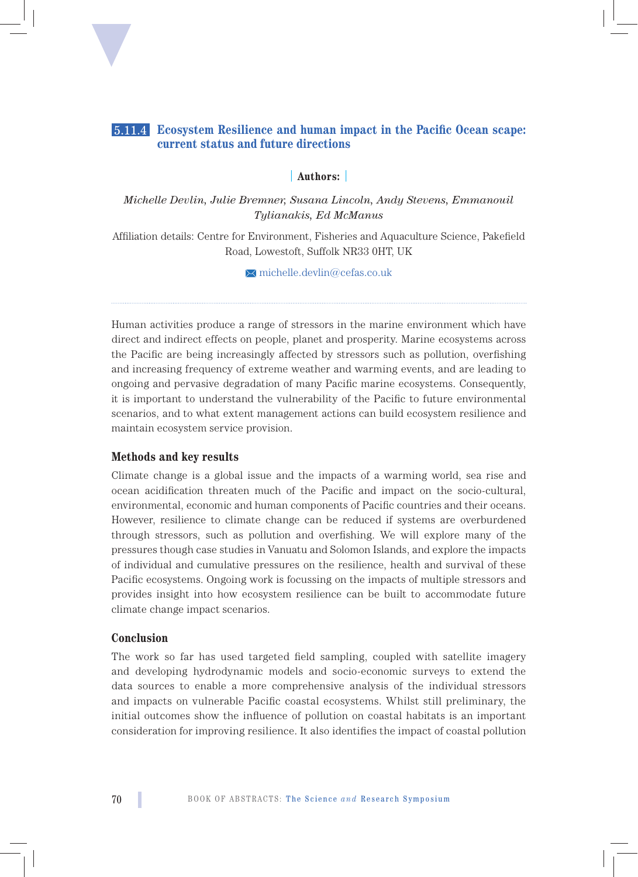## 5.11.4 Ecosystem Resilience and human impact in the Pacific Ocean scape: current status and future directions

**Authors:**

*Michelle Devlin, Julie Bremner, Susana Lincoln, Andy Stevens, Emmanouil Tylianakis, Ed McManus*

Affiliation details: Centre for Environment, Fisheries and Aquaculture Science, Pakefield Road, Lowestoft, Suffolk NR33 0HT, UK

michelle.devlin@cefas.co.uk

Human activities produce a range of stressors in the marine environment which have direct and indirect effects on people, planet and prosperity. Marine ecosystems across the Pacific are being increasingly affected by stressors such as pollution, overfishing and increasing frequency of extreme weather and warming events, and are leading to ongoing and pervasive degradation of many Pacific marine ecosystems. Consequently, it is important to understand the vulnerability of the Pacific to future environmental scenarios, and to what extent management actions can build ecosystem resilience and maintain ecosystem service provision.

### Methods and key results

Climate change is a global issue and the impacts of a warming world, sea rise and ocean acidification threaten much of the Pacific and impact on the socio-cultural, environmental, economic and human components of Pacific countries and their oceans. However, resilience to climate change can be reduced if systems are overburdened through stressors, such as pollution and overfishing. We will explore many of the pressures though case studies in Vanuatu and Solomon Islands, and explore the impacts of individual and cumulative pressures on the resilience, health and survival of these Pacific ecosystems. Ongoing work is focussing on the impacts of multiple stressors and provides insight into how ecosystem resilience can be built to accommodate future climate change impact scenarios.

### Conclusion

The work so far has used targeted field sampling, coupled with satellite imagery and developing hydrodynamic models and socio-economic surveys to extend the data sources to enable a more comprehensive analysis of the individual stressors and impacts on vulnerable Pacific coastal ecosystems. Whilst still preliminary, the initial outcomes show the influence of pollution on coastal habitats is an important consideration for improving resilience. It also identifies the impact of coastal pollution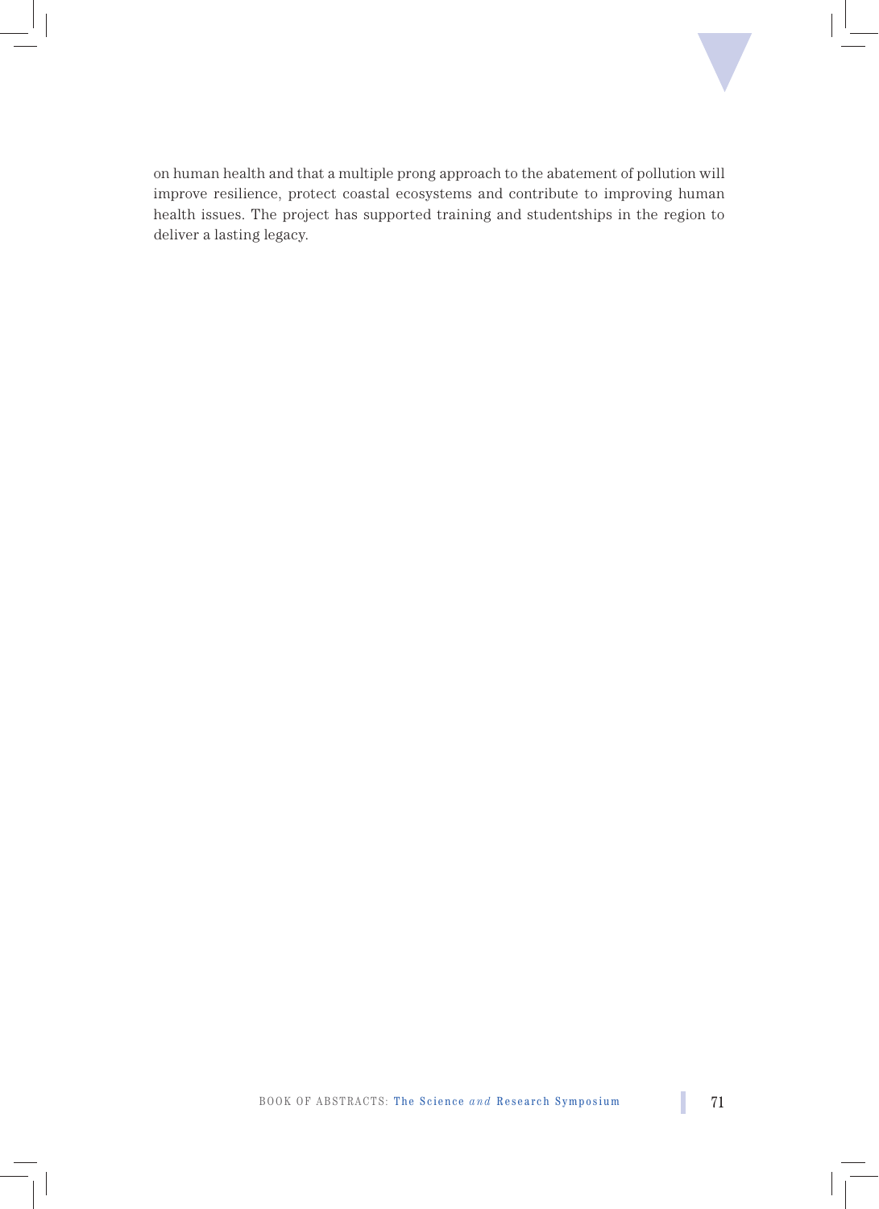on human health and that a multiple prong approach to the abatement of pollution will improve resilience, protect coastal ecosystems and contribute to improving human health issues. The project has supported training and studentships in the region to deliver a lasting legacy.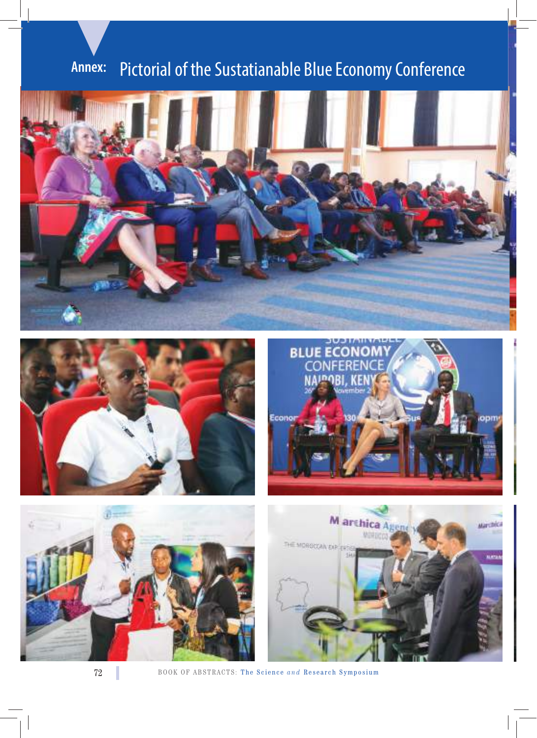# Annex: Pictorial of the Sustatianable Blue Economy Conference